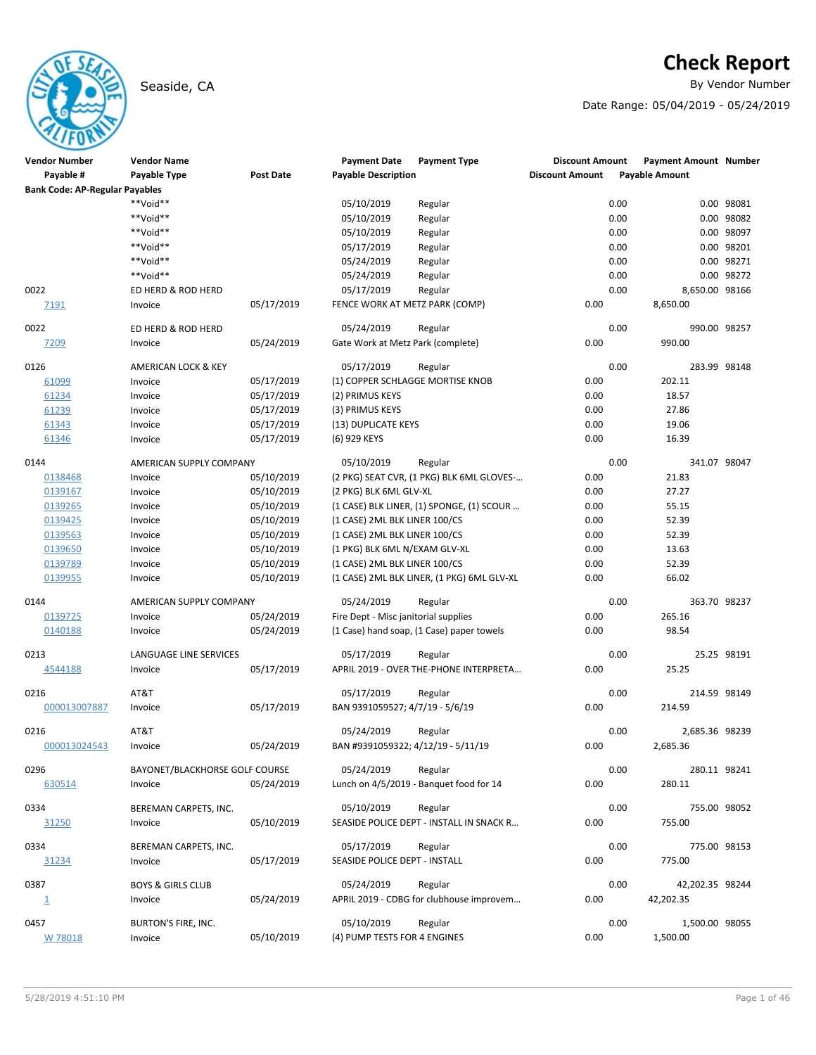# Check Report

Seaside, CA

By Vendor Number

Date Range: 05/04/2019 - 05/24/2019

| Vendor Number | Vendor Name | | Payment Date | Payment Type | Discount Amount | Payment Amount | Number |
|---|---|---|---|---|---|---|---|
| Payable # | Payable Type | Post Date | Payable Description | | Discount Amount | Payable Amount | |
| **Bank Code: AP-Regular Payables** | | | | | | | |
| | **Void** | | 05/10/2019 | Regular | 0.00 | 0.00 | 98081 |
| | **Void** | | 05/10/2019 | Regular | 0.00 | 0.00 | 98082 |
| | **Void** | | 05/10/2019 | Regular | 0.00 | 0.00 | 98097 |
| | **Void** | | 05/17/2019 | Regular | 0.00 | 0.00 | 98201 |
| | **Void** | | 05/24/2019 | Regular | 0.00 | 0.00 | 98271 |
| | **Void** | | 05/24/2019 | Regular | 0.00 | 0.00 | 98272 |
| 0022 | ED HERD & ROD HERD | | 05/17/2019 | Regular | 0.00 | 8,650.00 | 98166 |
| 7191 | Invoice | 05/17/2019 | FENCE WORK AT METZ PARK (COMP) | | 0.00 | 8,650.00 | |
| 0022 | ED HERD & ROD HERD | | 05/24/2019 | Regular | 0.00 | 990.00 | 98257 |
| 7209 | Invoice | 05/24/2019 | Gate Work at Metz Park (complete) | | 0.00 | 990.00 | |
| 0126 | AMERICAN LOCK & KEY | | 05/17/2019 | Regular | 0.00 | 283.99 | 98148 |
| 61099 | Invoice | 05/17/2019 | (1) COPPER SCHLAGGE MORTISE KNOB | | 0.00 | 202.11 | |
| 61234 | Invoice | 05/17/2019 | (2) PRIMUS KEYS | | 0.00 | 18.57 | |
| 61239 | Invoice | 05/17/2019 | (3) PRIMUS KEYS | | 0.00 | 27.86 | |
| 61343 | Invoice | 05/17/2019 | (13) DUPLICATE KEYS | | 0.00 | 19.06 | |
| 61346 | Invoice | 05/17/2019 | (6) 929 KEYS | | 0.00 | 16.39 | |
| 0144 | AMERICAN SUPPLY COMPANY | | 05/10/2019 | Regular | 0.00 | 341.07 | 98047 |
| 0138468 | Invoice | 05/10/2019 | (2 PKG) SEAT CVR, (1 PKG) BLK 6ML GLOVES-... | | 0.00 | 21.83 | |
| 0139167 | Invoice | 05/10/2019 | (2 PKG) BLK 6ML GLV-XL | | 0.00 | 27.27 | |
| 0139265 | Invoice | 05/10/2019 | (1 CASE) BLK LINER, (1) SPONGE, (1) SCOUR ... | | 0.00 | 55.15 | |
| 0139425 | Invoice | 05/10/2019 | (1 CASE) 2ML BLK LINER 100/CS | | 0.00 | 52.39 | |
| 0139563 | Invoice | 05/10/2019 | (1 CASE) 2ML BLK LINER 100/CS | | 0.00 | 52.39 | |
| 0139650 | Invoice | 05/10/2019 | (1 PKG) BLK 6ML N/EXAM GLV-XL | | 0.00 | 13.63 | |
| 0139789 | Invoice | 05/10/2019 | (1 CASE) 2ML BLK LINER 100/CS | | 0.00 | 52.39 | |
| 0139955 | Invoice | 05/10/2019 | (1 CASE) 2ML BLK LINER, (1 PKG) 6ML GLV-XL | | 0.00 | 66.02 | |
| 0144 | AMERICAN SUPPLY COMPANY | | 05/24/2019 | Regular | 0.00 | 363.70 | 98237 |
| 0139725 | Invoice | 05/24/2019 | Fire Dept - Misc janitorial supplies | | 0.00 | 265.16 | |
| 0140188 | Invoice | 05/24/2019 | (1 Case) hand soap, (1 Case) paper towels | | 0.00 | 98.54 | |
| 0213 | LANGUAGE LINE SERVICES | | 05/17/2019 | Regular | 0.00 | 25.25 | 98191 |
| 4544188 | Invoice | 05/17/2019 | APRIL 2019 - OVER THE-PHONE INTERPRETA... | | 0.00 | 25.25 | |
| 0216 | AT&T | | 05/17/2019 | Regular | 0.00 | 214.59 | 98149 |
| 000013007887 | Invoice | 05/17/2019 | BAN 9391059527; 4/7/19 - 5/6/19 | | 0.00 | 214.59 | |
| 0216 | AT&T | | 05/24/2019 | Regular | 0.00 | 2,685.36 | 98239 |
| 000013024543 | Invoice | 05/24/2019 | BAN #9391059322; 4/12/19 - 5/11/19 | | 0.00 | 2,685.36 | |
| 0296 | BAYONET/BLACKHORSE GOLF COURSE | | 05/24/2019 | Regular | 0.00 | 280.11 | 98241 |
| 630514 | Invoice | 05/24/2019 | Lunch on 4/5/2019 - Banquet food for 14 | | 0.00 | 280.11 | |
| 0334 | BEREMAN CARPETS, INC. | | 05/10/2019 | Regular | 0.00 | 755.00 | 98052 |
| 31250 | Invoice | 05/10/2019 | SEASIDE POLICE DEPT - INSTALL IN SNACK R... | | 0.00 | 755.00 | |
| 0334 | BEREMAN CARPETS, INC. | | 05/17/2019 | Regular | 0.00 | 775.00 | 98153 |
| 31234 | Invoice | 05/17/2019 | SEASIDE POLICE DEPT - INSTALL | | 0.00 | 775.00 | |
| 0387 | BOYS & GIRLS CLUB | | 05/24/2019 | Regular | 0.00 | 42,202.35 | 98244 |
| 1 | Invoice | 05/24/2019 | APRIL 2019 - CDBG for clubhouse improvem... | | 0.00 | 42,202.35 | |
| 0457 | BURTON'S FIRE, INC. | | 05/10/2019 | Regular | 0.00 | 1,500.00 | 98055 |
| W 78018 | Invoice | 05/10/2019 | (4) PUMP TESTS FOR 4 ENGINES | | 0.00 | 1,500.00 | |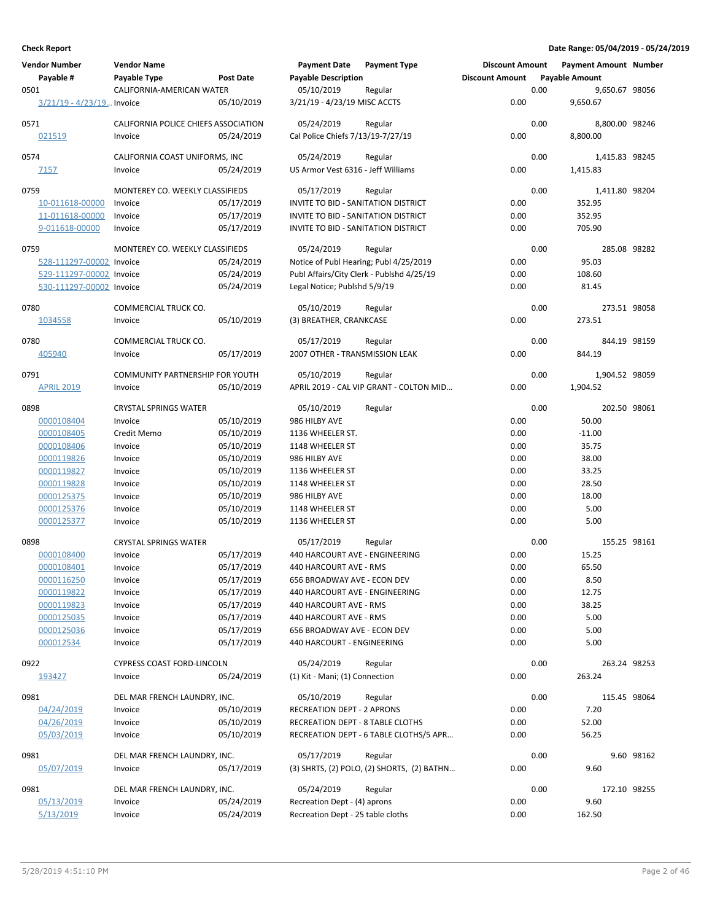**Check Report**

**Date Range: 05/04/2019 - 05/24/2019**

| Vendor Number | Vendor Name | | Payment Date | Payment Type | Discount Amount | Payment Amount | Number |
|---|---|---|---|---|---|---|---|
| Payable # | Payable Type | Post Date | Payable Description | | Discount Amount | Payable Amount | |
| 0501 | CALIFORNIA-AMERICAN WATER | | 05/10/2019 | Regular | 0.00 | 9,650.67 | 98056 |
| 3/21/19 - 4/23/19... | Invoice | 05/10/2019 | 3/21/19 - 4/23/19 MISC ACCTS | | 0.00 | 9,650.67 | |
| 0571 | CALIFORNIA POLICE CHIEFS ASSOCIATION | | 05/24/2019 | Regular | 0.00 | 8,800.00 | 98246 |
| 021519 | Invoice | 05/24/2019 | Cal Police Chiefs 7/13/19-7/27/19 | | 0.00 | 8,800.00 | |
| 0574 | CALIFORNIA COAST UNIFORMS, INC | | 05/24/2019 | Regular | 0.00 | 1,415.83 | 98245 |
| 7157 | Invoice | 05/24/2019 | US Armor Vest 6316 - Jeff Williams | | 0.00 | 1,415.83 | |
| 0759 | MONTEREY CO. WEEKLY CLASSIFIEDS | | 05/17/2019 | Regular | 0.00 | 1,411.80 | 98204 |
| 10-011618-00000 | Invoice | 05/17/2019 | INVITE TO BID - SANITATION DISTRICT | | 0.00 | 352.95 | |
| 11-011618-00000 | Invoice | 05/17/2019 | INVITE TO BID - SANITATION DISTRICT | | 0.00 | 352.95 | |
| 9-011618-00000 | Invoice | 05/17/2019 | INVITE TO BID - SANITATION DISTRICT | | 0.00 | 705.90 | |
| 0759 | MONTEREY CO. WEEKLY CLASSIFIEDS | | 05/24/2019 | Regular | 0.00 | 285.08 | 98282 |
| 528-111297-00002 | Invoice | 05/24/2019 | Notice of Publ Hearing; Publ 4/25/2019 | | 0.00 | 95.03 | |
| 529-111297-00002 | Invoice | 05/24/2019 | Publ Affairs/City Clerk - Publshd 4/25/19 | | 0.00 | 108.60 | |
| 530-111297-00002 | Invoice | 05/24/2019 | Legal Notice; Publshd 5/9/19 | | 0.00 | 81.45 | |
| 0780 | COMMERCIAL TRUCK CO. | | 05/10/2019 | Regular | 0.00 | 273.51 | 98058 |
| 1034558 | Invoice | 05/10/2019 | (3) BREATHER, CRANKCASE | | 0.00 | 273.51 | |
| 0780 | COMMERCIAL TRUCK CO. | | 05/17/2019 | Regular | 0.00 | 844.19 | 98159 |
| 405940 | Invoice | 05/17/2019 | 2007 OTHER - TRANSMISSION LEAK | | 0.00 | 844.19 | |
| 0791 | COMMUNITY PARTNERSHIP FOR YOUTH | | 05/10/2019 | Regular | 0.00 | 1,904.52 | 98059 |
| APRIL 2019 | Invoice | 05/10/2019 | APRIL 2019 - CAL VIP GRANT - COLTON MID... | | 0.00 | 1,904.52 | |
| 0898 | CRYSTAL SPRINGS WATER | | 05/10/2019 | Regular | 0.00 | 202.50 | 98061 |
| 0000108404 | Invoice | 05/10/2019 | 986 HILBY AVE | | 0.00 | 50.00 | |
| 0000108405 | Credit Memo | 05/10/2019 | 1136 WHEELER ST. | | 0.00 | -11.00 | |
| 0000108406 | Invoice | 05/10/2019 | 1148 WHEELER ST | | 0.00 | 35.75 | |
| 0000119826 | Invoice | 05/10/2019 | 986 HILBY AVE | | 0.00 | 38.00 | |
| 0000119827 | Invoice | 05/10/2019 | 1136 WHEELER ST | | 0.00 | 33.25 | |
| 0000119828 | Invoice | 05/10/2019 | 1148 WHEELER ST | | 0.00 | 28.50 | |
| 0000125375 | Invoice | 05/10/2019 | 986 HILBY AVE | | 0.00 | 18.00 | |
| 0000125376 | Invoice | 05/10/2019 | 1148 WHEELER ST | | 0.00 | 5.00 | |
| 0000125377 | Invoice | 05/10/2019 | 1136 WHEELER ST | | 0.00 | 5.00 | |
| 0898 | CRYSTAL SPRINGS WATER | | 05/17/2019 | Regular | 0.00 | 155.25 | 98161 |
| 0000108400 | Invoice | 05/17/2019 | 440 HARCOURT AVE - ENGINEERING | | 0.00 | 15.25 | |
| 0000108401 | Invoice | 05/17/2019 | 440 HARCOURT AVE - RMS | | 0.00 | 65.50 | |
| 0000116250 | Invoice | 05/17/2019 | 656 BROADWAY AVE - ECON DEV | | 0.00 | 8.50 | |
| 0000119822 | Invoice | 05/17/2019 | 440 HARCOURT AVE - ENGINEERING | | 0.00 | 12.75 | |
| 0000119823 | Invoice | 05/17/2019 | 440 HARCOURT AVE - RMS | | 0.00 | 38.25 | |
| 0000125035 | Invoice | 05/17/2019 | 440 HARCOURT AVE - RMS | | 0.00 | 5.00 | |
| 0000125036 | Invoice | 05/17/2019 | 656 BROADWAY AVE - ECON DEV | | 0.00 | 5.00 | |
| 000012534 | Invoice | 05/17/2019 | 440 HARCOURT - ENGINEERING | | 0.00 | 5.00 | |
| 0922 | CYPRESS COAST FORD-LINCOLN | | 05/24/2019 | Regular | 0.00 | 263.24 | 98253 |
| 193427 | Invoice | 05/24/2019 | (1) Kit - Mani; (1) Connection | | 0.00 | 263.24 | |
| 0981 | DEL MAR FRENCH LAUNDRY, INC. | | 05/10/2019 | Regular | 0.00 | 115.45 | 98064 |
| 04/24/2019 | Invoice | 05/10/2019 | RECREATION DEPT - 2 APRONS | | 0.00 | 7.20 | |
| 04/26/2019 | Invoice | 05/10/2019 | RECREATION DEPT - 8 TABLE CLOTHS | | 0.00 | 52.00 | |
| 05/03/2019 | Invoice | 05/10/2019 | RECREATION DEPT - 6 TABLE CLOTHS/5 APR... | | 0.00 | 56.25 | |
| 0981 | DEL MAR FRENCH LAUNDRY, INC. | | 05/17/2019 | Regular | 0.00 | 9.60 | 98162 |
| 05/07/2019 | Invoice | 05/17/2019 | (3) SHRTS, (2) POLO, (2) SHORTS, (2) BATHN... | | 0.00 | 9.60 | |
| 0981 | DEL MAR FRENCH LAUNDRY, INC. | | 05/24/2019 | Regular | 0.00 | 172.10 | 98255 |
| 05/13/2019 | Invoice | 05/24/2019 | Recreation Dept - (4) aprons | | 0.00 | 9.60 | |
| 5/13/2019 | Invoice | 05/24/2019 | Recreation Dept - 25 table cloths | | 0.00 | 162.50 | |

5/28/2019 4:51:10 PM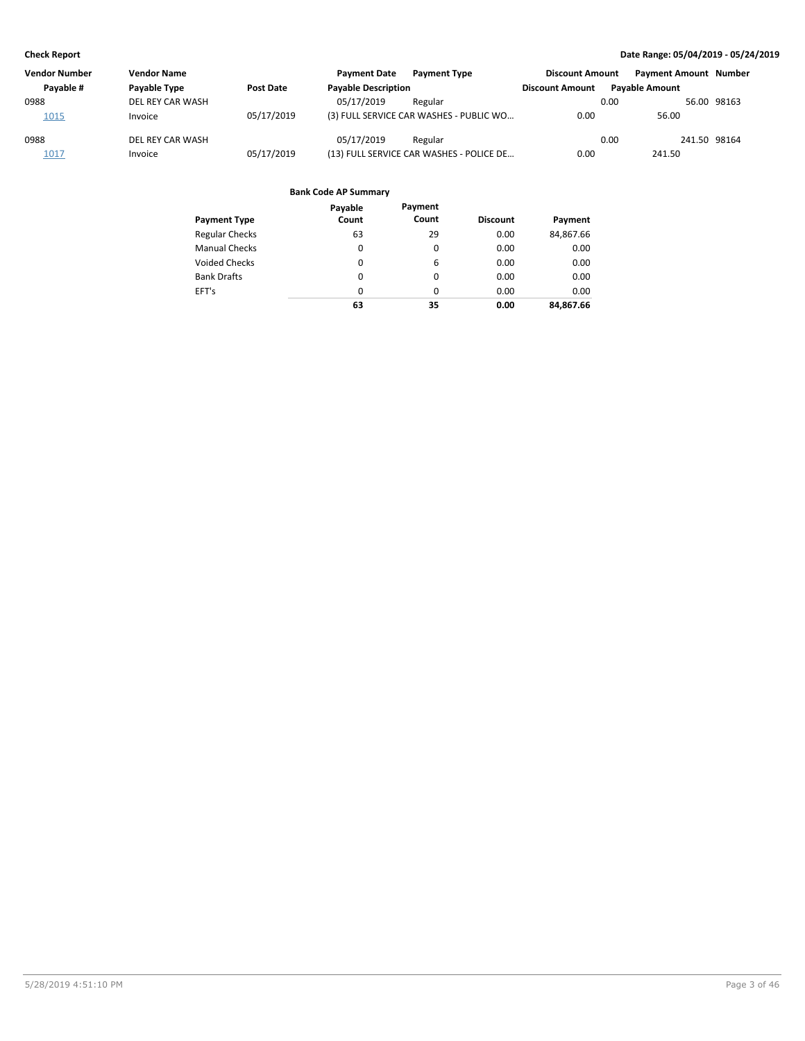| Vendor Number | Vendor Name | | Payment Date | Payment Type | Discount Amount | Payment Amount | Number |
|---|---|---|---|---|---|---|---|
| Payable # | Payable Type | Post Date | Payable Description | | Discount Amount | Payable Amount | |
| 0988 | DEL REY CAR WASH | | 05/17/2019 | Regular | 0.00 | 56.00 | 98163 |
| 1015 | Invoice | 05/17/2019 | (3) FULL SERVICE CAR WASHES - PUBLIC WO... | | 0.00 | 56.00 | |
| 0988 | DEL REY CAR WASH | | 05/17/2019 | Regular | 0.00 | 241.50 | 98164 |
| 1017 | Invoice | 05/17/2019 | (13) FULL SERVICE CAR WASHES - POLICE DE... | | 0.00 | 241.50 | |

**Bank Code AP Summary**

| Payment Type | Payable Count | Payment Count | Discount | Payment |
|---|---|---|---|---|
| Regular Checks | 63 | 29 | 0.00 | 84,867.66 |
| Manual Checks | 0 | 0 | 0.00 | 0.00 |
| Voided Checks | 0 | 6 | 0.00 | 0.00 |
| Bank Drafts | 0 | 0 | 0.00 | 0.00 |
| EFT's | 0 | 0 | 0.00 | 0.00 |
| | **63** | **35** | **0.00** | **84,867.66** |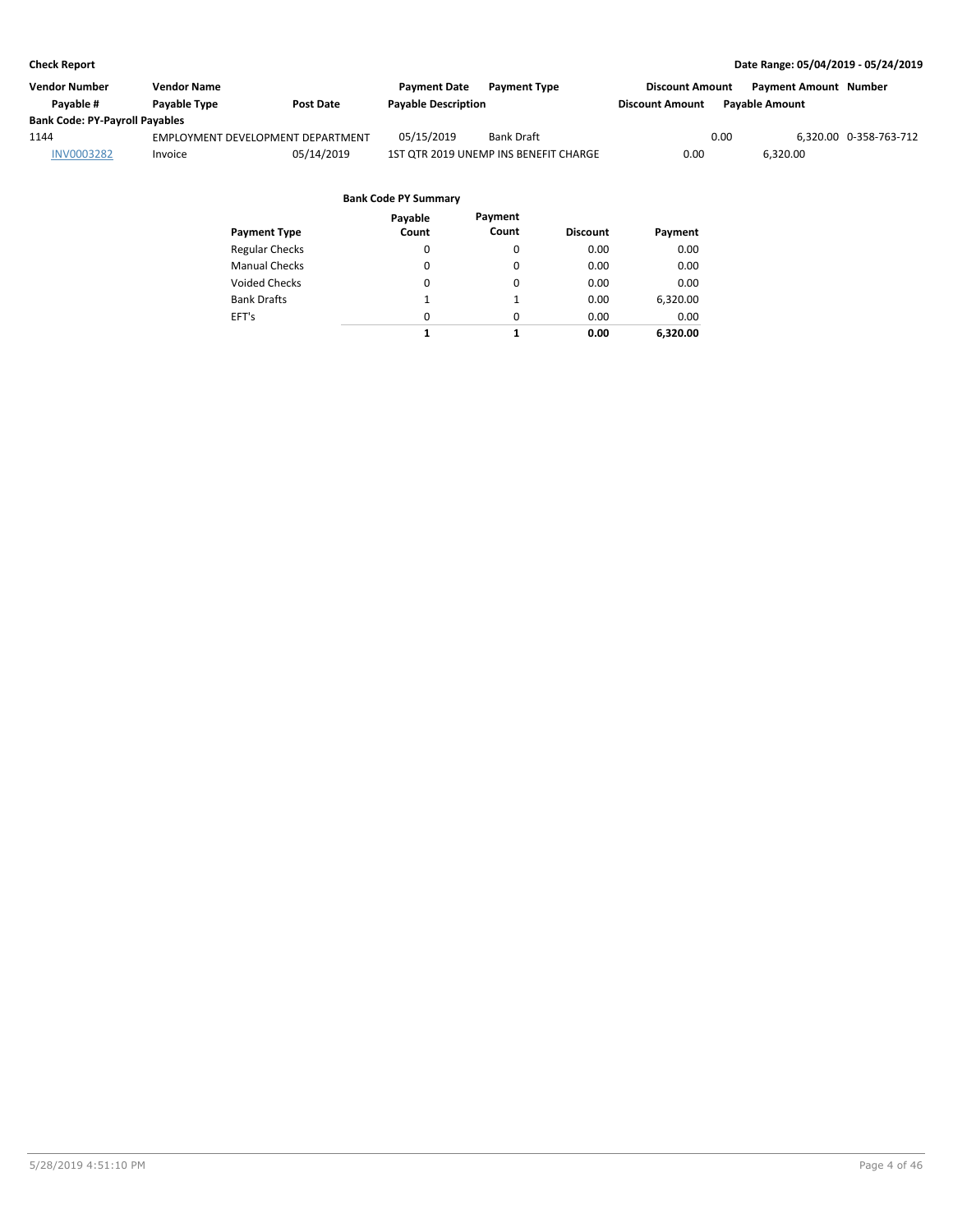**Check Report** — Date Range: 05/04/2019 - 05/24/2019

| Vendor Number | Vendor Name | | Payment Date | Payment Type | Discount Amount | Payment Amount | Number |
|---|---|---|---|---|---|---|---|
| Payable # | Payable Type | Post Date | Payable Description | | Discount Amount | Payable Amount | |
| **Bank Code: PY-Payroll Payables** | | | | | | | |
| 1144 | EMPLOYMENT DEVELOPMENT DEPARTMENT | | 05/15/2019 | Bank Draft | 0.00 | 6,320.00 | 0-358-763-712 |
| INV0003282 | Invoice | 05/14/2019 | 1ST QTR 2019 UNEMP INS BENEFIT CHARGE | | 0.00 | 6,320.00 | |

**Bank Code PY Summary**

| Payment Type | Payable Count | Payment Count | Discount | Payment |
|---|---|---|---|---|
| Regular Checks | 0 | 0 | 0.00 | 0.00 |
| Manual Checks | 0 | 0 | 0.00 | 0.00 |
| Voided Checks | 0 | 0 | 0.00 | 0.00 |
| Bank Drafts | 1 | 1 | 0.00 | 6,320.00 |
| EFT's | 0 | 0 | 0.00 | 0.00 |
| | **1** | **1** | **0.00** | **6,320.00** |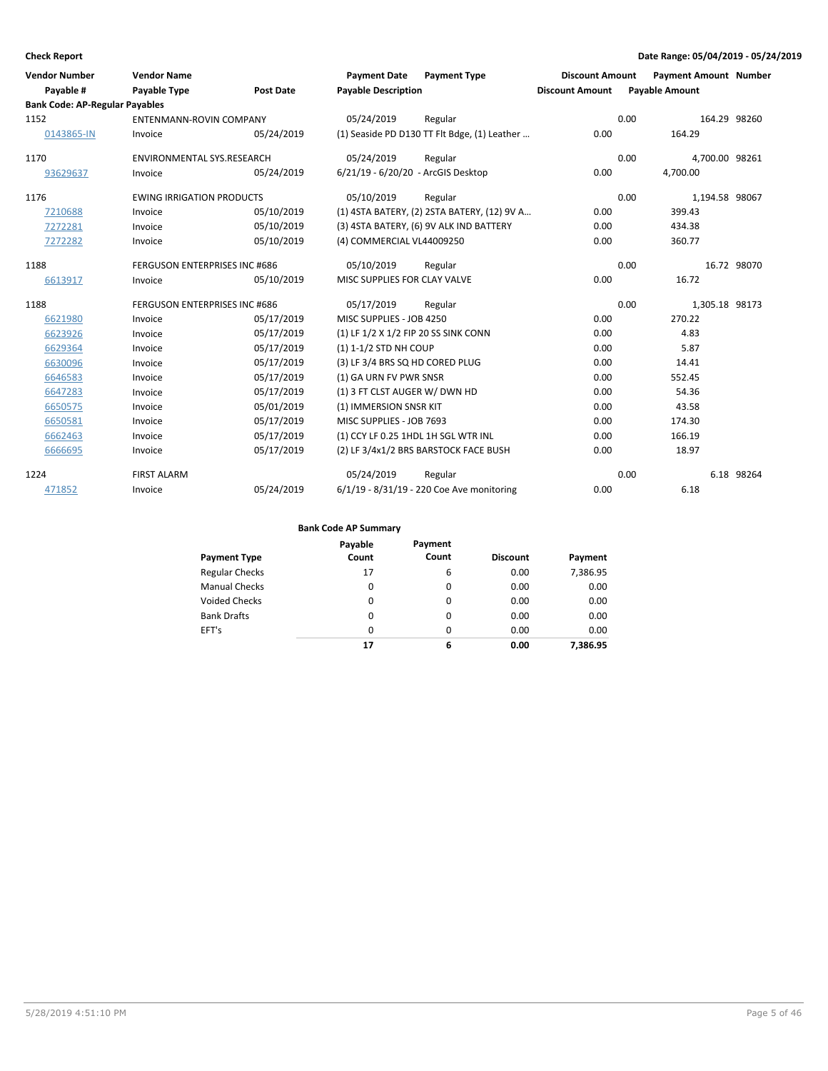**Check Report**

**Date Range: 05/04/2019 - 05/24/2019**

| Vendor Number | Vendor Name | | Payment Date | Payment Type | Discount Amount | Payment Amount | Number |
|---|---|---|---|---|---|---|---|
| **Payable #** | **Payable Type** | **Post Date** | **Payable Description** | | **Discount Amount** | **Payable Amount** | |
| **Bank Code: AP-Regular Payables** | | | | | | | |
| 1152 | ENTENMANN-ROVIN COMPANY | | 05/24/2019 | Regular | 0.00 | 164.29 | 98260 |
| 0143865-IN | Invoice | 05/24/2019 | (1) Seaside PD D130 TT Flt Bdge, (1) Leather … | | 0.00 | 164.29 | |
| 1170 | ENVIRONMENTAL SYS.RESEARCH | | 05/24/2019 | Regular | 0.00 | 4,700.00 | 98261 |
| 93629637 | Invoice | 05/24/2019 | 6/21/19 - 6/20/20 - ArcGIS Desktop | | 0.00 | 4,700.00 | |
| 1176 | EWING IRRIGATION PRODUCTS | | 05/10/2019 | Regular | 0.00 | 1,194.58 | 98067 |
| 7210688 | Invoice | 05/10/2019 | (1) 4STA BATERY, (2) 2STA BATERY, (12) 9V A… | | 0.00 | 399.43 | |
| 7272281 | Invoice | 05/10/2019 | (3) 4STA BATERY, (6) 9V ALK IND BATTERY | | 0.00 | 434.38 | |
| 7272282 | Invoice | 05/10/2019 | (4) COMMERCIAL VL44009250 | | 0.00 | 360.77 | |
| 1188 | FERGUSON ENTERPRISES INC #686 | | 05/10/2019 | Regular | 0.00 | 16.72 | 98070 |
| 6613917 | Invoice | 05/10/2019 | MISC SUPPLIES FOR CLAY VALVE | | 0.00 | 16.72 | |
| 1188 | FERGUSON ENTERPRISES INC #686 | | 05/17/2019 | Regular | 0.00 | 1,305.18 | 98173 |
| 6621980 | Invoice | 05/17/2019 | MISC SUPPLIES - JOB 4250 | | 0.00 | 270.22 | |
| 6623926 | Invoice | 05/17/2019 | (1) LF 1/2 X 1/2 FIP 20 SS SINK CONN | | 0.00 | 4.83 | |
| 6629364 | Invoice | 05/17/2019 | (1) 1-1/2 STD NH COUP | | 0.00 | 5.87 | |
| 6630096 | Invoice | 05/17/2019 | (3) LF 3/4 BRS SQ HD CORED PLUG | | 0.00 | 14.41 | |
| 6646583 | Invoice | 05/17/2019 | (1) GA URN FV PWR SNSR | | 0.00 | 552.45 | |
| 6647283 | Invoice | 05/17/2019 | (1) 3 FT CLST AUGER W/ DWN HD | | 0.00 | 54.36 | |
| 6650575 | Invoice | 05/01/2019 | (1) IMMERSION SNSR KIT | | 0.00 | 43.58 | |
| 6650581 | Invoice | 05/17/2019 | MISC SUPPLIES - JOB 7693 | | 0.00 | 174.30 | |
| 6662463 | Invoice | 05/17/2019 | (1) CCY LF 0.25 1HDL 1H SGL WTR INL | | 0.00 | 166.19 | |
| 6666695 | Invoice | 05/17/2019 | (2) LF 3/4x1/2 BRS BARSTOCK FACE BUSH | | 0.00 | 18.97 | |
| 1224 | FIRST ALARM | | 05/24/2019 | Regular | 0.00 | 6.18 | 98264 |
| 471852 | Invoice | 05/24/2019 | 6/1/19 - 8/31/19 - 220 Coe Ave monitoring | | 0.00 | 6.18 | |

**Bank Code AP Summary**

| Payment Type | Payable Count | Payment Count | Discount | Payment |
|---|---|---|---|---|
| Regular Checks | 17 | 6 | 0.00 | 7,386.95 |
| Manual Checks | 0 | 0 | 0.00 | 0.00 |
| Voided Checks | 0 | 0 | 0.00 | 0.00 |
| Bank Drafts | 0 | 0 | 0.00 | 0.00 |
| EFT's | 0 | 0 | 0.00 | 0.00 |
| | **17** | **6** | **0.00** | **7,386.95** |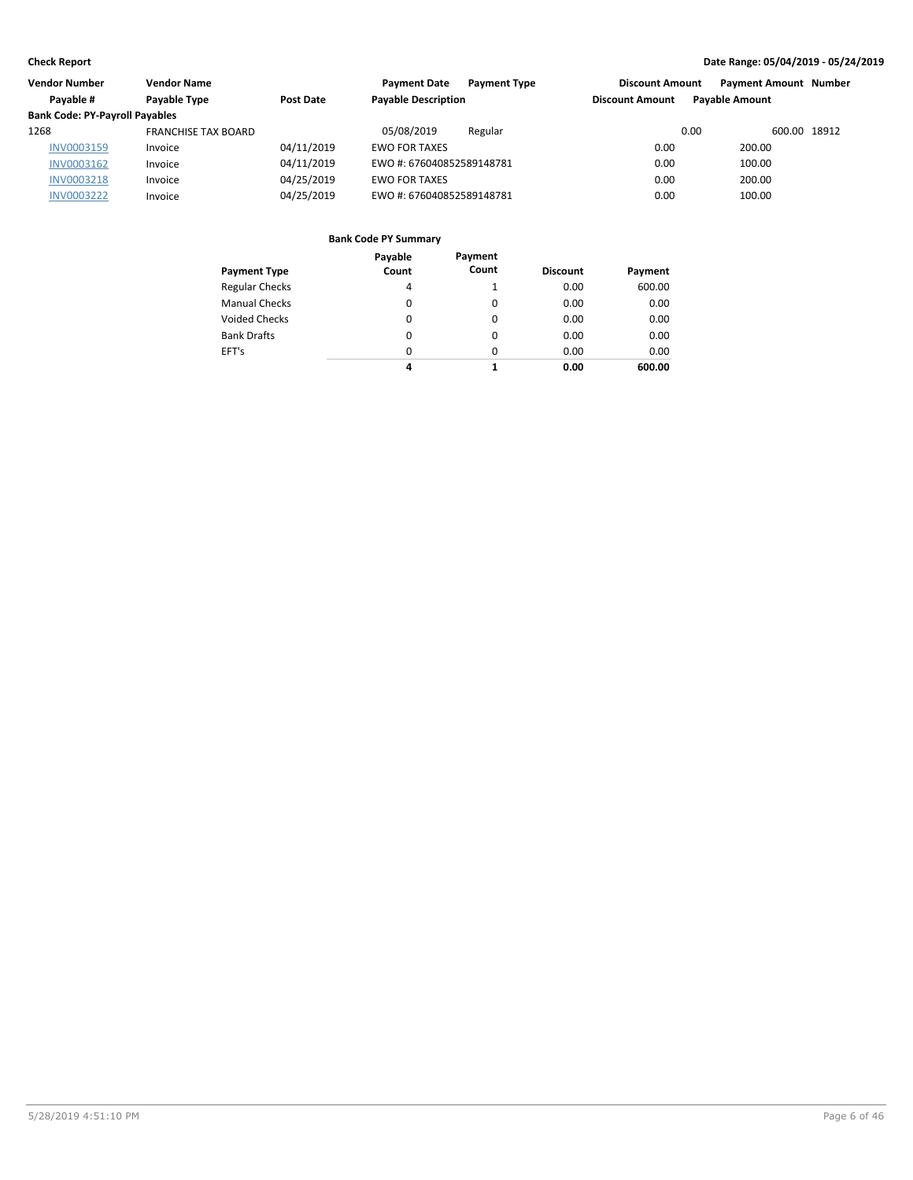**Check Report**

**Date Range: 05/04/2019 - 05/24/2019**

| Vendor Number | Vendor Name | | Payment Date | Payment Type | Discount Amount | Payment Amount | Number |
|---|---|---|---|---|---|---|---|
| Payable # | Payable Type | Post Date | Payable Description | | Discount Amount | Payable Amount | |
| **Bank Code: PY-Payroll Payables** | | | | | | | |
| 1268 | FRANCHISE TAX BOARD | | 05/08/2019 | Regular | 0.00 | 600.00 | 18912 |
| INV0003159 | Invoice | 04/11/2019 | EWO FOR TAXES | | 0.00 | 200.00 | |
| INV0003162 | Invoice | 04/11/2019 | EWO #: 676040852589148781 | | 0.00 | 100.00 | |
| INV0003218 | Invoice | 04/25/2019 | EWO FOR TAXES | | 0.00 | 200.00 | |
| INV0003222 | Invoice | 04/25/2019 | EWO #: 676040852589148781 | | 0.00 | 100.00 | |

**Bank Code PY Summary**

| Payment Type | Payable Count | Payment Count | Discount | Payment |
|---|---|---|---|---|
| Regular Checks | 4 | 1 | 0.00 | 600.00 |
| Manual Checks | 0 | 0 | 0.00 | 0.00 |
| Voided Checks | 0 | 0 | 0.00 | 0.00 |
| Bank Drafts | 0 | 0 | 0.00 | 0.00 |
| EFT's | 0 | 0 | 0.00 | 0.00 |
| | **4** | **1** | **0.00** | **600.00** |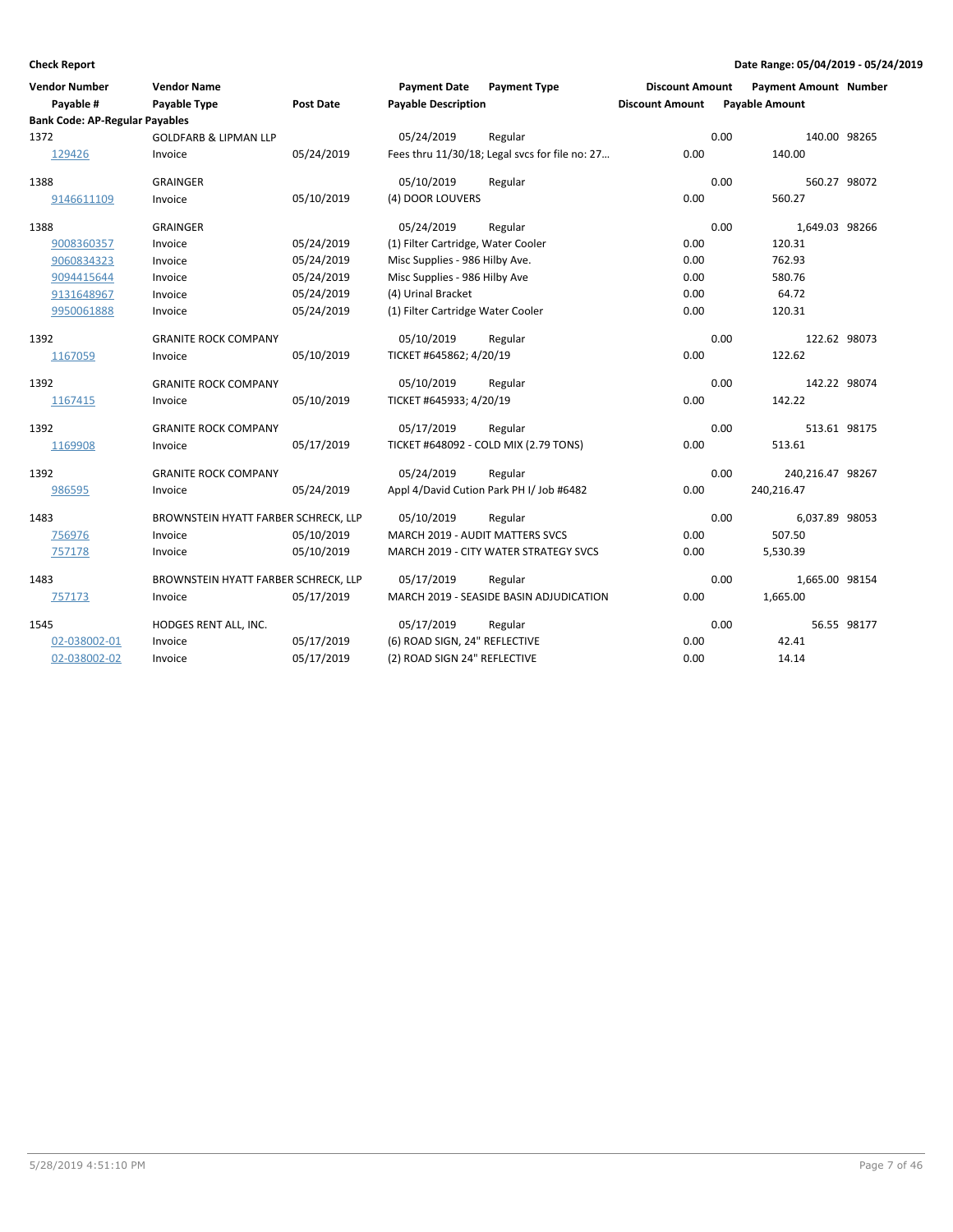**Check Report**

**Date Range: 05/04/2019 - 05/24/2019**

| Vendor Number / Payable # | Vendor Name / Payable Type | Post Date | Payment Date / Payable Description | Payment Type | Discount Amount | Payable Amount | Payment Amount | Number |
|---|---|---|---|---|---|---|---|---|
| **Bank Code: AP-Regular Payables** | | | | | | | | |
| 1372 | GOLDFARB & LIPMAN LLP | | 05/24/2019 | Regular | 0.00 | | 140.00 | 98265 |
| 129426 | Invoice | 05/24/2019 | Fees thru 11/30/18; Legal svcs for file no: 27… | | 0.00 | 140.00 | | |
| 1388 | GRAINGER | | 05/10/2019 | Regular | 0.00 | | 560.27 | 98072 |
| 9146611109 | Invoice | 05/10/2019 | (4) DOOR LOUVERS | | 0.00 | 560.27 | | |
| 1388 | GRAINGER | | 05/24/2019 | Regular | 0.00 | | 1,649.03 | 98266 |
| 9008360357 | Invoice | 05/24/2019 | (1) Filter Cartridge, Water Cooler | | 0.00 | 120.31 | | |
| 9060834323 | Invoice | 05/24/2019 | Misc Supplies - 986 Hilby Ave. | | 0.00 | 762.93 | | |
| 9094415644 | Invoice | 05/24/2019 | Misc Supplies - 986 Hilby Ave | | 0.00 | 580.76 | | |
| 9131648967 | Invoice | 05/24/2019 | (4) Urinal Bracket | | 0.00 | 64.72 | | |
| 9950061888 | Invoice | 05/24/2019 | (1) Filter Cartridge Water Cooler | | 0.00 | 120.31 | | |
| 1392 | GRANITE ROCK COMPANY | | 05/10/2019 | Regular | 0.00 | | 122.62 | 98073 |
| 1167059 | Invoice | 05/10/2019 | TICKET #645862; 4/20/19 | | 0.00 | 122.62 | | |
| 1392 | GRANITE ROCK COMPANY | | 05/10/2019 | Regular | 0.00 | | 142.22 | 98074 |
| 1167415 | Invoice | 05/10/2019 | TICKET #645933; 4/20/19 | | 0.00 | 142.22 | | |
| 1392 | GRANITE ROCK COMPANY | | 05/17/2019 | Regular | 0.00 | | 513.61 | 98175 |
| 1169908 | Invoice | 05/17/2019 | TICKET #648092 - COLD MIX (2.79 TONS) | | 0.00 | 513.61 | | |
| 1392 | GRANITE ROCK COMPANY | | 05/24/2019 | Regular | 0.00 | | 240,216.47 | 98267 |
| 986595 | Invoice | 05/24/2019 | Appl 4/David Cution Park PH I/ Job #6482 | | 0.00 | 240,216.47 | | |
| 1483 | BROWNSTEIN HYATT FARBER SCHRECK, LLP | | 05/10/2019 | Regular | 0.00 | | 6,037.89 | 98053 |
| 756976 | Invoice | 05/10/2019 | MARCH 2019 - AUDIT MATTERS SVCS | | 0.00 | 507.50 | | |
| 757178 | Invoice | 05/10/2019 | MARCH 2019 - CITY WATER STRATEGY SVCS | | 0.00 | 5,530.39 | | |
| 1483 | BROWNSTEIN HYATT FARBER SCHRECK, LLP | | 05/17/2019 | Regular | 0.00 | | 1,665.00 | 98154 |
| 757173 | Invoice | 05/17/2019 | MARCH 2019 - SEASIDE BASIN ADJUDICATION | | 0.00 | 1,665.00 | | |
| 1545 | HODGES RENT ALL, INC. | | 05/17/2019 | Regular | 0.00 | | 56.55 | 98177 |
| 02-038002-01 | Invoice | 05/17/2019 | (6) ROAD SIGN, 24" REFLECTIVE | | 0.00 | 42.41 | | |
| 02-038002-02 | Invoice | 05/17/2019 | (2) ROAD SIGN 24" REFLECTIVE | | 0.00 | 14.14 | | |

5/28/2019 4:51:10 PM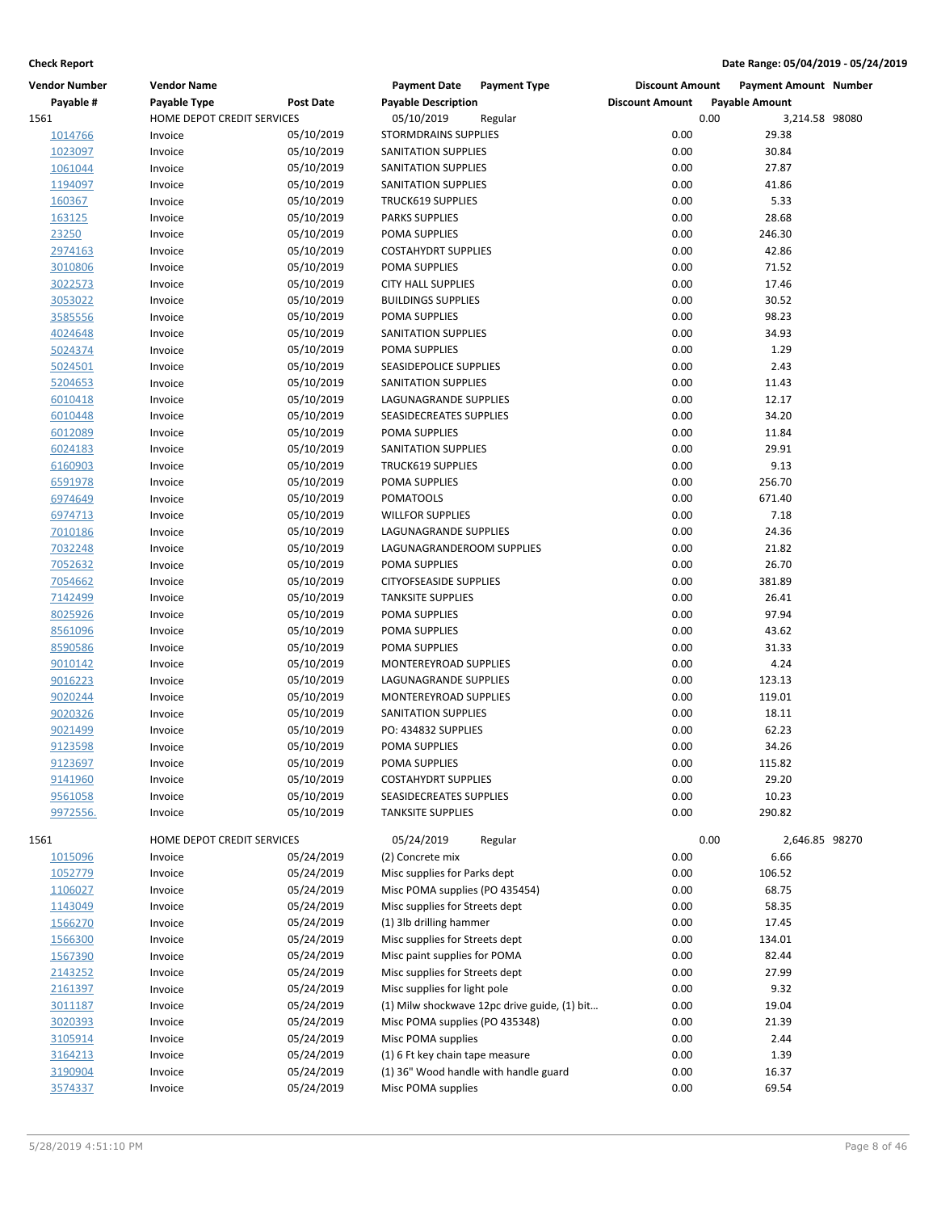**Check Report**

**Date Range: 05/04/2019 - 05/24/2019**

| Vendor Number | Vendor Name | | Payment Date | Payment Type | Discount Amount | Payment Amount | Number |
|---|---|---|---|---|---|---|---|
| Payable # | Payable Type | Post Date | Payable Description | | Discount Amount | Payable Amount | |
| 1561 | HOME DEPOT CREDIT SERVICES | | 05/10/2019 | Regular | 0.00 | 3,214.58 | 98080 |
| 1014766 | Invoice | 05/10/2019 | STORMDRAINS SUPPLIES | | 0.00 | 29.38 | |
| 1023097 | Invoice | 05/10/2019 | SANITATION SUPPLIES | | 0.00 | 30.84 | |
| 1061044 | Invoice | 05/10/2019 | SANITATION SUPPLIES | | 0.00 | 27.87 | |
| 1194097 | Invoice | 05/10/2019 | SANITATION SUPPLIES | | 0.00 | 41.86 | |
| 160367 | Invoice | 05/10/2019 | TRUCK619 SUPPLIES | | 0.00 | 5.33 | |
| 163125 | Invoice | 05/10/2019 | PARKS SUPPLIES | | 0.00 | 28.68 | |
| 23250 | Invoice | 05/10/2019 | POMA SUPPLIES | | 0.00 | 246.30 | |
| 2974163 | Invoice | 05/10/2019 | COSTAHYDRT SUPPLIES | | 0.00 | 42.86 | |
| 3010806 | Invoice | 05/10/2019 | POMA SUPPLIES | | 0.00 | 71.52 | |
| 3022573 | Invoice | 05/10/2019 | CITY HALL SUPPLIES | | 0.00 | 17.46 | |
| 3053022 | Invoice | 05/10/2019 | BUILDINGS SUPPLIES | | 0.00 | 30.52 | |
| 3585556 | Invoice | 05/10/2019 | POMA SUPPLIES | | 0.00 | 98.23 | |
| 4024648 | Invoice | 05/10/2019 | SANITATION SUPPLIES | | 0.00 | 34.93 | |
| 5024374 | Invoice | 05/10/2019 | POMA SUPPLIES | | 0.00 | 1.29 | |
| 5024501 | Invoice | 05/10/2019 | SEASIDEPOLICE SUPPLIES | | 0.00 | 2.43 | |
| 5204653 | Invoice | 05/10/2019 | SANITATION SUPPLIES | | 0.00 | 11.43 | |
| 6010418 | Invoice | 05/10/2019 | LAGUNAGRANDE SUPPLIES | | 0.00 | 12.17 | |
| 6010448 | Invoice | 05/10/2019 | SEASIDECREATES SUPPLIES | | 0.00 | 34.20 | |
| 6012089 | Invoice | 05/10/2019 | POMA SUPPLIES | | 0.00 | 11.84 | |
| 6024183 | Invoice | 05/10/2019 | SANITATION SUPPLIES | | 0.00 | 29.91 | |
| 6160903 | Invoice | 05/10/2019 | TRUCK619 SUPPLIES | | 0.00 | 9.13 | |
| 6591978 | Invoice | 05/10/2019 | POMA SUPPLIES | | 0.00 | 256.70 | |
| 6974649 | Invoice | 05/10/2019 | POMATOOLS | | 0.00 | 671.40 | |
| 6974713 | Invoice | 05/10/2019 | WILLFOR SUPPLIES | | 0.00 | 7.18 | |
| 7010186 | Invoice | 05/10/2019 | LAGUNAGRANDE SUPPLIES | | 0.00 | 24.36 | |
| 7032248 | Invoice | 05/10/2019 | LAGUNAGRANDEROOM SUPPLIES | | 0.00 | 21.82 | |
| 7052632 | Invoice | 05/10/2019 | POMA SUPPLIES | | 0.00 | 26.70 | |
| 7054662 | Invoice | 05/10/2019 | CITYOFSEASIDE SUPPLIES | | 0.00 | 381.89 | |
| 7142499 | Invoice | 05/10/2019 | TANKSITE SUPPLIES | | 0.00 | 26.41 | |
| 8025926 | Invoice | 05/10/2019 | POMA SUPPLIES | | 0.00 | 97.94 | |
| 8561096 | Invoice | 05/10/2019 | POMA SUPPLIES | | 0.00 | 43.62 | |
| 8590586 | Invoice | 05/10/2019 | POMA SUPPLIES | | 0.00 | 31.33 | |
| 9010142 | Invoice | 05/10/2019 | MONTEREYROAD SUPPLIES | | 0.00 | 4.24 | |
| 9016223 | Invoice | 05/10/2019 | LAGUNAGRANDE SUPPLIES | | 0.00 | 123.13 | |
| 9020244 | Invoice | 05/10/2019 | MONTEREYROAD SUPPLIES | | 0.00 | 119.01 | |
| 9020326 | Invoice | 05/10/2019 | SANITATION SUPPLIES | | 0.00 | 18.11 | |
| 9021499 | Invoice | 05/10/2019 | PO: 434832 SUPPLIES | | 0.00 | 62.23 | |
| 9123598 | Invoice | 05/10/2019 | POMA SUPPLIES | | 0.00 | 34.26 | |
| 9123697 | Invoice | 05/10/2019 | POMA SUPPLIES | | 0.00 | 115.82 | |
| 9141960 | Invoice | 05/10/2019 | COSTAHYDRT SUPPLIES | | 0.00 | 29.20 | |
| 9561058 | Invoice | 05/10/2019 | SEASIDECREATES SUPPLIES | | 0.00 | 10.23 | |
| 9972556. | Invoice | 05/10/2019 | TANKSITE SUPPLIES | | 0.00 | 290.82 | |
| 1561 | HOME DEPOT CREDIT SERVICES | | 05/24/2019 | Regular | 0.00 | 2,646.85 | 98270 |
| 1015096 | Invoice | 05/24/2019 | (2) Concrete mix | | 0.00 | 6.66 | |
| 1052779 | Invoice | 05/24/2019 | Misc supplies for Parks dept | | 0.00 | 106.52 | |
| 1106027 | Invoice | 05/24/2019 | Misc POMA supplies (PO 435454) | | 0.00 | 68.75 | |
| 1143049 | Invoice | 05/24/2019 | Misc supplies for Streets dept | | 0.00 | 58.35 | |
| 1566270 | Invoice | 05/24/2019 | (1) 3lb drilling hammer | | 0.00 | 17.45 | |
| 1566300 | Invoice | 05/24/2019 | Misc supplies for Streets dept | | 0.00 | 134.01 | |
| 1567390 | Invoice | 05/24/2019 | Misc paint supplies for POMA | | 0.00 | 82.44 | |
| 2143252 | Invoice | 05/24/2019 | Misc supplies for Streets dept | | 0.00 | 27.99 | |
| 2161397 | Invoice | 05/24/2019 | Misc supplies for light pole | | 0.00 | 9.32 | |
| 3011187 | Invoice | 05/24/2019 | (1) Milw shockwave 12pc drive guide, (1) bit… | | 0.00 | 19.04 | |
| 3020393 | Invoice | 05/24/2019 | Misc POMA supplies (PO 435348) | | 0.00 | 21.39 | |
| 3105914 | Invoice | 05/24/2019 | Misc POMA supplies | | 0.00 | 2.44 | |
| 3164213 | Invoice | 05/24/2019 | (1) 6 Ft key chain tape measure | | 0.00 | 1.39 | |
| 3190904 | Invoice | 05/24/2019 | (1) 36" Wood handle with handle guard | | 0.00 | 16.37 | |
| 3574337 | Invoice | 05/24/2019 | Misc POMA supplies | | 0.00 | 69.54 | |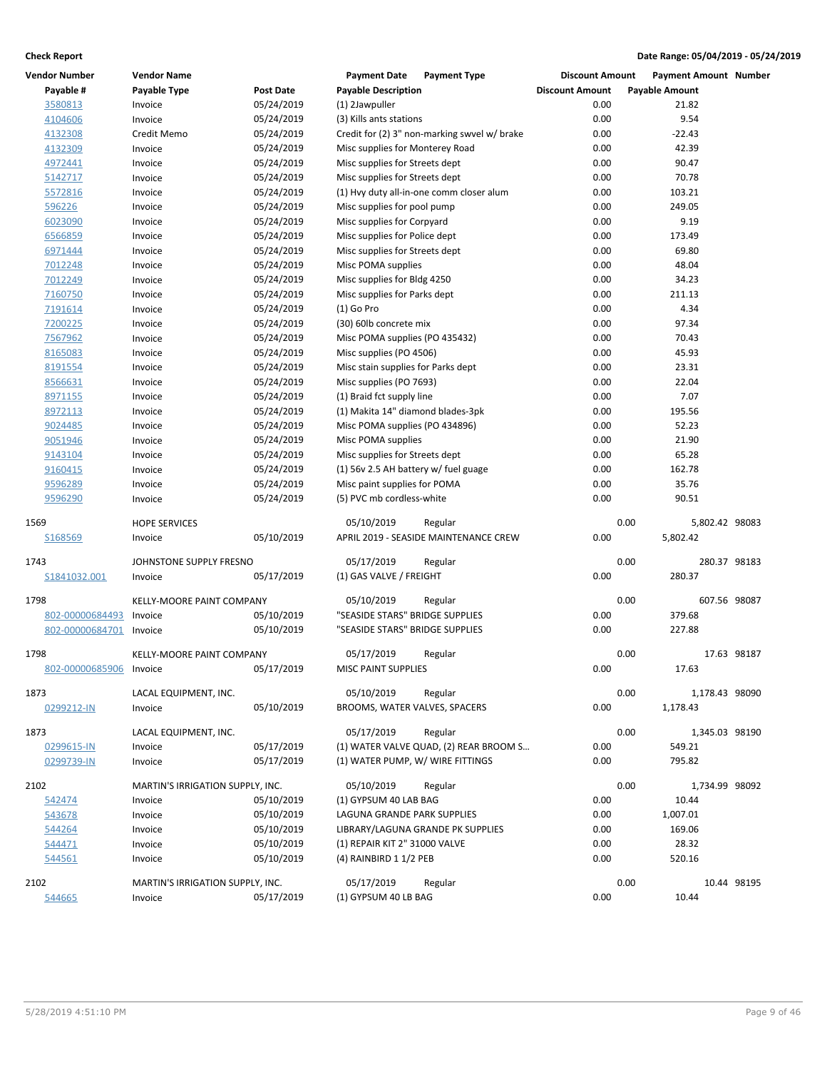**Check Report** — Date Range: 05/04/2019 - 05/24/2019

| Vendor Number | Vendor Name | | Payment Date | Payment Type | Discount Amount | Payment Amount | Number |
|---|---|---|---|---|---|---|---|
| Payable # | Payable Type | Post Date | Payable Description | | Discount Amount | Payable Amount | |
| 3580813 | Invoice | 05/24/2019 | (1) 2Jawpuller | | 0.00 | 21.82 | |
| 4104606 | Invoice | 05/24/2019 | (3) Kills ants stations | | 0.00 | 9.54 | |
| 4132308 | Credit Memo | 05/24/2019 | Credit for (2) 3" non-marking swvel w/ brake | | 0.00 | -22.43 | |
| 4132309 | Invoice | 05/24/2019 | Misc supplies for Monterey Road | | 0.00 | 42.39 | |
| 4972441 | Invoice | 05/24/2019 | Misc supplies for Streets dept | | 0.00 | 90.47 | |
| 5142717 | Invoice | 05/24/2019 | Misc supplies for Streets dept | | 0.00 | 70.78 | |
| 5572816 | Invoice | 05/24/2019 | (1) Hvy duty all-in-one comm closer alum | | 0.00 | 103.21 | |
| 596226 | Invoice | 05/24/2019 | Misc supplies for pool pump | | 0.00 | 249.05 | |
| 6023090 | Invoice | 05/24/2019 | Misc supplies for Corpyard | | 0.00 | 9.19 | |
| 6566859 | Invoice | 05/24/2019 | Misc supplies for Police dept | | 0.00 | 173.49 | |
| 6971444 | Invoice | 05/24/2019 | Misc supplies for Streets dept | | 0.00 | 69.80 | |
| 7012248 | Invoice | 05/24/2019 | Misc POMA supplies | | 0.00 | 48.04 | |
| 7012249 | Invoice | 05/24/2019 | Misc supplies for Bldg 4250 | | 0.00 | 34.23 | |
| 7160750 | Invoice | 05/24/2019 | Misc supplies for Parks dept | | 0.00 | 211.13 | |
| 7191614 | Invoice | 05/24/2019 | (1) Go Pro | | 0.00 | 4.34 | |
| 7200225 | Invoice | 05/24/2019 | (30) 60lb concrete mix | | 0.00 | 97.34 | |
| 7567962 | Invoice | 05/24/2019 | Misc POMA supplies (PO 435432) | | 0.00 | 70.43 | |
| 8165083 | Invoice | 05/24/2019 | Misc supplies (PO 4506) | | 0.00 | 45.93 | |
| 8191554 | Invoice | 05/24/2019 | Misc stain supplies for Parks dept | | 0.00 | 23.31 | |
| 8566631 | Invoice | 05/24/2019 | Misc supplies (PO 7693) | | 0.00 | 22.04 | |
| 8971155 | Invoice | 05/24/2019 | (1) Braid fct supply line | | 0.00 | 7.07 | |
| 8972113 | Invoice | 05/24/2019 | (1) Makita 14" diamond blades-3pk | | 0.00 | 195.56 | |
| 9024485 | Invoice | 05/24/2019 | Misc POMA supplies (PO 434896) | | 0.00 | 52.23 | |
| 9051946 | Invoice | 05/24/2019 | Misc POMA supplies | | 0.00 | 21.90 | |
| 9143104 | Invoice | 05/24/2019 | Misc supplies for Streets dept | | 0.00 | 65.28 | |
| 9160415 | Invoice | 05/24/2019 | (1) 56v 2.5 AH battery w/ fuel guage | | 0.00 | 162.78 | |
| 9596289 | Invoice | 05/24/2019 | Misc paint supplies for POMA | | 0.00 | 35.76 | |
| 9596290 | Invoice | 05/24/2019 | (5) PVC mb cordless-white | | 0.00 | 90.51 | |
| 1569 | HOPE SERVICES | | 05/10/2019 | Regular | 0.00 | 5,802.42 | 98083 |
| S168569 | Invoice | 05/10/2019 | APRIL 2019 - SEASIDE MAINTENANCE CREW | | 0.00 | 5,802.42 | |
| 1743 | JOHNSTONE SUPPLY FRESNO | | 05/17/2019 | Regular | 0.00 | 280.37 | 98183 |
| S1841032.001 | Invoice | 05/17/2019 | (1) GAS VALVE / FREIGHT | | 0.00 | 280.37 | |
| 1798 | KELLY-MOORE PAINT COMPANY | | 05/10/2019 | Regular | 0.00 | 607.56 | 98087 |
| 802-00000684493 | Invoice | 05/10/2019 | "SEASIDE STARS" BRIDGE SUPPLIES | | 0.00 | 379.68 | |
| 802-00000684701 | Invoice | 05/10/2019 | "SEASIDE STARS" BRIDGE SUPPLIES | | 0.00 | 227.88 | |
| 1798 | KELLY-MOORE PAINT COMPANY | | 05/17/2019 | Regular | 0.00 | 17.63 | 98187 |
| 802-00000685906 | Invoice | 05/17/2019 | MISC PAINT SUPPLIES | | 0.00 | 17.63 | |
| 1873 | LACAL EQUIPMENT, INC. | | 05/10/2019 | Regular | 0.00 | 1,178.43 | 98090 |
| 0299212-IN | Invoice | 05/10/2019 | BROOMS, WATER VALVES, SPACERS | | 0.00 | 1,178.43 | |
| 1873 | LACAL EQUIPMENT, INC. | | 05/17/2019 | Regular | 0.00 | 1,345.03 | 98190 |
| 0299615-IN | Invoice | 05/17/2019 | (1) WATER VALVE QUAD, (2) REAR BROOM S... | | 0.00 | 549.21 | |
| 0299739-IN | Invoice | 05/17/2019 | (1) WATER PUMP, W/ WIRE FITTINGS | | 0.00 | 795.82 | |
| 2102 | MARTIN'S IRRIGATION SUPPLY, INC. | | 05/10/2019 | Regular | 0.00 | 1,734.99 | 98092 |
| 542474 | Invoice | 05/10/2019 | (1) GYPSUM 40 LAB BAG | | 0.00 | 10.44 | |
| 543678 | Invoice | 05/10/2019 | LAGUNA GRANDE PARK SUPPLIES | | 0.00 | 1,007.01 | |
| 544264 | Invoice | 05/10/2019 | LIBRARY/LAGUNA GRANDE PK SUPPLIES | | 0.00 | 169.06 | |
| 544471 | Invoice | 05/10/2019 | (1) REPAIR KIT 2" 31000 VALVE | | 0.00 | 28.32 | |
| 544561 | Invoice | 05/10/2019 | (4) RAINBIRD 1 1/2 PEB | | 0.00 | 520.16 | |
| 2102 | MARTIN'S IRRIGATION SUPPLY, INC. | | 05/17/2019 | Regular | 0.00 | 10.44 | 98195 |
| 544665 | Invoice | 05/17/2019 | (1) GYPSUM 40 LB BAG | | 0.00 | 10.44 | |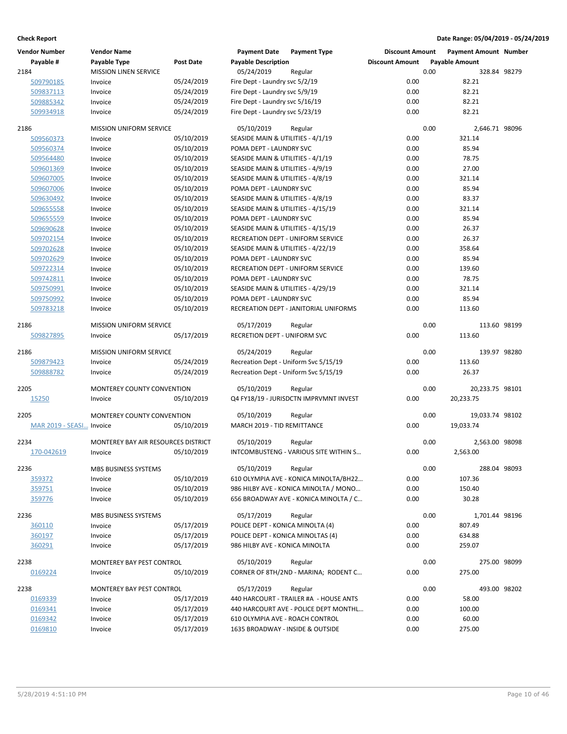**Check Report**

**Date Range: 05/04/2019 - 05/24/2019**

| Vendor Number | Vendor Name | | Payment Date | Payment Type | Discount Amount | Payment Amount | Number |
|---|---|---|---|---|---|---|---|
| Payable # | Payable Type | Post Date | Payable Description | | Discount Amount | Payable Amount | |
| 2184 | MISSION LINEN SERVICE | | 05/24/2019 | Regular | 0.00 | 328.84 | 98279 |
| 509790185 | Invoice | 05/24/2019 | Fire Dept - Laundry svc 5/2/19 | | 0.00 | 82.21 | |
| 509837113 | Invoice | 05/24/2019 | Fire Dept - Laundry svc 5/9/19 | | 0.00 | 82.21 | |
| 509885342 | Invoice | 05/24/2019 | Fire Dept - Laundry svc 5/16/19 | | 0.00 | 82.21 | |
| 509934918 | Invoice | 05/24/2019 | Fire Dept - Laundry svc 5/23/19 | | 0.00 | 82.21 | |
| 2186 | MISSION UNIFORM SERVICE | | 05/10/2019 | Regular | 0.00 | 2,646.71 | 98096 |
| 509560373 | Invoice | 05/10/2019 | SEASIDE MAIN & UTILITIES - 4/1/19 | | 0.00 | 321.14 | |
| 509560374 | Invoice | 05/10/2019 | POMA DEPT - LAUNDRY SVC | | 0.00 | 85.94 | |
| 509564480 | Invoice | 05/10/2019 | SEASIDE MAIN & UTILITIES - 4/1/19 | | 0.00 | 78.75 | |
| 509601369 | Invoice | 05/10/2019 | SEASIDE MAIN & UTILITIES - 4/9/19 | | 0.00 | 27.00 | |
| 509607005 | Invoice | 05/10/2019 | SEASIDE MAIN & UTILITIES - 4/8/19 | | 0.00 | 321.14 | |
| 509607006 | Invoice | 05/10/2019 | POMA DEPT - LAUNDRY SVC | | 0.00 | 85.94 | |
| 509630492 | Invoice | 05/10/2019 | SEASIDE MAIN & UTILITIES - 4/8/19 | | 0.00 | 83.37 | |
| 509655558 | Invoice | 05/10/2019 | SEASIDE MAIN & UTILITIES - 4/15/19 | | 0.00 | 321.14 | |
| 509655559 | Invoice | 05/10/2019 | POMA DEPT - LAUNDRY SVC | | 0.00 | 85.94 | |
| 509690628 | Invoice | 05/10/2019 | SEASIDE MAIN & UTILITIES - 4/15/19 | | 0.00 | 26.37 | |
| 509702154 | Invoice | 05/10/2019 | RECREATION DEPT - UNIFORM SERVICE | | 0.00 | 26.37 | |
| 509702628 | Invoice | 05/10/2019 | SEASIDE MAIN & UTILITIES - 4/22/19 | | 0.00 | 358.64 | |
| 509702629 | Invoice | 05/10/2019 | POMA DEPT - LAUNDRY SVC | | 0.00 | 85.94 | |
| 509722314 | Invoice | 05/10/2019 | RECREATION DEPT - UNIFORM SERVICE | | 0.00 | 139.60 | |
| 509742811 | Invoice | 05/10/2019 | POMA DEPT - LAUNDRY SVC | | 0.00 | 78.75 | |
| 509750991 | Invoice | 05/10/2019 | SEASIDE MAIN & UTILITIES - 4/29/19 | | 0.00 | 321.14 | |
| 509750992 | Invoice | 05/10/2019 | POMA DEPT - LAUNDRY SVC | | 0.00 | 85.94 | |
| 509783218 | Invoice | 05/10/2019 | RECREATION DEPT - JANITORIAL UNIFORMS | | 0.00 | 113.60 | |
| 2186 | MISSION UNIFORM SERVICE | | 05/17/2019 | Regular | 0.00 | 113.60 | 98199 |
| 509827895 | Invoice | 05/17/2019 | RECRETION DEPT - UNIFORM SVC | | 0.00 | 113.60 | |
| 2186 | MISSION UNIFORM SERVICE | | 05/24/2019 | Regular | 0.00 | 139.97 | 98280 |
| 509879423 | Invoice | 05/24/2019 | Recreation Dept - Uniform Svc 5/15/19 | | 0.00 | 113.60 | |
| 509888782 | Invoice | 05/24/2019 | Recreation Dept - Uniform Svc 5/15/19 | | 0.00 | 26.37 | |
| 2205 | MONTEREY COUNTY CONVENTION | | 05/10/2019 | Regular | 0.00 | 20,233.75 | 98101 |
| 15250 | Invoice | 05/10/2019 | Q4 FY18/19 - JURISDCTN IMPRVMNT INVEST | | 0.00 | 20,233.75 | |
| 2205 | MONTEREY COUNTY CONVENTION | | 05/10/2019 | Regular | 0.00 | 19,033.74 | 98102 |
| MAR 2019 - SEASI... | Invoice | 05/10/2019 | MARCH 2019 - TID REMITTANCE | | 0.00 | 19,033.74 | |
| 2234 | MONTEREY BAY AIR RESOURCES DISTRICT | | 05/10/2019 | Regular | 0.00 | 2,563.00 | 98098 |
| 170-042619 | Invoice | 05/10/2019 | INTCOMBUSTENG - VARIOUS SITE WITHIN S... | | 0.00 | 2,563.00 | |
| 2236 | MBS BUSINESS SYSTEMS | | 05/10/2019 | Regular | 0.00 | 288.04 | 98093 |
| 359372 | Invoice | 05/10/2019 | 610 OLYMPIA AVE - KONICA MINOLTA/BH22... | | 0.00 | 107.36 | |
| 359751 | Invoice | 05/10/2019 | 986 HILBY AVE - KONICA MINOLTA / MONO... | | 0.00 | 150.40 | |
| 359776 | Invoice | 05/10/2019 | 656 BROADWAY AVE - KONICA MINOLTA / C... | | 0.00 | 30.28 | |
| 2236 | MBS BUSINESS SYSTEMS | | 05/17/2019 | Regular | 0.00 | 1,701.44 | 98196 |
| 360110 | Invoice | 05/17/2019 | POLICE DEPT - KONICA MINOLTA (4) | | 0.00 | 807.49 | |
| 360197 | Invoice | 05/17/2019 | POLICE DEPT - KONICA MINOLTAS (4) | | 0.00 | 634.88 | |
| 360291 | Invoice | 05/17/2019 | 986 HILBY AVE - KONICA MINOLTA | | 0.00 | 259.07 | |
| 2238 | MONTEREY BAY PEST CONTROL | | 05/10/2019 | Regular | 0.00 | 275.00 | 98099 |
| 0169224 | Invoice | 05/10/2019 | CORNER OF 8TH/2ND - MARINA; RODENT C... | | 0.00 | 275.00 | |
| 2238 | MONTEREY BAY PEST CONTROL | | 05/17/2019 | Regular | 0.00 | 493.00 | 98202 |
| 0169339 | Invoice | 05/17/2019 | 440 HARCOURT - TRAILER #A - HOUSE ANTS | | 0.00 | 58.00 | |
| 0169341 | Invoice | 05/17/2019 | 440 HARCOURT AVE - POLICE DEPT MONTHL... | | 0.00 | 100.00 | |
| 0169342 | Invoice | 05/17/2019 | 610 OLYMPIA AVE - ROACH CONTROL | | 0.00 | 60.00 | |
| 0169810 | Invoice | 05/17/2019 | 1635 BROADWAY - INSIDE & OUTSIDE | | 0.00 | 275.00 | |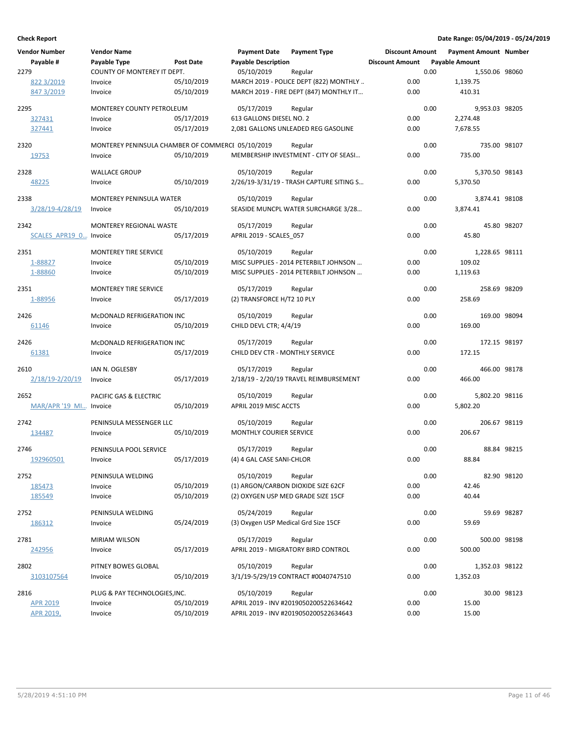**Check Report** — Date Range: 05/04/2019 - 05/24/2019

| Vendor Number | Vendor Name | | Payment Date | Payment Type | Discount Amount | Payment Amount | Number |
|---|---|---|---|---|---|---|---|
| Payable # | Payable Type | Post Date | Payable Description | | Discount Amount | Payable Amount | |
| 2279 | COUNTY OF MONTEREY IT DEPT. | | 05/10/2019 | Regular | 0.00 | 1,550.06 | 98060 |
| 822 3/2019 | Invoice | 05/10/2019 | MARCH 2019 - POLICE DEPT (822) MONTHLY .. | | 0.00 | 1,139.75 | |
| 847 3/2019 | Invoice | 05/10/2019 | MARCH 2019 - FIRE DEPT (847) MONTHLY IT... | | 0.00 | 410.31 | |
| 2295 | MONTEREY COUNTY PETROLEUM | | 05/17/2019 | Regular | 0.00 | 9,953.03 | 98205 |
| 327431 | Invoice | 05/17/2019 | 613 GALLONS DIESEL NO. 2 | | 0.00 | 2,274.48 | |
| 327441 | Invoice | 05/17/2019 | 2,081 GALLONS UNLEADED REG GASOLINE | | 0.00 | 7,678.55 | |
| 2320 | MONTEREY PENINSULA CHAMBER OF COMMERCE | | 05/10/2019 | Regular | 0.00 | 735.00 | 98107 |
| 19753 | Invoice | 05/10/2019 | MEMBERSHIP INVESTMENT - CITY OF SEASI... | | 0.00 | 735.00 | |
| 2328 | WALLACE GROUP | | 05/10/2019 | Regular | 0.00 | 5,370.50 | 98143 |
| 48225 | Invoice | 05/10/2019 | 2/26/19-3/31/19 - TRASH CAPTURE SITING S... | | 0.00 | 5,370.50 | |
| 2338 | MONTEREY PENINSULA WATER | | 05/10/2019 | Regular | 0.00 | 3,874.41 | 98108 |
| 3/28/19-4/28/19 | Invoice | 05/10/2019 | SEASIDE MUNCPL WATER SURCHARGE 3/28... | | 0.00 | 3,874.41 | |
| 2342 | MONTEREY REGIONAL WASTE | | 05/17/2019 | Regular | 0.00 | 45.80 | 98207 |
| SCALES_APR19_0... | Invoice | 05/17/2019 | APRIL 2019 - SCALES_057 | | 0.00 | 45.80 | |
| 2351 | MONTEREY TIRE SERVICE | | 05/10/2019 | Regular | 0.00 | 1,228.65 | 98111 |
| 1-88827 | Invoice | 05/10/2019 | MISC SUPPLIES - 2014 PETERBILT JOHNSON ... | | 0.00 | 109.02 | |
| 1-88860 | Invoice | 05/10/2019 | MISC SUPPLIES - 2014 PETERBILT JOHNSON ... | | 0.00 | 1,119.63 | |
| 2351 | MONTEREY TIRE SERVICE | | 05/17/2019 | Regular | 0.00 | 258.69 | 98209 |
| 1-88956 | Invoice | 05/17/2019 | (2) TRANSFORCE H/T2 10 PLY | | 0.00 | 258.69 | |
| 2426 | McDONALD REFRIGERATION INC | | 05/10/2019 | Regular | 0.00 | 169.00 | 98094 |
| 61146 | Invoice | 05/10/2019 | CHILD DEVL CTR; 4/4/19 | | 0.00 | 169.00 | |
| 2426 | McDONALD REFRIGERATION INC | | 05/17/2019 | Regular | 0.00 | 172.15 | 98197 |
| 61381 | Invoice | 05/17/2019 | CHILD DEV CTR - MONTHLY SERVICE | | 0.00 | 172.15 | |
| 2610 | IAN N. OGLESBY | | 05/17/2019 | Regular | 0.00 | 466.00 | 98178 |
| 2/18/19-2/20/19 | Invoice | 05/17/2019 | 2/18/19 - 2/20/19 TRAVEL REIMBURSEMENT | | 0.00 | 466.00 | |
| 2652 | PACIFIC GAS & ELECTRIC | | 05/10/2019 | Regular | 0.00 | 5,802.20 | 98116 |
| MAR/APR '19_MI... | Invoice | 05/10/2019 | APRIL 2019 MISC ACCTS | | 0.00 | 5,802.20 | |
| 2742 | PENINSULA MESSENGER LLC | | 05/10/2019 | Regular | 0.00 | 206.67 | 98119 |
| 134487 | Invoice | 05/10/2019 | MONTHLY COURIER SERVICE | | 0.00 | 206.67 | |
| 2746 | PENINSULA POOL SERVICE | | 05/17/2019 | Regular | 0.00 | 88.84 | 98215 |
| 192960501 | Invoice | 05/17/2019 | (4) 4 GAL CASE SANI-CHLOR | | 0.00 | 88.84 | |
| 2752 | PENINSULA WELDING | | 05/10/2019 | Regular | 0.00 | 82.90 | 98120 |
| 185473 | Invoice | 05/10/2019 | (1) ARGON/CARBON DIOXIDE SIZE 62CF | | 0.00 | 42.46 | |
| 185549 | Invoice | 05/10/2019 | (2) OXYGEN USP MED GRADE SIZE 15CF | | 0.00 | 40.44 | |
| 2752 | PENINSULA WELDING | | 05/24/2019 | Regular | 0.00 | 59.69 | 98287 |
| 186312 | Invoice | 05/24/2019 | (3) Oxygen USP Medical Grd Size 15CF | | 0.00 | 59.69 | |
| 2781 | MIRIAM WILSON | | 05/17/2019 | Regular | 0.00 | 500.00 | 98198 |
| 242956 | Invoice | 05/17/2019 | APRIL 2019 - MIGRATORY BIRD CONTROL | | 0.00 | 500.00 | |
| 2802 | PITNEY BOWES GLOBAL | | 05/10/2019 | Regular | 0.00 | 1,352.03 | 98122 |
| 3103107564 | Invoice | 05/10/2019 | 3/1/19-5/29/19 CONTRACT #0040747510 | | 0.00 | 1,352.03 | |
| 2816 | PLUG & PAY TECHNOLOGIES,INC. | | 05/10/2019 | Regular | 0.00 | 30.00 | 98123 |
| APR 2019 | Invoice | 05/10/2019 | APRIL 2019 - INV #2019050200522634642 | | 0.00 | 15.00 | |
| APR 2019, | Invoice | 05/10/2019 | APRIL 2019 - INV #2019050200522634643 | | 0.00 | 15.00 | |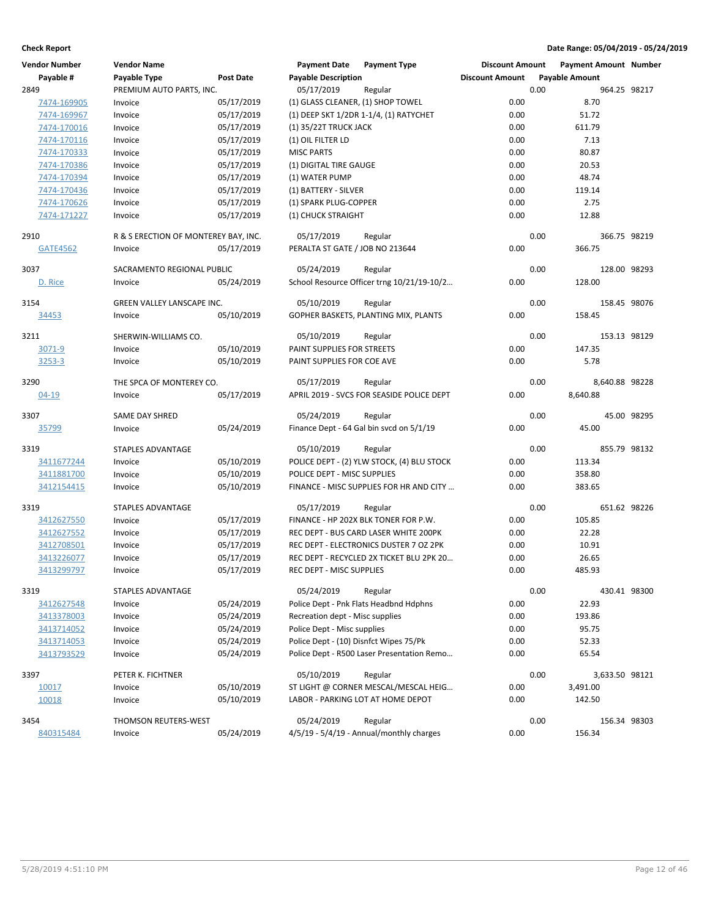**Check Report** **Date Range: 05/04/2019 - 05/24/2019**

| Vendor Number | Vendor Name | | Payment Date | Payment Type | Discount Amount | Payment Amount | Number |
|---|---|---|---|---|---|---|---|
| Payable # | Payable Type | Post Date | Payable Description | | Discount Amount | Payable Amount | |
| 2849 | PREMIUM AUTO PARTS, INC. | | 05/17/2019 | Regular | 0.00 | 964.25 | 98217 |
| 7474-169905 | Invoice | 05/17/2019 | (1) GLASS CLEANER, (1) SHOP TOWEL | | 0.00 | 8.70 | |
| 7474-169967 | Invoice | 05/17/2019 | (1) DEEP SKT 1/2DR 1-1/4, (1) RATYCHET | | 0.00 | 51.72 | |
| 7474-170016 | Invoice | 05/17/2019 | (1) 35/22T TRUCK JACK | | 0.00 | 611.79 | |
| 7474-170116 | Invoice | 05/17/2019 | (1) OIL FILTER LD | | 0.00 | 7.13 | |
| 7474-170333 | Invoice | 05/17/2019 | MISC PARTS | | 0.00 | 80.87 | |
| 7474-170386 | Invoice | 05/17/2019 | (1) DIGITAL TIRE GAUGE | | 0.00 | 20.53 | |
| 7474-170394 | Invoice | 05/17/2019 | (1) WATER PUMP | | 0.00 | 48.74 | |
| 7474-170436 | Invoice | 05/17/2019 | (1) BATTERY - SILVER | | 0.00 | 119.14 | |
| 7474-170626 | Invoice | 05/17/2019 | (1) SPARK PLUG-COPPER | | 0.00 | 2.75 | |
| 7474-171227 | Invoice | 05/17/2019 | (1) CHUCK STRAIGHT | | 0.00 | 12.88 | |
| 2910 | R & S ERECTION OF MONTEREY BAY, INC. | | 05/17/2019 | Regular | 0.00 | 366.75 | 98219 |
| GATE4562 | Invoice | 05/17/2019 | PERALTA ST GATE / JOB NO 213644 | | 0.00 | 366.75 | |
| 3037 | SACRAMENTO REGIONAL PUBLIC | | 05/24/2019 | Regular | 0.00 | 128.00 | 98293 |
| D. Rice | Invoice | 05/24/2019 | School Resource Officer trng 10/21/19-10/2… | | 0.00 | 128.00 | |
| 3154 | GREEN VALLEY LANSCAPE INC. | | 05/10/2019 | Regular | 0.00 | 158.45 | 98076 |
| 34453 | Invoice | 05/10/2019 | GOPHER BASKETS, PLANTING MIX, PLANTS | | 0.00 | 158.45 | |
| 3211 | SHERWIN-WILLIAMS CO. | | 05/10/2019 | Regular | 0.00 | 153.13 | 98129 |
| 3071-9 | Invoice | 05/10/2019 | PAINT SUPPLIES FOR STREETS | | 0.00 | 147.35 | |
| 3253-3 | Invoice | 05/10/2019 | PAINT SUPPLIES FOR COE AVE | | 0.00 | 5.78 | |
| 3290 | THE SPCA OF MONTEREY CO. | | 05/17/2019 | Regular | 0.00 | 8,640.88 | 98228 |
| 04-19 | Invoice | 05/17/2019 | APRIL 2019 - SVCS FOR SEASIDE POLICE DEPT | | 0.00 | 8,640.88 | |
| 3307 | SAME DAY SHRED | | 05/24/2019 | Regular | 0.00 | 45.00 | 98295 |
| 35799 | Invoice | 05/24/2019 | Finance Dept - 64 Gal bin svcd on 5/1/19 | | 0.00 | 45.00 | |
| 3319 | STAPLES ADVANTAGE | | 05/10/2019 | Regular | 0.00 | 855.79 | 98132 |
| 3411677244 | Invoice | 05/10/2019 | POLICE DEPT - (2) YLW STOCK, (4) BLU STOCK | | 0.00 | 113.34 | |
| 3411881700 | Invoice | 05/10/2019 | POLICE DEPT - MISC SUPPLIES | | 0.00 | 358.80 | |
| 3412154415 | Invoice | 05/10/2019 | FINANCE - MISC SUPPLIES FOR HR AND CITY … | | 0.00 | 383.65 | |
| 3319 | STAPLES ADVANTAGE | | 05/17/2019 | Regular | 0.00 | 651.62 | 98226 |
| 3412627550 | Invoice | 05/17/2019 | FINANCE - HP 202X BLK TONER FOR P.W. | | 0.00 | 105.85 | |
| 3412627552 | Invoice | 05/17/2019 | REC DEPT - BUS CARD LASER WHITE 200PK | | 0.00 | 22.28 | |
| 3412708501 | Invoice | 05/17/2019 | REC DEPT - ELECTRONICS DUSTER 7 OZ 2PK | | 0.00 | 10.91 | |
| 3413226077 | Invoice | 05/17/2019 | REC DEPT - RECYCLED 2X TICKET BLU 2PK 20… | | 0.00 | 26.65 | |
| 3413299797 | Invoice | 05/17/2019 | REC DEPT - MISC SUPPLIES | | 0.00 | 485.93 | |
| 3319 | STAPLES ADVANTAGE | | 05/24/2019 | Regular | 0.00 | 430.41 | 98300 |
| 3412627548 | Invoice | 05/24/2019 | Police Dept - Pnk Flats Headbnd Hdphns | | 0.00 | 22.93 | |
| 3413378003 | Invoice | 05/24/2019 | Recreation dept - Misc supplies | | 0.00 | 193.86 | |
| 3413714052 | Invoice | 05/24/2019 | Police Dept - Misc supplies | | 0.00 | 95.75 | |
| 3413714053 | Invoice | 05/24/2019 | Police Dept - (10) Disnfct Wipes 75/Pk | | 0.00 | 52.33 | |
| 3413793529 | Invoice | 05/24/2019 | Police Dept - R500 Laser Presentation Remo… | | 0.00 | 65.54 | |
| 3397 | PETER K. FICHTNER | | 05/10/2019 | Regular | 0.00 | 3,633.50 | 98121 |
| 10017 | Invoice | 05/10/2019 | ST LIGHT @ CORNER MESCAL/MESCAL HEIG… | | 0.00 | 3,491.00 | |
| 10018 | Invoice | 05/10/2019 | LABOR - PARKING LOT AT HOME DEPOT | | 0.00 | 142.50 | |
| 3454 | THOMSON REUTERS-WEST | | 05/24/2019 | Regular | 0.00 | 156.34 | 98303 |
| 840315484 | Invoice | 05/24/2019 | 4/5/19 - 5/4/19 - Annual/monthly charges | | 0.00 | 156.34 | |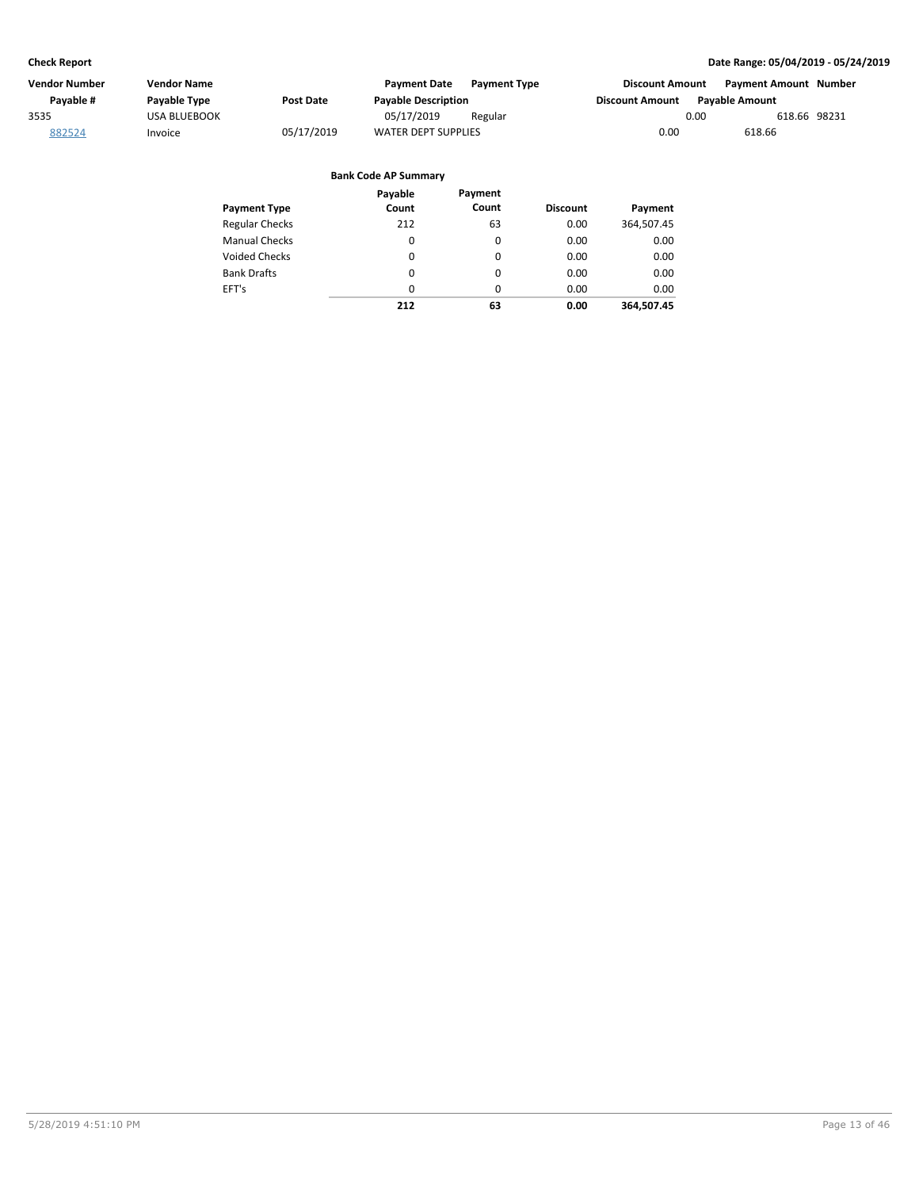| Vendor Number | Vendor Name | | Payment Date | Payment Type | Discount Amount | Payment Amount | Number |
|---|---|---|---|---|---|---|---|
| Payable # | Payable Type | Post Date | Payable Description | | Discount Amount | Payable Amount | |
| 3535 | USA BLUEBOOK | | 05/17/2019 | Regular | 0.00 | 618.66 | 98231 |
| 882524 | Invoice | 05/17/2019 | WATER DEPT SUPPLIES | | 0.00 | 618.66 | |

**Bank Code AP Summary**

| Payment Type | Payable Count | Payment Count | Discount | Payment |
|---|---|---|---|---|
| Regular Checks | 212 | 63 | 0.00 | 364,507.45 |
| Manual Checks | 0 | 0 | 0.00 | 0.00 |
| Voided Checks | 0 | 0 | 0.00 | 0.00 |
| Bank Drafts | 0 | 0 | 0.00 | 0.00 |
| EFT's | 0 | 0 | 0.00 | 0.00 |
| | **212** | **63** | **0.00** | **364,507.45** |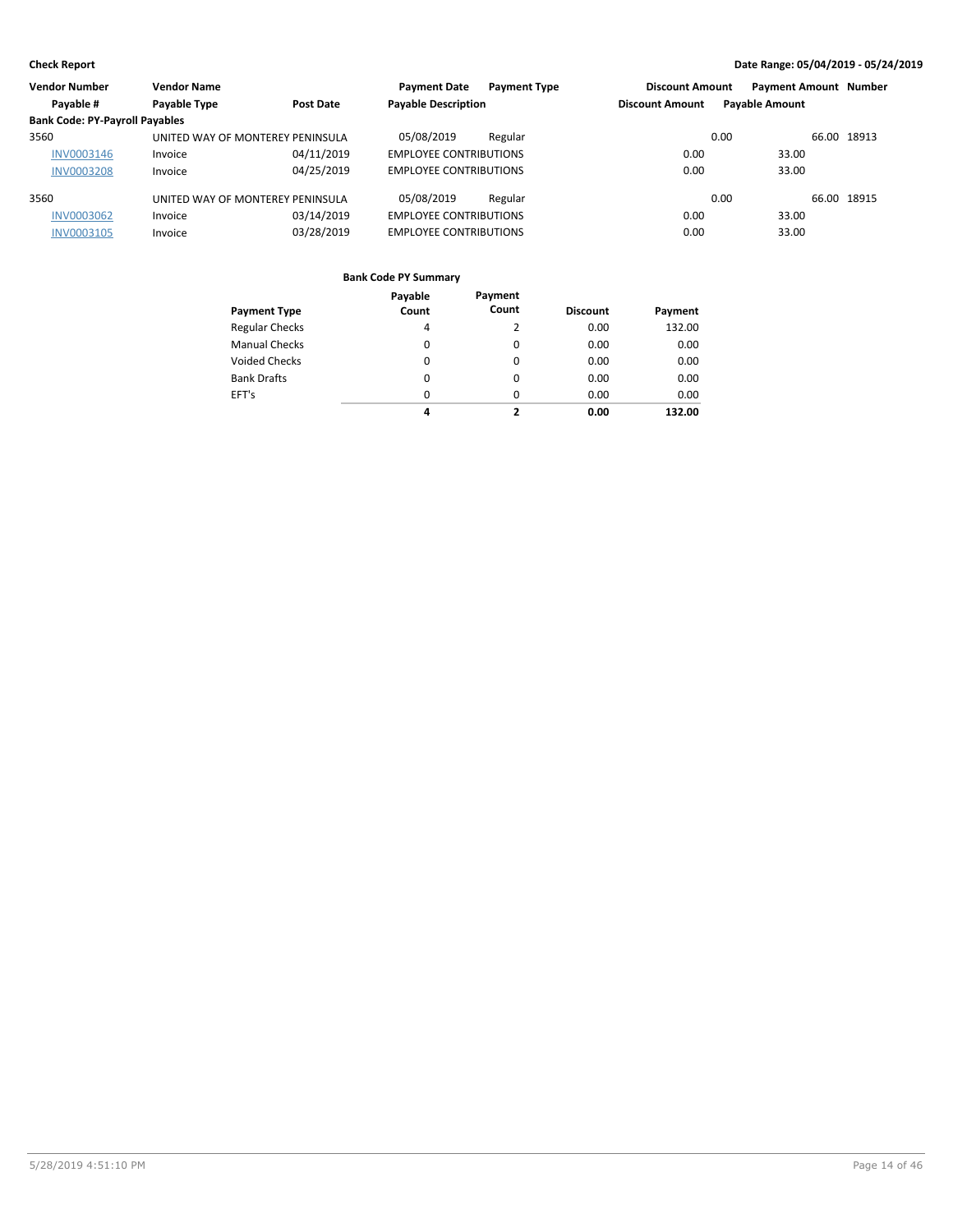**Check Report** | **Date Range: 05/04/2019 - 05/24/2019**

| Vendor Number | Vendor Name | | Payment Date | Payment Type | Discount Amount | Payment Amount | Number |
|---|---|---|---|---|---|---|---|
| Payable # | Payable Type | Post Date | Payable Description | | Discount Amount | Payable Amount | |
| **Bank Code: PY-Payroll Payables** | | | | | | | |
| 3560 | UNITED WAY OF MONTEREY PENINSULA | | 05/08/2019 | Regular | 0.00 | 66.00 | 18913 |
| INV0003146 | Invoice | 04/11/2019 | EMPLOYEE CONTRIBUTIONS | | 0.00 | 33.00 | |
| INV0003208 | Invoice | 04/25/2019 | EMPLOYEE CONTRIBUTIONS | | 0.00 | 33.00 | |
| 3560 | UNITED WAY OF MONTEREY PENINSULA | | 05/08/2019 | Regular | 0.00 | 66.00 | 18915 |
| INV0003062 | Invoice | 03/14/2019 | EMPLOYEE CONTRIBUTIONS | | 0.00 | 33.00 | |
| INV0003105 | Invoice | 03/28/2019 | EMPLOYEE CONTRIBUTIONS | | 0.00 | 33.00 | |

**Bank Code PY Summary**

| Payment Type | Payable Count | Payment Count | Discount | Payment |
|---|---|---|---|---|
| Regular Checks | 4 | 2 | 0.00 | 132.00 |
| Manual Checks | 0 | 0 | 0.00 | 0.00 |
| Voided Checks | 0 | 0 | 0.00 | 0.00 |
| Bank Drafts | 0 | 0 | 0.00 | 0.00 |
| EFT's | 0 | 0 | 0.00 | 0.00 |
| | **4** | **2** | **0.00** | **132.00** |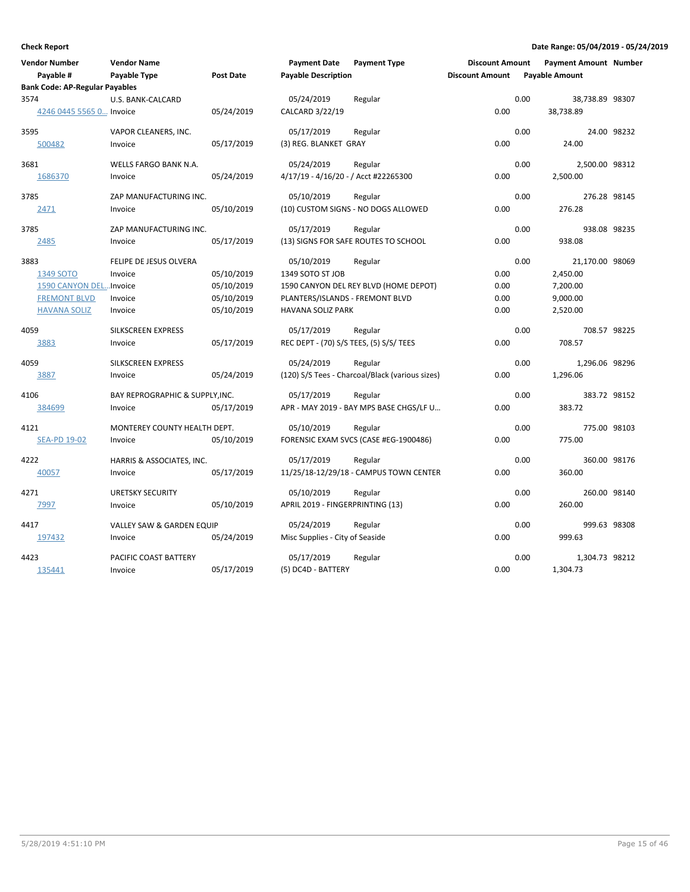**Check Report**

**Date Range: 05/04/2019 - 05/24/2019**

| Vendor Number<br>Payable # | Vendor Name<br>Payable Type | Post Date | Payment Date<br>Payable Description | Payment Type | Discount Amount<br>Discount Amount | Payment Amount<br>Payable Amount | Number |
|---|---|---|---|---|---|---|---|
| **Bank Code: AP-Regular Payables** | | | | | | | |
| 3574 | U.S. BANK-CALCARD | | 05/24/2019 | Regular | 0.00 | 38,738.89 | 98307 |
| 4246 0445 5565 0… | Invoice | 05/24/2019 | CALCARD 3/22/19 | | 0.00 | 38,738.89 | |
| 3595 | VAPOR CLEANERS, INC. | | 05/17/2019 | Regular | 0.00 | 24.00 | 98232 |
| 500482 | Invoice | 05/17/2019 | (3) REG. BLANKET GRAY | | 0.00 | 24.00 | |
| 3681 | WELLS FARGO BANK N.A. | | 05/24/2019 | Regular | 0.00 | 2,500.00 | 98312 |
| 1686370 | Invoice | 05/24/2019 | 4/17/19 - 4/16/20 - / Acct #22265300 | | 0.00 | 2,500.00 | |
| 3785 | ZAP MANUFACTURING INC. | | 05/10/2019 | Regular | 0.00 | 276.28 | 98145 |
| 2471 | Invoice | 05/10/2019 | (10) CUSTOM SIGNS - NO DOGS ALLOWED | | 0.00 | 276.28 | |
| 3785 | ZAP MANUFACTURING INC. | | 05/17/2019 | Regular | 0.00 | 938.08 | 98235 |
| 2485 | Invoice | 05/17/2019 | (13) SIGNS FOR SAFE ROUTES TO SCHOOL | | 0.00 | 938.08 | |
| 3883 | FELIPE DE JESUS OLVERA | | 05/10/2019 | Regular | 0.00 | 21,170.00 | 98069 |
| 1349 SOTO | Invoice | 05/10/2019 | 1349 SOTO ST JOB | | 0.00 | 2,450.00 | |
| 1590 CANYON DEL… | Invoice | 05/10/2019 | 1590 CANYON DEL REY BLVD (HOME DEPOT) | | 0.00 | 7,200.00 | |
| FREMONT BLVD | Invoice | 05/10/2019 | PLANTERS/ISLANDS - FREMONT BLVD | | 0.00 | 9,000.00 | |
| HAVANA SOLIZ | Invoice | 05/10/2019 | HAVANA SOLIZ PARK | | 0.00 | 2,520.00 | |
| 4059 | SILKSCREEN EXPRESS | | 05/17/2019 | Regular | 0.00 | 708.57 | 98225 |
| 3883 | Invoice | 05/17/2019 | REC DEPT - (70) S/S TEES, (5) S/S/ TEES | | 0.00 | 708.57 | |
| 4059 | SILKSCREEN EXPRESS | | 05/24/2019 | Regular | 0.00 | 1,296.06 | 98296 |
| 3887 | Invoice | 05/24/2019 | (120) S/S Tees - Charcoal/Black (various sizes) | | 0.00 | 1,296.06 | |
| 4106 | BAY REPROGRAPHIC & SUPPLY,INC. | | 05/17/2019 | Regular | 0.00 | 383.72 | 98152 |
| 384699 | Invoice | 05/17/2019 | APR - MAY 2019 - BAY MPS BASE CHGS/LF U… | | 0.00 | 383.72 | |
| 4121 | MONTEREY COUNTY HEALTH DEPT. | | 05/10/2019 | Regular | 0.00 | 775.00 | 98103 |
| SEA-PD 19-02 | Invoice | 05/10/2019 | FORENSIC EXAM SVCS (CASE #EG-1900486) | | 0.00 | 775.00 | |
| 4222 | HARRIS & ASSOCIATES, INC. | | 05/17/2019 | Regular | 0.00 | 360.00 | 98176 |
| 40057 | Invoice | 05/17/2019 | 11/25/18-12/29/18 - CAMPUS TOWN CENTER | | 0.00 | 360.00 | |
| 4271 | URETSKY SECURITY | | 05/10/2019 | Regular | 0.00 | 260.00 | 98140 |
| 7997 | Invoice | 05/10/2019 | APRIL 2019 - FINGERPRINTING (13) | | 0.00 | 260.00 | |
| 4417 | VALLEY SAW & GARDEN EQUIP | | 05/24/2019 | Regular | 0.00 | 999.63 | 98308 |
| 197432 | Invoice | 05/24/2019 | Misc Supplies - City of Seaside | | 0.00 | 999.63 | |
| 4423 | PACIFIC COAST BATTERY | | 05/17/2019 | Regular | 0.00 | 1,304.73 | 98212 |
| 135441 | Invoice | 05/17/2019 | (5) DC4D - BATTERY | | 0.00 | 1,304.73 | |

5/28/2019 4:51:10 PM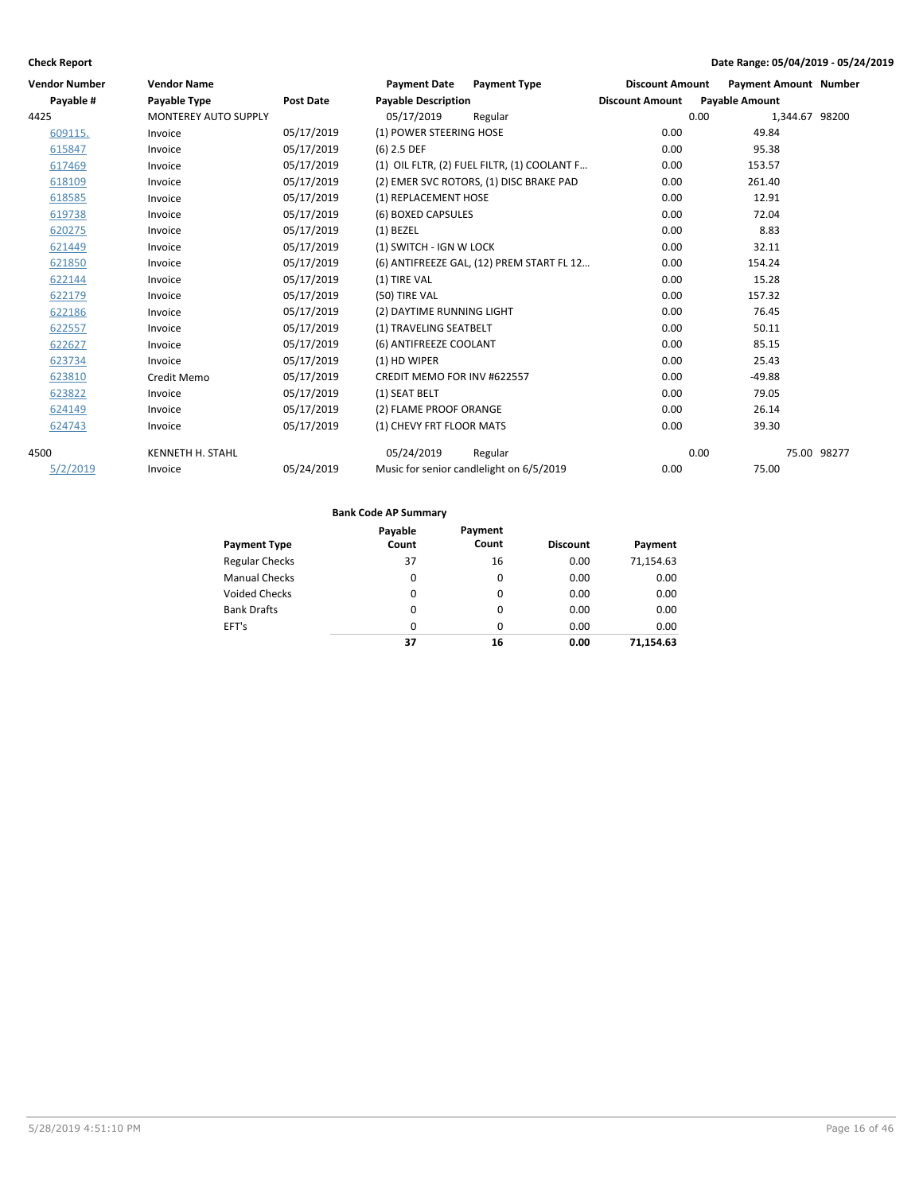**Check Report** **Date Range: 05/04/2019 - 05/24/2019**

| Vendor Number | Vendor Name | | Payment Date | Payment Type | Discount Amount | Payment Amount | Number |
|---|---|---|---|---|---|---|---|
| Payable # | Payable Type | Post Date | Payable Description | | Discount Amount | Payable Amount | |
| 4425 | MONTEREY AUTO SUPPLY | | 05/17/2019 | Regular | 0.00 | 1,344.67 | 98200 |
| 609115. | Invoice | 05/17/2019 | (1) POWER STEERING HOSE | | 0.00 | 49.84 | |
| 615847 | Invoice | 05/17/2019 | (6) 2.5 DEF | | 0.00 | 95.38 | |
| 617469 | Invoice | 05/17/2019 | (1) OIL FLTR, (2) FUEL FILTR, (1) COOLANT F... | | 0.00 | 153.57 | |
| 618109 | Invoice | 05/17/2019 | (2) EMER SVC ROTORS, (1) DISC BRAKE PAD | | 0.00 | 261.40 | |
| 618585 | Invoice | 05/17/2019 | (1) REPLACEMENT HOSE | | 0.00 | 12.91 | |
| 619738 | Invoice | 05/17/2019 | (6) BOXED CAPSULES | | 0.00 | 72.04 | |
| 620275 | Invoice | 05/17/2019 | (1) BEZEL | | 0.00 | 8.83 | |
| 621449 | Invoice | 05/17/2019 | (1) SWITCH - IGN W LOCK | | 0.00 | 32.11 | |
| 621850 | Invoice | 05/17/2019 | (6) ANTIFREEZE GAL, (12) PREM START FL 12... | | 0.00 | 154.24 | |
| 622144 | Invoice | 05/17/2019 | (1) TIRE VAL | | 0.00 | 15.28 | |
| 622179 | Invoice | 05/17/2019 | (50) TIRE VAL | | 0.00 | 157.32 | |
| 622186 | Invoice | 05/17/2019 | (2) DAYTIME RUNNING LIGHT | | 0.00 | 76.45 | |
| 622557 | Invoice | 05/17/2019 | (1) TRAVELING SEATBELT | | 0.00 | 50.11 | |
| 622627 | Invoice | 05/17/2019 | (6) ANTIFREEZE COOLANT | | 0.00 | 85.15 | |
| 623734 | Invoice | 05/17/2019 | (1) HD WIPER | | 0.00 | 25.43 | |
| 623810 | Credit Memo | 05/17/2019 | CREDIT MEMO FOR INV #622557 | | 0.00 | -49.88 | |
| 623822 | Invoice | 05/17/2019 | (1) SEAT BELT | | 0.00 | 79.05 | |
| 624149 | Invoice | 05/17/2019 | (2) FLAME PROOF ORANGE | | 0.00 | 26.14 | |
| 624743 | Invoice | 05/17/2019 | (1) CHEVY FRT FLOOR MATS | | 0.00 | 39.30 | |
| 4500 | KENNETH H. STAHL | | 05/24/2019 | Regular | 0.00 | 75.00 | 98277 |
| 5/2/2019 | Invoice | 05/24/2019 | Music for senior candlelight on 6/5/2019 | | 0.00 | 75.00 | |

**Bank Code AP Summary**

| Payment Type | Payable Count | Payment Count | Discount | Payment |
|---|---|---|---|---|
| Regular Checks | 37 | 16 | 0.00 | 71,154.63 |
| Manual Checks | 0 | 0 | 0.00 | 0.00 |
| Voided Checks | 0 | 0 | 0.00 | 0.00 |
| Bank Drafts | 0 | 0 | 0.00 | 0.00 |
| EFT's | 0 | 0 | 0.00 | 0.00 |
| | **37** | **16** | **0.00** | **71,154.63** |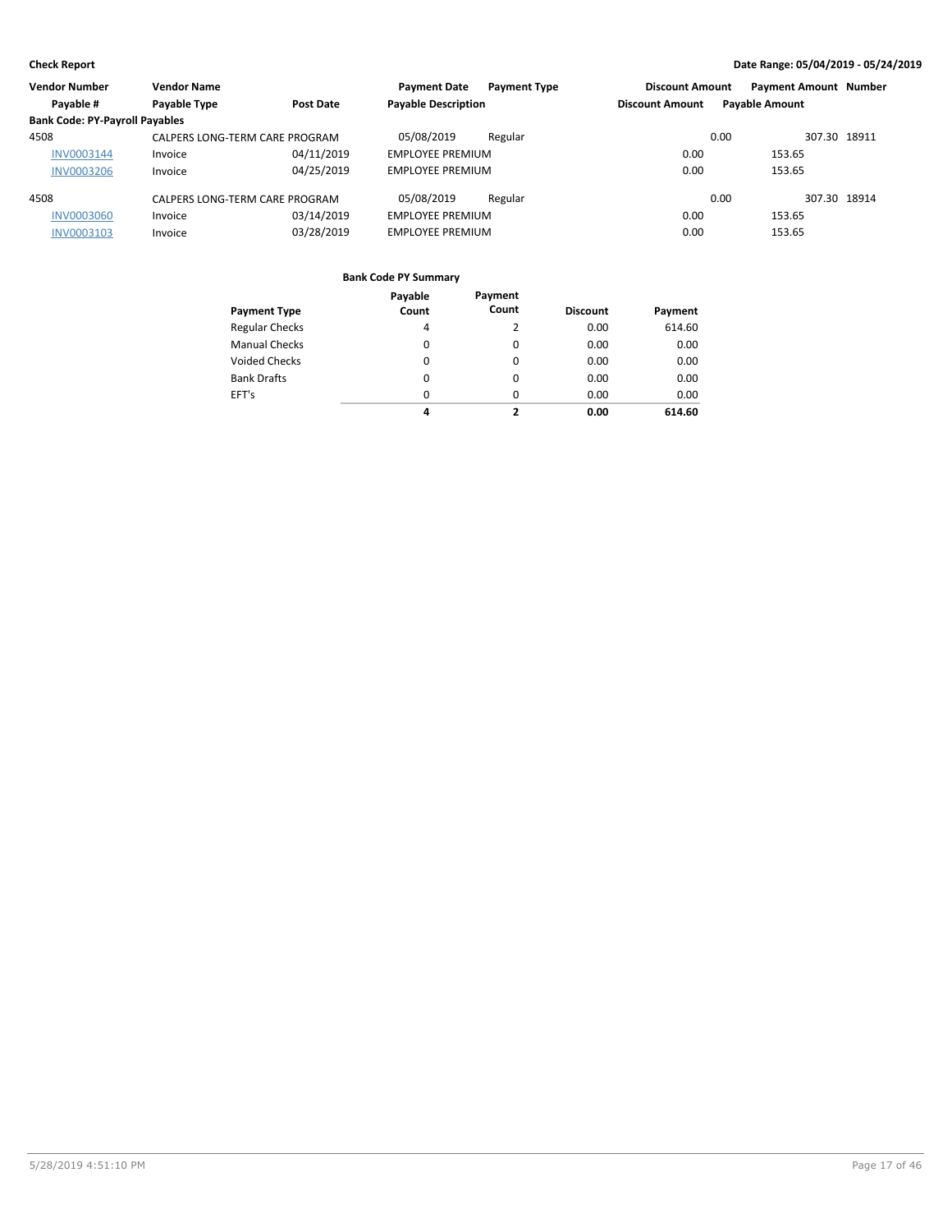**Check Report**

**Date Range: 05/04/2019 - 05/24/2019**

| Vendor Number | Vendor Name | | Payment Date | Payment Type | Discount Amount | Payment Amount | Number |
|---|---|---|---|---|---|---|---|
| Payable # | Payable Type | Post Date | Payable Description | | Discount Amount | Payable Amount | |
| **Bank Code: PY-Payroll Payables** | | | | | | | |
| 4508 | CALPERS LONG-TERM CARE PROGRAM | | 05/08/2019 | Regular | 0.00 | 307.30 | 18911 |
| INV0003144 | Invoice | 04/11/2019 | EMPLOYEE PREMIUM | | 0.00 | 153.65 | |
| INV0003206 | Invoice | 04/25/2019 | EMPLOYEE PREMIUM | | 0.00 | 153.65 | |
| 4508 | CALPERS LONG-TERM CARE PROGRAM | | 05/08/2019 | Regular | 0.00 | 307.30 | 18914 |
| INV0003060 | Invoice | 03/14/2019 | EMPLOYEE PREMIUM | | 0.00 | 153.65 | |
| INV0003103 | Invoice | 03/28/2019 | EMPLOYEE PREMIUM | | 0.00 | 153.65 | |

**Bank Code PY Summary**

| Payment Type | Payable Count | Payment Count | Discount | Payment |
|---|---|---|---|---|
| Regular Checks | 4 | 2 | 0.00 | 614.60 |
| Manual Checks | 0 | 0 | 0.00 | 0.00 |
| Voided Checks | 0 | 0 | 0.00 | 0.00 |
| Bank Drafts | 0 | 0 | 0.00 | 0.00 |
| EFT's | 0 | 0 | 0.00 | 0.00 |
| | **4** | **2** | **0.00** | **614.60** |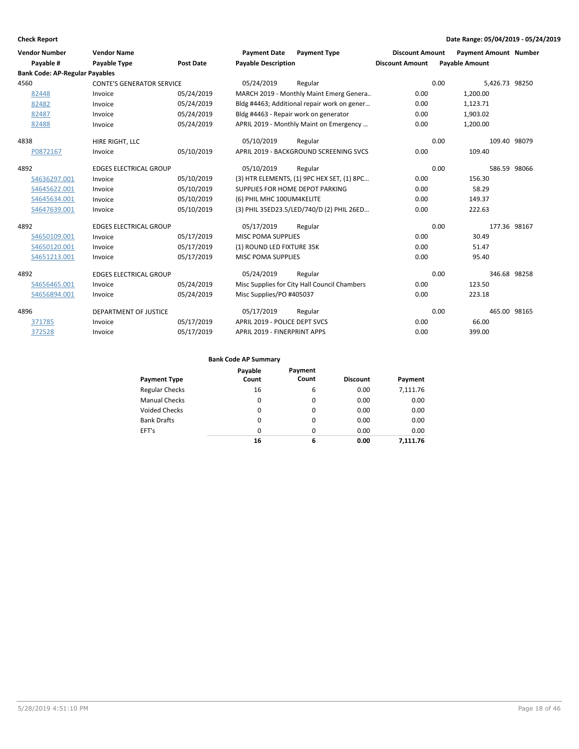**Check Report**

**Date Range: 05/04/2019 - 05/24/2019**

| Vendor Number | Vendor Name | | Payment Date | Payment Type | Discount Amount | Payment Amount | Number |
|---|---|---|---|---|---|---|---|
| Payable # | Payable Type | Post Date | Payable Description | | Discount Amount | Payable Amount | |
| **Bank Code: AP-Regular Payables** | | | | | | | |
| 4560 | CONTE'S GENERATOR SERVICE | | 05/24/2019 | Regular | 0.00 | 5,426.73 | 98250 |
| 82448 | Invoice | 05/24/2019 | MARCH 2019 - Monthly Maint Emerg Genera.. | | 0.00 | 1,200.00 | |
| 82482 | Invoice | 05/24/2019 | Bldg #4463; Additional repair work on gener… | | 0.00 | 1,123.71 | |
| 82487 | Invoice | 05/24/2019 | Bldg #4463 - Repair work on generator | | 0.00 | 1,903.02 | |
| 82488 | Invoice | 05/24/2019 | APRIL 2019 - Monthly Maint on Emergency … | | 0.00 | 1,200.00 | |
| 4838 | HIRE RIGHT, LLC | | 05/10/2019 | Regular | 0.00 | 109.40 | 98079 |
| P0872167 | Invoice | 05/10/2019 | APRIL 2019 - BACKGROUND SCREENING SVCS | | 0.00 | 109.40 | |
| 4892 | EDGES ELECTRICAL GROUP | | 05/10/2019 | Regular | 0.00 | 586.59 | 98066 |
| S4636297.001 | Invoice | 05/10/2019 | (3) HTR ELEMENTS, (1) 9PC HEX SET, (1) 8PC… | | 0.00 | 156.30 | |
| S4645622.001 | Invoice | 05/10/2019 | SUPPLIES FOR HOME DEPOT PARKING | | 0.00 | 58.29 | |
| S4645634.001 | Invoice | 05/10/2019 | (6) PHIL MHC 100UM4KELITE | | 0.00 | 149.37 | |
| S4647639.001 | Invoice | 05/10/2019 | (3) PHIL 35ED23.5/LED/740/D (2) PHIL 26ED… | | 0.00 | 222.63 | |
| 4892 | EDGES ELECTRICAL GROUP | | 05/17/2019 | Regular | 0.00 | 177.36 | 98167 |
| S4650109.001 | Invoice | 05/17/2019 | MISC POMA SUPPLIES | | 0.00 | 30.49 | |
| S4650120.001 | Invoice | 05/17/2019 | (1) ROUND LED FIXTURE 35K | | 0.00 | 51.47 | |
| S4651213.001 | Invoice | 05/17/2019 | MISC POMA SUPPLIES | | 0.00 | 95.40 | |
| 4892 | EDGES ELECTRICAL GROUP | | 05/24/2019 | Regular | 0.00 | 346.68 | 98258 |
| S4656465.001 | Invoice | 05/24/2019 | Misc Supplies for City Hall Council Chambers | | 0.00 | 123.50 | |
| S4656894.001 | Invoice | 05/24/2019 | Misc Supplies/PO #405037 | | 0.00 | 223.18 | |
| 4896 | DEPARTMENT OF JUSTICE | | 05/17/2019 | Regular | 0.00 | 465.00 | 98165 |
| 371785 | Invoice | 05/17/2019 | APRIL 2019 - POLICE DEPT SVCS | | 0.00 | 66.00 | |
| 372528 | Invoice | 05/17/2019 | APRIL 2019 - FINERPRINT APPS | | 0.00 | 399.00 | |

**Bank Code AP Summary**

| Payment Type | Payable Count | Payment Count | Discount | Payment |
|---|---|---|---|---|
| Regular Checks | 16 | 6 | 0.00 | 7,111.76 |
| Manual Checks | 0 | 0 | 0.00 | 0.00 |
| Voided Checks | 0 | 0 | 0.00 | 0.00 |
| Bank Drafts | 0 | 0 | 0.00 | 0.00 |
| EFT's | 0 | 0 | 0.00 | 0.00 |
| | **16** | **6** | **0.00** | **7,111.76** |

5/28/2019 4:51:10 PM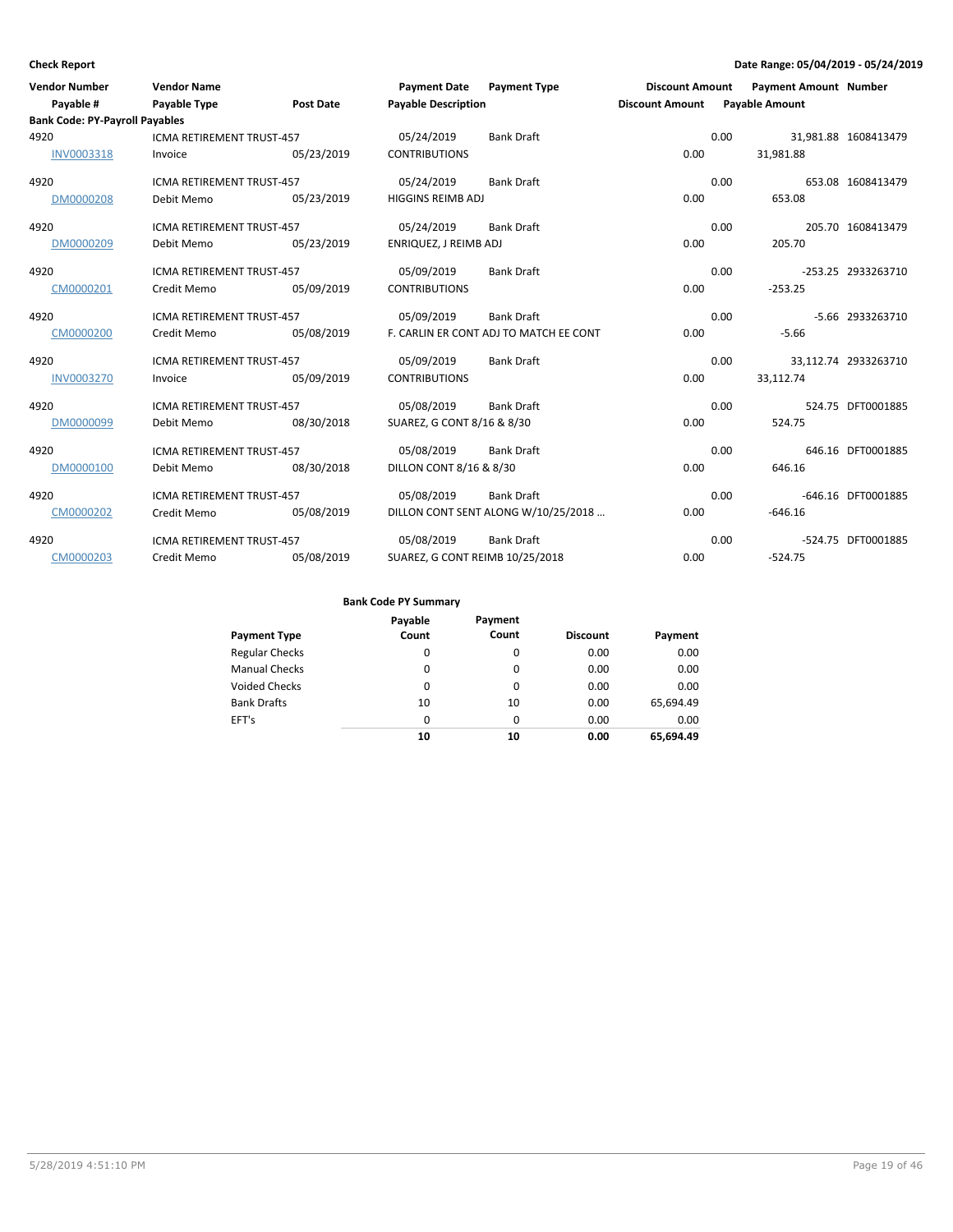**Check Report**

**Date Range: 05/04/2019 - 05/24/2019**

| Vendor Number / Payable # | Vendor Name / Payable Type | Post Date | Payment Date / Payable Description | Payment Type | Discount Amount / Discount Amount | Payment Amount / Payable Amount | Number |
|---|---|---|---|---|---|---|---|
| **Bank Code: PY-Payroll Payables** | | | | | | | |
| 4920 | ICMA RETIREMENT TRUST-457 | | 05/24/2019 | Bank Draft | 0.00 | 31,981.88 | 1608413479 |
| INV0003318 | Invoice | 05/23/2019 | CONTRIBUTIONS | | 0.00 | 31,981.88 | |
| 4920 | ICMA RETIREMENT TRUST-457 | | 05/24/2019 | Bank Draft | 0.00 | 653.08 | 1608413479 |
| DM0000208 | Debit Memo | 05/23/2019 | HIGGINS REIMB ADJ | | 0.00 | 653.08 | |
| 4920 | ICMA RETIREMENT TRUST-457 | | 05/24/2019 | Bank Draft | 0.00 | 205.70 | 1608413479 |
| DM0000209 | Debit Memo | 05/23/2019 | ENRIQUEZ, J REIMB ADJ | | 0.00 | 205.70 | |
| 4920 | ICMA RETIREMENT TRUST-457 | | 05/09/2019 | Bank Draft | 0.00 | -253.25 | 2933263710 |
| CM0000201 | Credit Memo | 05/09/2019 | CONTRIBUTIONS | | 0.00 | -253.25 | |
| 4920 | ICMA RETIREMENT TRUST-457 | | 05/09/2019 | Bank Draft | 0.00 | -5.66 | 2933263710 |
| CM0000200 | Credit Memo | 05/08/2019 | F. CARLIN ER CONT ADJ TO MATCH EE CONT | | 0.00 | -5.66 | |
| 4920 | ICMA RETIREMENT TRUST-457 | | 05/09/2019 | Bank Draft | 0.00 | 33,112.74 | 2933263710 |
| INV0003270 | Invoice | 05/09/2019 | CONTRIBUTIONS | | 0.00 | 33,112.74 | |
| 4920 | ICMA RETIREMENT TRUST-457 | | 05/08/2019 | Bank Draft | 0.00 | 524.75 | DFT0001885 |
| DM0000099 | Debit Memo | 08/30/2018 | SUAREZ, G CONT 8/16 & 8/30 | | 0.00 | 524.75 | |
| 4920 | ICMA RETIREMENT TRUST-457 | | 05/08/2019 | Bank Draft | 0.00 | 646.16 | DFT0001885 |
| DM0000100 | Debit Memo | 08/30/2018 | DILLON CONT 8/16 & 8/30 | | 0.00 | 646.16 | |
| 4920 | ICMA RETIREMENT TRUST-457 | | 05/08/2019 | Bank Draft | 0.00 | -646.16 | DFT0001885 |
| CM0000202 | Credit Memo | 05/08/2019 | DILLON CONT SENT ALONG W/10/25/2018 ... | | 0.00 | -646.16 | |
| 4920 | ICMA RETIREMENT TRUST-457 | | 05/08/2019 | Bank Draft | 0.00 | -524.75 | DFT0001885 |
| CM0000203 | Credit Memo | 05/08/2019 | SUAREZ, G CONT REIMB 10/25/2018 | | 0.00 | -524.75 | |

**Bank Code PY Summary**

| Payment Type | Payable Count | Payment Count | Discount | Payment |
|---|---|---|---|---|
| Regular Checks | 0 | 0 | 0.00 | 0.00 |
| Manual Checks | 0 | 0 | 0.00 | 0.00 |
| Voided Checks | 0 | 0 | 0.00 | 0.00 |
| Bank Drafts | 10 | 10 | 0.00 | 65,694.49 |
| EFT's | 0 | 0 | 0.00 | 0.00 |
| | **10** | **10** | **0.00** | **65,694.49** |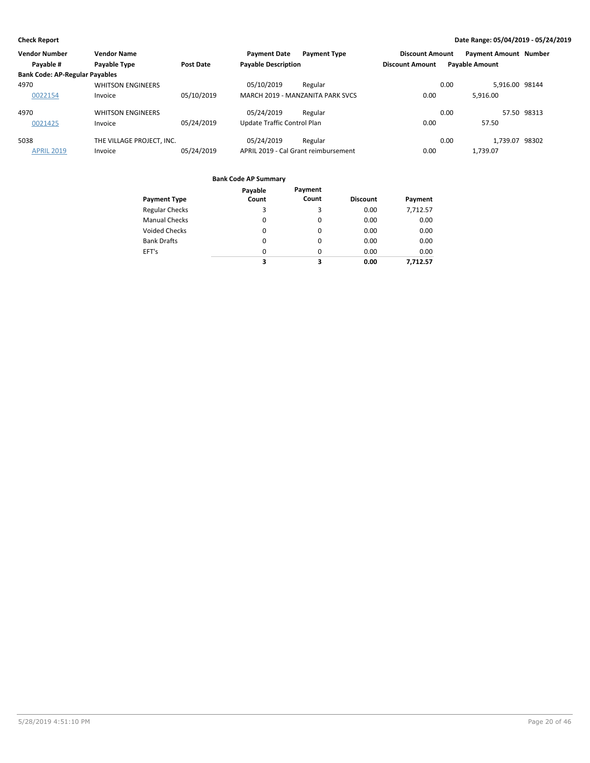| Vendor Number | Vendor Name | | Payment Date | Payment Type | Discount Amount | Payment Amount | Number |
|---|---|---|---|---|---|---|---|
| Payable # | Payable Type | Post Date | Payable Description | | Discount Amount | Payable Amount | |
| **Bank Code: AP-Regular Payables** | | | | | | | |
| 4970 | WHITSON ENGINEERS | | 05/10/2019 | Regular | 0.00 | 5,916.00 | 98144 |
| 0022154 | Invoice | 05/10/2019 | MARCH 2019 - MANZANITA PARK SVCS | | 0.00 | 5,916.00 | |
| 4970 | WHITSON ENGINEERS | | 05/24/2019 | Regular | 0.00 | 57.50 | 98313 |
| 0021425 | Invoice | 05/24/2019 | Update Traffic Control Plan | | 0.00 | 57.50 | |
| 5038 | THE VILLAGE PROJECT, INC. | | 05/24/2019 | Regular | 0.00 | 1,739.07 | 98302 |
| APRIL 2019 | Invoice | 05/24/2019 | APRIL 2019 - Cal Grant reimbursement | | 0.00 | 1,739.07 | |

**Bank Code AP Summary**

| Payment Type | Payable Count | Payment Count | Discount | Payment |
|---|---|---|---|---|
| Regular Checks | 3 | 3 | 0.00 | 7,712.57 |
| Manual Checks | 0 | 0 | 0.00 | 0.00 |
| Voided Checks | 0 | 0 | 0.00 | 0.00 |
| Bank Drafts | 0 | 0 | 0.00 | 0.00 |
| EFT's | 0 | 0 | 0.00 | 0.00 |
| | **3** | **3** | **0.00** | **7,712.57** |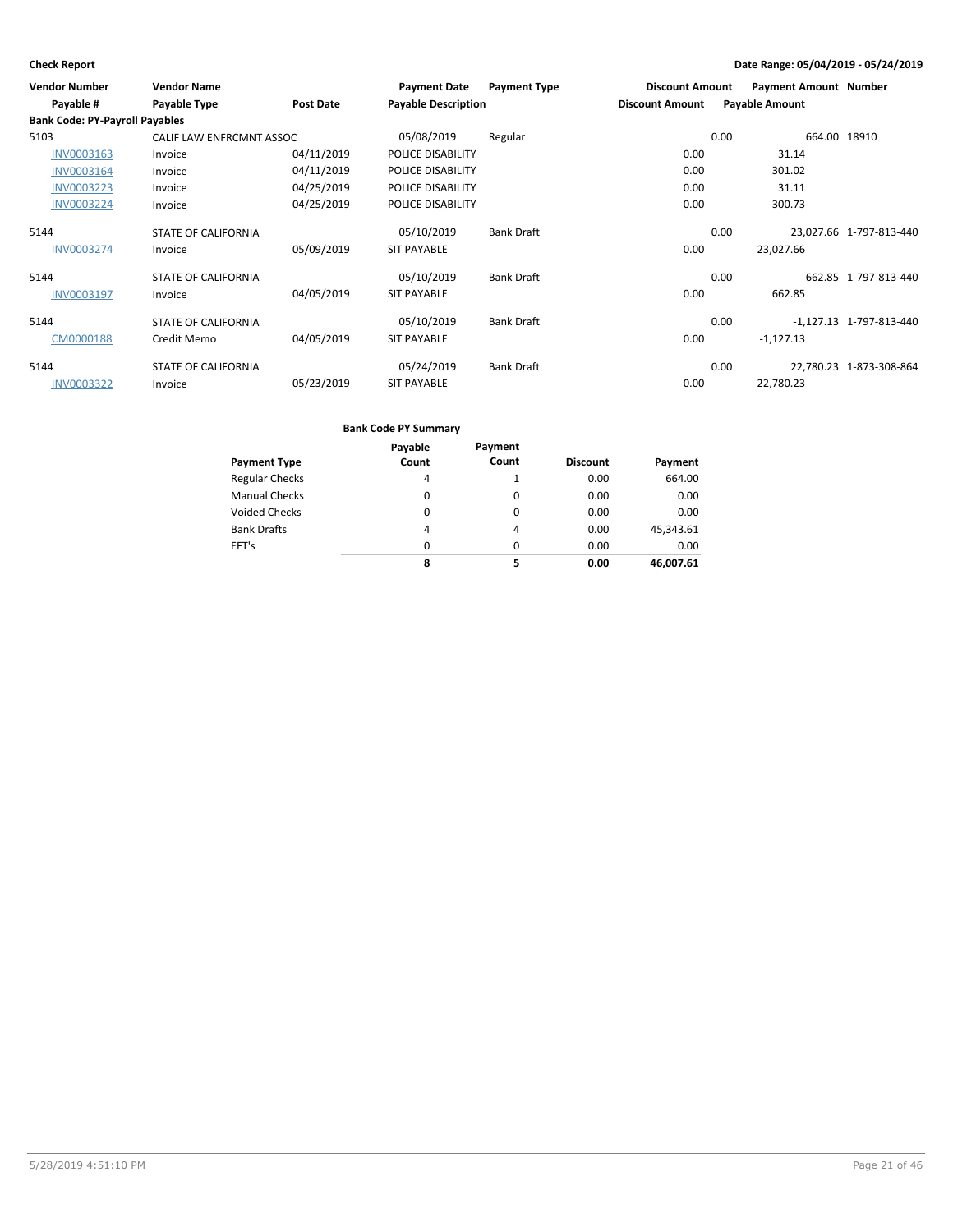**Check Report** **Date Range: 05/04/2019 - 05/24/2019**

| Vendor Number | Vendor Name | | Payment Date | Payment Type | Discount Amount | Payment Amount | Number |
|---|---|---|---|---|---|---|---|
| Payable # | Payable Type | Post Date | Payable Description | | Discount Amount | Payable Amount | |
| **Bank Code: PY-Payroll Payables** | | | | | | | |
| 5103 | CALIF LAW ENFRCMNT ASSOC | | 05/08/2019 | Regular | 0.00 | 664.00 | 18910 |
| INV0003163 | Invoice | 04/11/2019 | POLICE DISABILITY | | 0.00 | 31.14 | |
| INV0003164 | Invoice | 04/11/2019 | POLICE DISABILITY | | 0.00 | 301.02 | |
| INV0003223 | Invoice | 04/25/2019 | POLICE DISABILITY | | 0.00 | 31.11 | |
| INV0003224 | Invoice | 04/25/2019 | POLICE DISABILITY | | 0.00 | 300.73 | |
| 5144 | STATE OF CALIFORNIA | | 05/10/2019 | Bank Draft | 0.00 | 23,027.66 | 1-797-813-440 |
| INV0003274 | Invoice | 05/09/2019 | SIT PAYABLE | | 0.00 | 23,027.66 | |
| 5144 | STATE OF CALIFORNIA | | 05/10/2019 | Bank Draft | 0.00 | 662.85 | 1-797-813-440 |
| INV0003197 | Invoice | 04/05/2019 | SIT PAYABLE | | 0.00 | 662.85 | |
| 5144 | STATE OF CALIFORNIA | | 05/10/2019 | Bank Draft | 0.00 | -1,127.13 | 1-797-813-440 |
| CM0000188 | Credit Memo | 04/05/2019 | SIT PAYABLE | | 0.00 | -1,127.13 | |
| 5144 | STATE OF CALIFORNIA | | 05/24/2019 | Bank Draft | 0.00 | 22,780.23 | 1-873-308-864 |
| INV0003322 | Invoice | 05/23/2019 | SIT PAYABLE | | 0.00 | 22,780.23 | |

**Bank Code PY Summary**

| Payment Type | Payable Count | Payment Count | Discount | Payment |
|---|---|---|---|---|
| Regular Checks | 4 | 1 | 0.00 | 664.00 |
| Manual Checks | 0 | 0 | 0.00 | 0.00 |
| Voided Checks | 0 | 0 | 0.00 | 0.00 |
| Bank Drafts | 4 | 4 | 0.00 | 45,343.61 |
| EFT's | 0 | 0 | 0.00 | 0.00 |
| | **8** | **5** | **0.00** | **46,007.61** |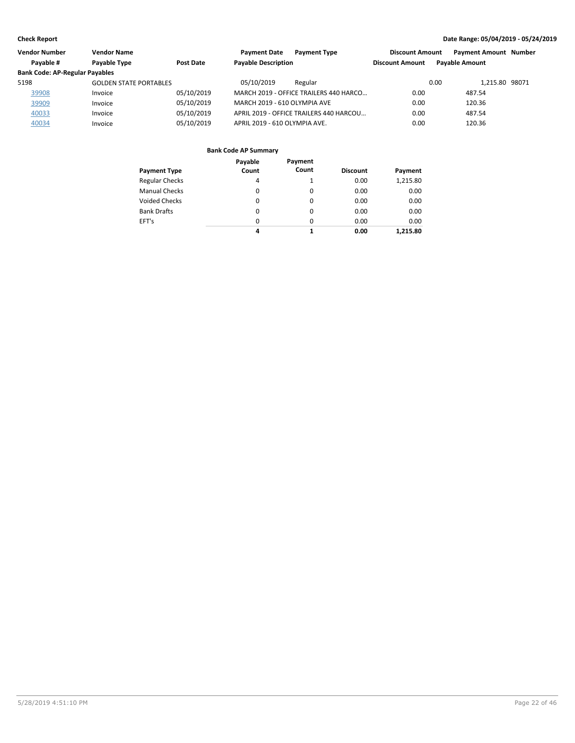| Vendor Number | Vendor Name | | Payment Date | Payment Type | Discount Amount | Payment Amount | Number |
|---|---|---|---|---|---|---|---|
| Payable # | Payable Type | Post Date | Payable Description | | Discount Amount | Payable Amount | |
| **Bank Code: AP-Regular Payables** | | | | | | | |
| 5198 | GOLDEN STATE PORTABLES | | 05/10/2019 | Regular | 0.00 | 1,215.80 | 98071 |
| 39908 | Invoice | 05/10/2019 | MARCH 2019 - OFFICE TRAILERS 440 HARCO... | | 0.00 | 487.54 | |
| 39909 | Invoice | 05/10/2019 | MARCH 2019 - 610 OLYMPIA AVE | | 0.00 | 120.36 | |
| 40033 | Invoice | 05/10/2019 | APRIL 2019 - OFFICE TRAILERS 440 HARCOU... | | 0.00 | 487.54 | |
| 40034 | Invoice | 05/10/2019 | APRIL 2019 - 610 OLYMPIA AVE. | | 0.00 | 120.36 | |

**Bank Code AP Summary**

| Payment Type | Payable Count | Payment Count | Discount | Payment |
|---|---|---|---|---|
| Regular Checks | 4 | 1 | 0.00 | 1,215.80 |
| Manual Checks | 0 | 0 | 0.00 | 0.00 |
| Voided Checks | 0 | 0 | 0.00 | 0.00 |
| Bank Drafts | 0 | 0 | 0.00 | 0.00 |
| EFT's | 0 | 0 | 0.00 | 0.00 |
| | **4** | **1** | **0.00** | **1,215.80** |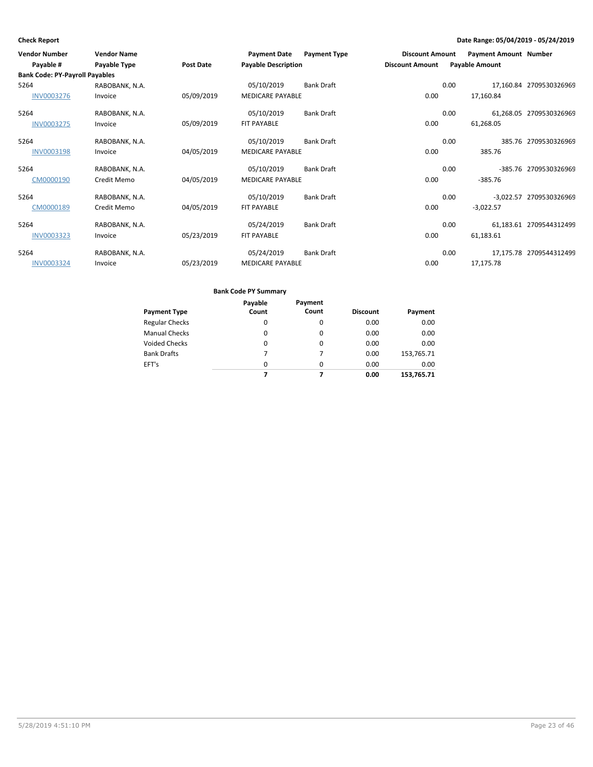**Check Report** — Date Range: 05/04/2019 - 05/24/2019

| Vendor Number / Payable # | Vendor Name / Payable Type | Post Date | Payment Date / Payable Description | Payment Type | Discount Amount | Payment Amount / Payable Amount | Number |
|---|---|---|---|---|---|---|---|
| **Bank Code: PY-Payroll Payables** | | | | | | | |
| 5264 | RABOBANK, N.A. | | 05/10/2019 | Bank Draft | 0.00 | 17,160.84 | 2709530326969 |
| INV0003276 | Invoice | 05/09/2019 | MEDICARE PAYABLE | | 0.00 | 17,160.84 | |
| 5264 | RABOBANK, N.A. | | 05/10/2019 | Bank Draft | 0.00 | 61,268.05 | 2709530326969 |
| INV0003275 | Invoice | 05/09/2019 | FIT PAYABLE | | 0.00 | 61,268.05 | |
| 5264 | RABOBANK, N.A. | | 05/10/2019 | Bank Draft | 0.00 | 385.76 | 2709530326969 |
| INV0003198 | Invoice | 04/05/2019 | MEDICARE PAYABLE | | 0.00 | 385.76 | |
| 5264 | RABOBANK, N.A. | | 05/10/2019 | Bank Draft | 0.00 | -385.76 | 2709530326969 |
| CM0000190 | Credit Memo | 04/05/2019 | MEDICARE PAYABLE | | 0.00 | -385.76 | |
| 5264 | RABOBANK, N.A. | | 05/10/2019 | Bank Draft | 0.00 | -3,022.57 | 2709530326969 |
| CM0000189 | Credit Memo | 04/05/2019 | FIT PAYABLE | | 0.00 | -3,022.57 | |
| 5264 | RABOBANK, N.A. | | 05/24/2019 | Bank Draft | 0.00 | 61,183.61 | 2709544312499 |
| INV0003323 | Invoice | 05/23/2019 | FIT PAYABLE | | 0.00 | 61,183.61 | |
| 5264 | RABOBANK, N.A. | | 05/24/2019 | Bank Draft | 0.00 | 17,175.78 | 2709544312499 |
| INV0003324 | Invoice | 05/23/2019 | MEDICARE PAYABLE | | 0.00 | 17,175.78 | |

**Bank Code PY Summary**

| Payment Type | Payable Count | Payment Count | Discount | Payment |
|---|---|---|---|---|
| Regular Checks | 0 | 0 | 0.00 | 0.00 |
| Manual Checks | 0 | 0 | 0.00 | 0.00 |
| Voided Checks | 0 | 0 | 0.00 | 0.00 |
| Bank Drafts | 7 | 7 | 0.00 | 153,765.71 |
| EFT's | 0 | 0 | 0.00 | 0.00 |
| | **7** | **7** | **0.00** | **153,765.71** |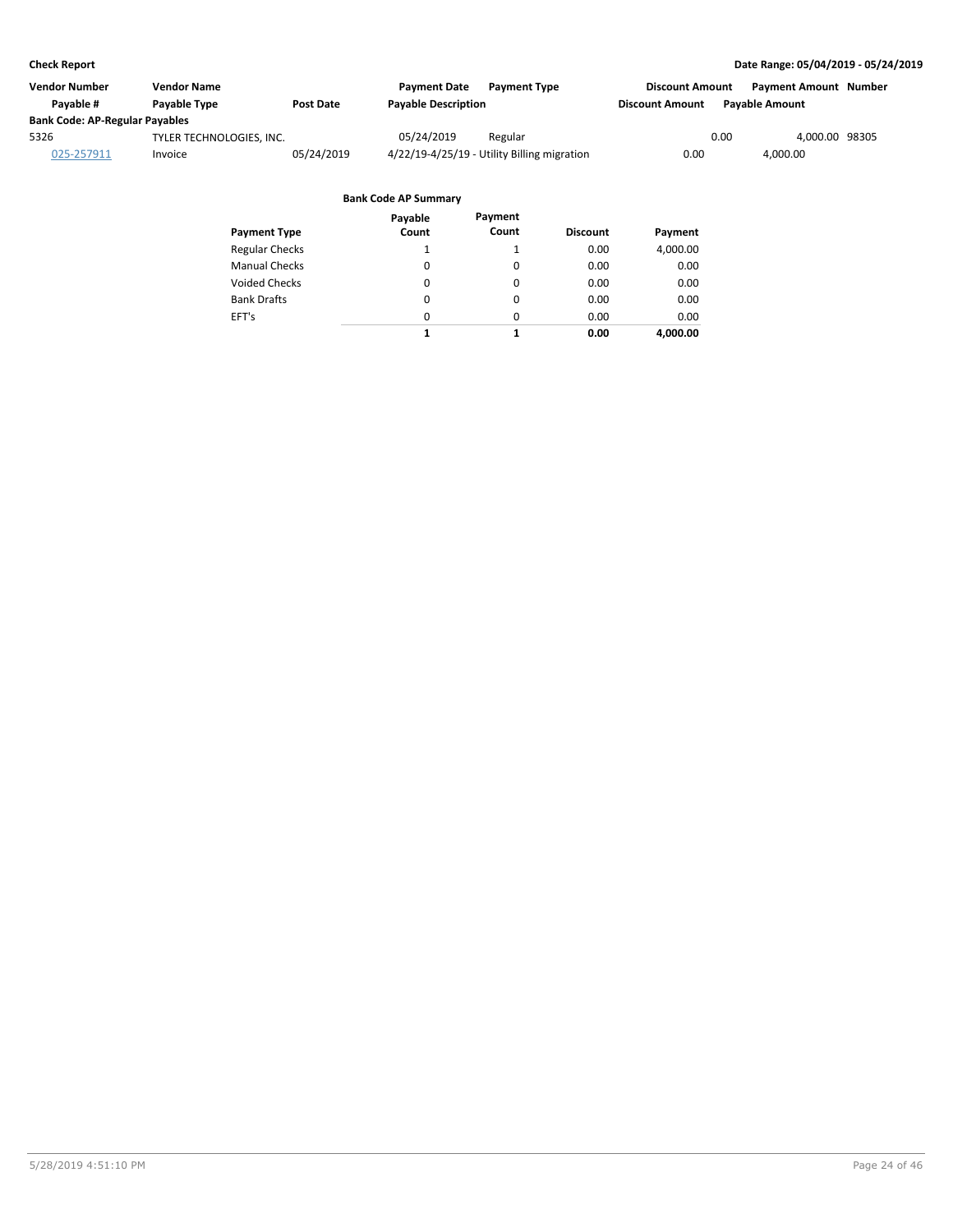**Check Report** | **Date Range: 05/04/2019 - 05/24/2019**

| Vendor Number | Vendor Name | | Payment Date | Payment Type | Discount Amount | Payment Amount | Number |
|---|---|---|---|---|---|---|---|
| Payable # | Payable Type | Post Date | Payable Description | | Discount Amount | Payable Amount | |
| **Bank Code: AP-Regular Payables** | | | | | | | |
| 5326 | TYLER TECHNOLOGIES, INC. | | 05/24/2019 | Regular | 0.00 | 4,000.00 | 98305 |
| 025-257911 | Invoice | 05/24/2019 | 4/22/19-4/25/19 - Utility Billing migration | | 0.00 | 4,000.00 | |

**Bank Code AP Summary**

| Payment Type | Payable Count | Payment Count | Discount | Payment |
|---|---|---|---|---|
| Regular Checks | 1 | 1 | 0.00 | 4,000.00 |
| Manual Checks | 0 | 0 | 0.00 | 0.00 |
| Voided Checks | 0 | 0 | 0.00 | 0.00 |
| Bank Drafts | 0 | 0 | 0.00 | 0.00 |
| EFT's | 0 | 0 | 0.00 | 0.00 |
| | **1** | **1** | **0.00** | **4,000.00** |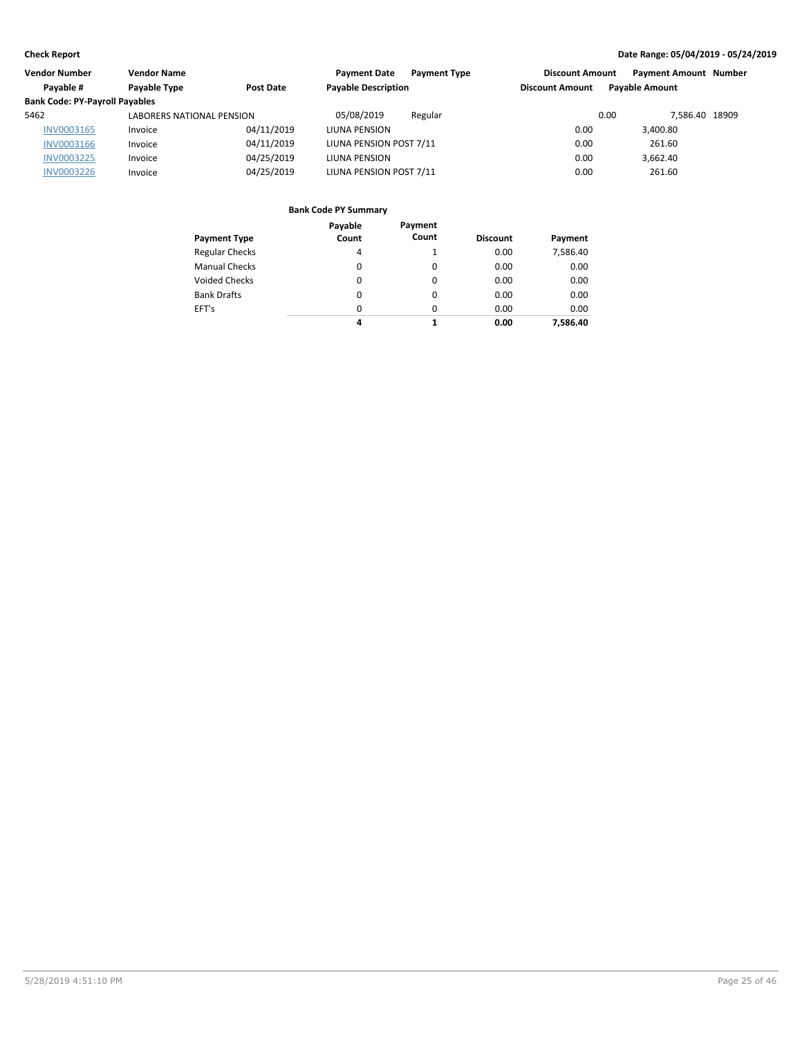**Check Report**

**Date Range: 05/04/2019 - 05/24/2019**

| Vendor Number | Vendor Name | | Payment Date | Payment Type | Discount Amount | Payment Amount | Number |
|---|---|---|---|---|---|---|---|
| Payable # | Payable Type | Post Date | Payable Description | | Discount Amount | Payable Amount | |
| **Bank Code: PY-Payroll Payables** | | | | | | | |
| 5462 | LABORERS NATIONAL PENSION | | 05/08/2019 | Regular | 0.00 | 7,586.40 | 18909 |
| INV0003165 | Invoice | 04/11/2019 | LIUNA PENSION | | 0.00 | 3,400.80 | |
| INV0003166 | Invoice | 04/11/2019 | LIUNA PENSION POST 7/11 | | 0.00 | 261.60 | |
| INV0003225 | Invoice | 04/25/2019 | LIUNA PENSION | | 0.00 | 3,662.40 | |
| INV0003226 | Invoice | 04/25/2019 | LIUNA PENSION POST 7/11 | | 0.00 | 261.60 | |

**Bank Code PY Summary**

| Payment Type | Payable Count | Payment Count | Discount | Payment |
|---|---|---|---|---|
| Regular Checks | 4 | 1 | 0.00 | 7,586.40 |
| Manual Checks | 0 | 0 | 0.00 | 0.00 |
| Voided Checks | 0 | 0 | 0.00 | 0.00 |
| Bank Drafts | 0 | 0 | 0.00 | 0.00 |
| EFT's | 0 | 0 | 0.00 | 0.00 |
| | **4** | **1** | **0.00** | **7,586.40** |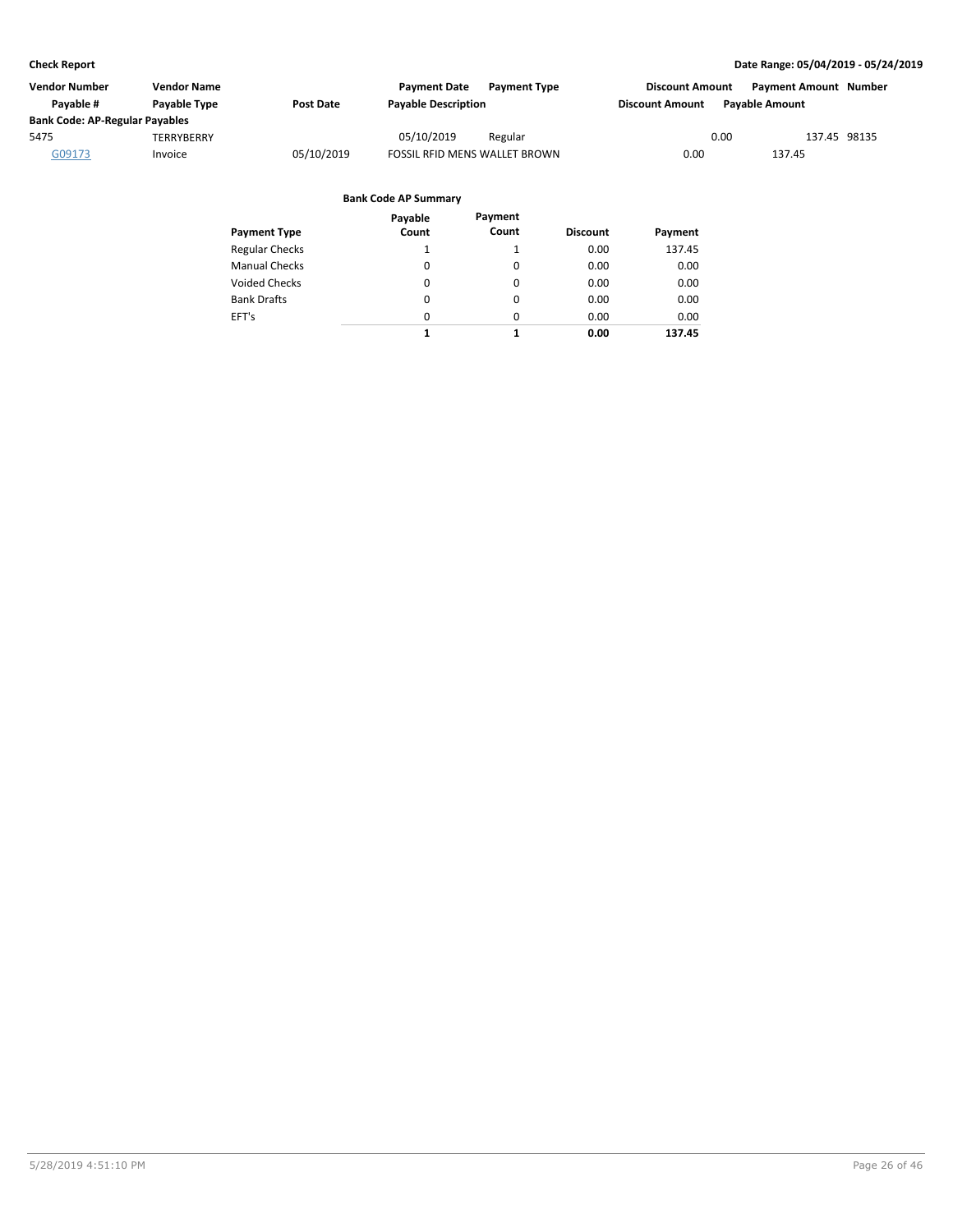| Vendor Number | Vendor Name | | Payment Date | Payment Type | Discount Amount | Payment Amount | Number |
|---|---|---|---|---|---|---|---|
| Payable # | Payable Type | Post Date | Payable Description | | Discount Amount | Payable Amount | |
| **Bank Code: AP-Regular Payables** | | | | | | | |
| 5475 | TERRYBERRY | | 05/10/2019 | Regular | 0.00 | 137.45 | 98135 |
| G09173 | Invoice | 05/10/2019 | FOSSIL RFID MENS WALLET BROWN | | 0.00 | 137.45 | |

**Bank Code AP Summary**

| Payment Type | Payable Count | Payment Count | Discount | Payment |
|---|---|---|---|---|
| Regular Checks | 1 | 1 | 0.00 | 137.45 |
| Manual Checks | 0 | 0 | 0.00 | 0.00 |
| Voided Checks | 0 | 0 | 0.00 | 0.00 |
| Bank Drafts | 0 | 0 | 0.00 | 0.00 |
| EFT's | 0 | 0 | 0.00 | 0.00 |
| | **1** | **1** | **0.00** | **137.45** |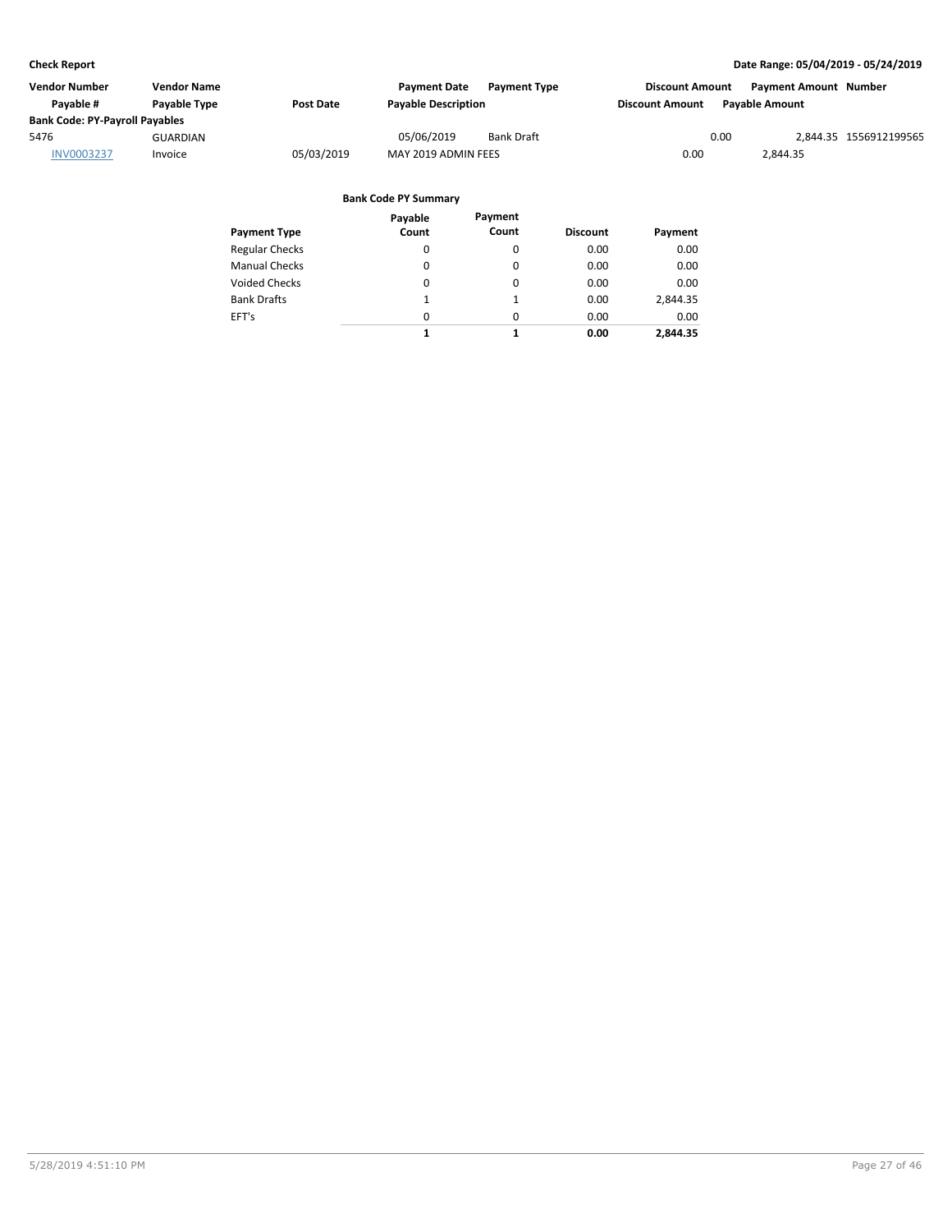**Check Report** — Date Range: 05/04/2019 - 05/24/2019

| Vendor Number | Vendor Name | | Payment Date | Payment Type | Discount Amount | Payment Amount | Number |
|---|---|---|---|---|---|---|---|
| Payable # | Payable Type | Post Date | Payable Description | | Discount Amount | Payable Amount | |
| **Bank Code: PY-Payroll Payables** | | | | | | | |
| 5476 | GUARDIAN | | 05/06/2019 | Bank Draft | 0.00 | 2,844.35 | 1556912199565 |
| INV0003237 | Invoice | 05/03/2019 | MAY 2019 ADMIN FEES | | 0.00 | 2,844.35 | |

**Bank Code PY Summary**

| Payment Type | Payable Count | Payment Count | Discount | Payment |
|---|---|---|---|---|
| Regular Checks | 0 | 0 | 0.00 | 0.00 |
| Manual Checks | 0 | 0 | 0.00 | 0.00 |
| Voided Checks | 0 | 0 | 0.00 | 0.00 |
| Bank Drafts | 1 | 1 | 0.00 | 2,844.35 |
| EFT's | 0 | 0 | 0.00 | 0.00 |
| | **1** | **1** | **0.00** | **2,844.35** |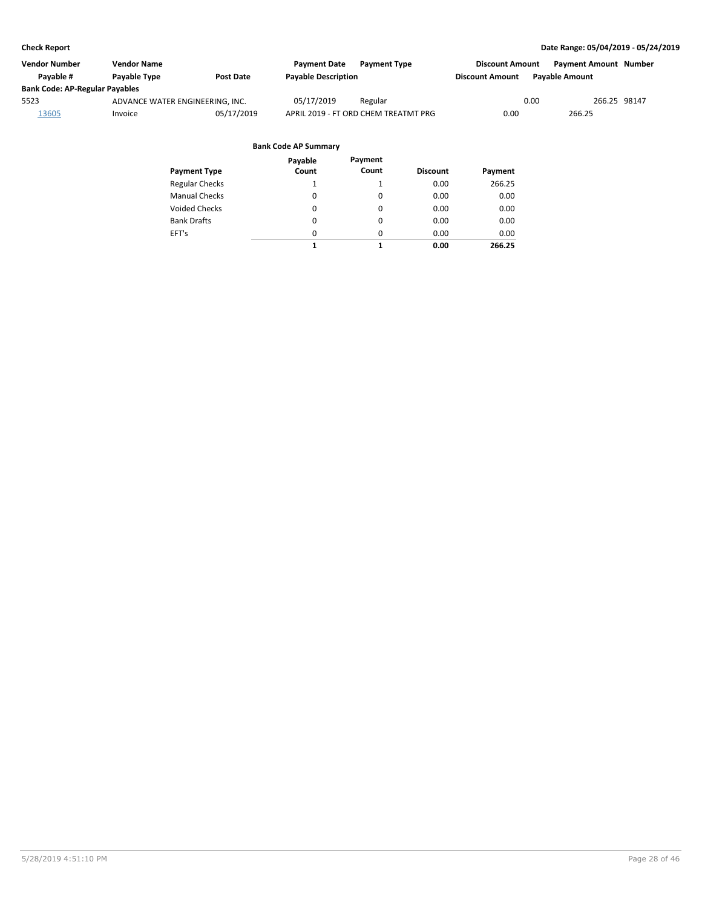**Check Report** — **Date Range: 05/04/2019 - 05/24/2019**

| Vendor Number | Vendor Name | | Payment Date | Payment Type | Discount Amount | Payment Amount | Number |
|---|---|---|---|---|---|---|---|
| Payable # | Payable Type | Post Date | Payable Description | | Discount Amount | Payable Amount | |
| **Bank Code: AP-Regular Payables** | | | | | | | |
| 5523 | ADVANCE WATER ENGINEERING, INC. | | 05/17/2019 | Regular | 0.00 | 266.25 | 98147 |
| 13605 | Invoice | 05/17/2019 | APRIL 2019 - FT ORD CHEM TREATMT PRG | | 0.00 | 266.25 | |

**Bank Code AP Summary**

| Payment Type | Payable Count | Payment Count | Discount | Payment |
|---|---|---|---|---|
| Regular Checks | 1 | 1 | 0.00 | 266.25 |
| Manual Checks | 0 | 0 | 0.00 | 0.00 |
| Voided Checks | 0 | 0 | 0.00 | 0.00 |
| Bank Drafts | 0 | 0 | 0.00 | 0.00 |
| EFT's | 0 | 0 | 0.00 | 0.00 |
| | **1** | **1** | **0.00** | **266.25** |

5/28/2019 4:51:10 PM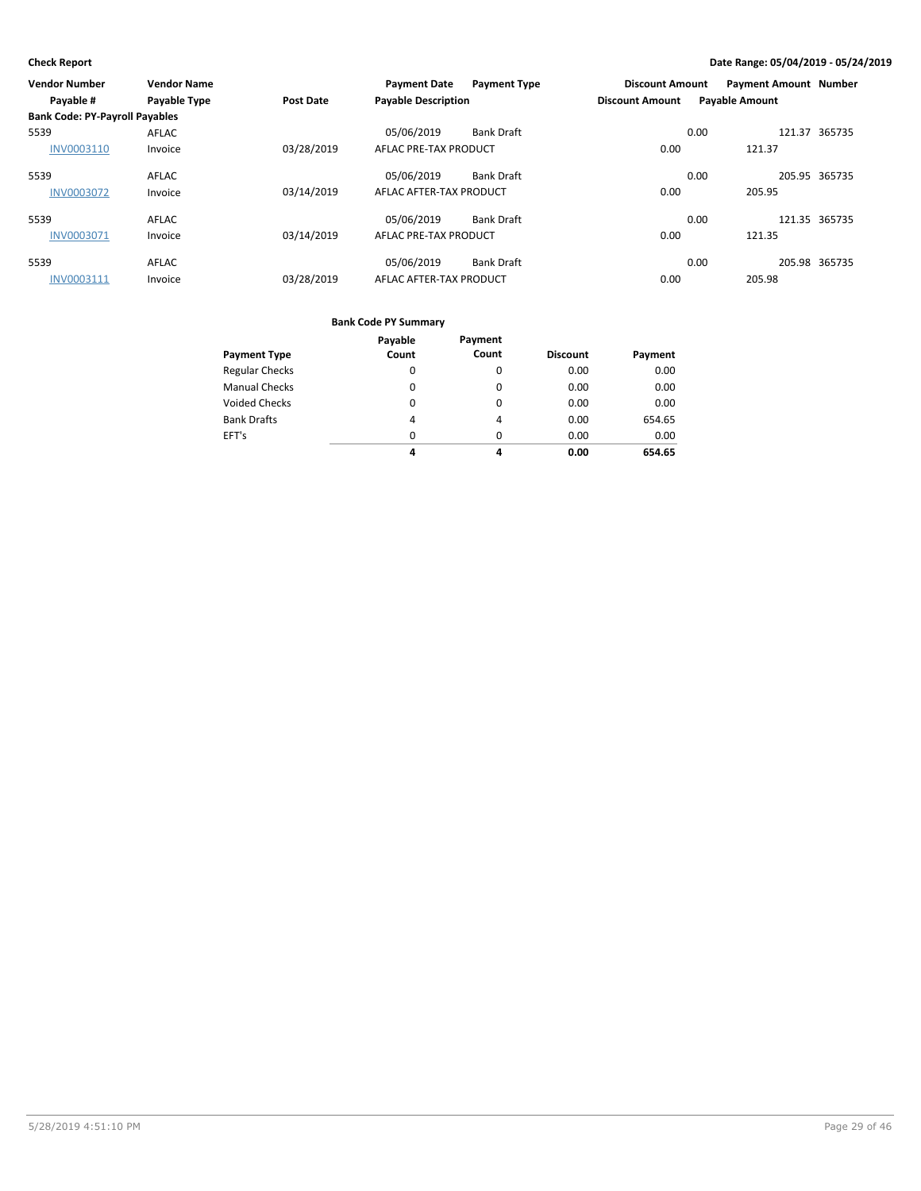**Check Report** — Date Range: 05/04/2019 - 05/24/2019

| Vendor Number | Vendor Name | | Payment Date | Payment Type | Discount Amount | Payment Amount | Number |
|---|---|---|---|---|---|---|---|
| Payable # | Payable Type | Post Date | Payable Description | | Discount Amount | Payable Amount | |
| **Bank Code: PY-Payroll Payables** | | | | | | | |
| 5539 | AFLAC | | 05/06/2019 | Bank Draft | 0.00 | 121.37 | 365735 |
| INV0003110 | Invoice | 03/28/2019 | AFLAC PRE-TAX PRODUCT | | 0.00 | 121.37 | |
| 5539 | AFLAC | | 05/06/2019 | Bank Draft | 0.00 | 205.95 | 365735 |
| INV0003072 | Invoice | 03/14/2019 | AFLAC AFTER-TAX PRODUCT | | 0.00 | 205.95 | |
| 5539 | AFLAC | | 05/06/2019 | Bank Draft | 0.00 | 121.35 | 365735 |
| INV0003071 | Invoice | 03/14/2019 | AFLAC PRE-TAX PRODUCT | | 0.00 | 121.35 | |
| 5539 | AFLAC | | 05/06/2019 | Bank Draft | 0.00 | 205.98 | 365735 |
| INV0003111 | Invoice | 03/28/2019 | AFLAC AFTER-TAX PRODUCT | | 0.00 | 205.98 | |

**Bank Code PY Summary**

| Payment Type | Payable Count | Payment Count | Discount | Payment |
|---|---|---|---|---|
| Regular Checks | 0 | 0 | 0.00 | 0.00 |
| Manual Checks | 0 | 0 | 0.00 | 0.00 |
| Voided Checks | 0 | 0 | 0.00 | 0.00 |
| Bank Drafts | 4 | 4 | 0.00 | 654.65 |
| EFT's | 0 | 0 | 0.00 | 0.00 |
| | **4** | **4** | **0.00** | **654.65** |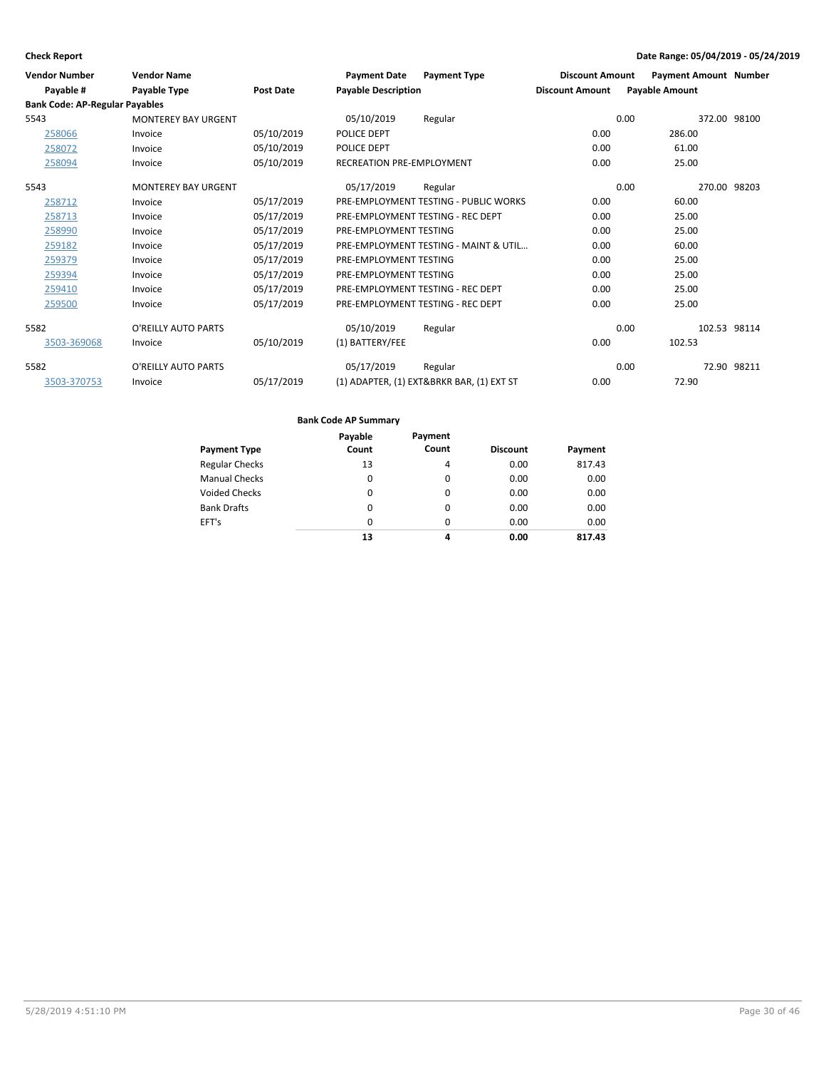**Check Report** — Date Range: 05/04/2019 - 05/24/2019

| Vendor Number | Vendor Name | | Payment Date | Payment Type | Discount Amount | Payment Amount | Number |
|---|---|---|---|---|---|---|---|
| Payable # | Payable Type | Post Date | Payable Description | | Discount Amount | Payable Amount | |
| **Bank Code: AP-Regular Payables** | | | | | | | |
| 5543 | MONTEREY BAY URGENT | | 05/10/2019 | Regular | 0.00 | 372.00 | 98100 |
| 258066 | Invoice | 05/10/2019 | POLICE DEPT | | 0.00 | 286.00 | |
| 258072 | Invoice | 05/10/2019 | POLICE DEPT | | 0.00 | 61.00 | |
| 258094 | Invoice | 05/10/2019 | RECREATION PRE-EMPLOYMENT | | 0.00 | 25.00 | |
| 5543 | MONTEREY BAY URGENT | | 05/17/2019 | Regular | 0.00 | 270.00 | 98203 |
| 258712 | Invoice | 05/17/2019 | PRE-EMPLOYMENT TESTING - PUBLIC WORKS | | 0.00 | 60.00 | |
| 258713 | Invoice | 05/17/2019 | PRE-EMPLOYMENT TESTING - REC DEPT | | 0.00 | 25.00 | |
| 258990 | Invoice | 05/17/2019 | PRE-EMPLOYMENT TESTING | | 0.00 | 25.00 | |
| 259182 | Invoice | 05/17/2019 | PRE-EMPLOYMENT TESTING - MAINT & UTIL... | | 0.00 | 60.00 | |
| 259379 | Invoice | 05/17/2019 | PRE-EMPLOYMENT TESTING | | 0.00 | 25.00 | |
| 259394 | Invoice | 05/17/2019 | PRE-EMPLOYMENT TESTING | | 0.00 | 25.00 | |
| 259410 | Invoice | 05/17/2019 | PRE-EMPLOYMENT TESTING - REC DEPT | | 0.00 | 25.00 | |
| 259500 | Invoice | 05/17/2019 | PRE-EMPLOYMENT TESTING - REC DEPT | | 0.00 | 25.00 | |
| 5582 | O'REILLY AUTO PARTS | | 05/10/2019 | Regular | 0.00 | 102.53 | 98114 |
| 3503-369068 | Invoice | 05/10/2019 | (1) BATTERY/FEE | | 0.00 | 102.53 | |
| 5582 | O'REILLY AUTO PARTS | | 05/17/2019 | Regular | 0.00 | 72.90 | 98211 |
| 3503-370753 | Invoice | 05/17/2019 | (1) ADAPTER, (1) EXT&BRKR BAR, (1) EXT ST | | 0.00 | 72.90 | |

**Bank Code AP Summary**

| Payment Type | Payable Count | Payment Count | Discount | Payment |
|---|---|---|---|---|
| Regular Checks | 13 | 4 | 0.00 | 817.43 |
| Manual Checks | 0 | 0 | 0.00 | 0.00 |
| Voided Checks | 0 | 0 | 0.00 | 0.00 |
| Bank Drafts | 0 | 0 | 0.00 | 0.00 |
| EFT's | 0 | 0 | 0.00 | 0.00 |
| | **13** | **4** | **0.00** | **817.43** |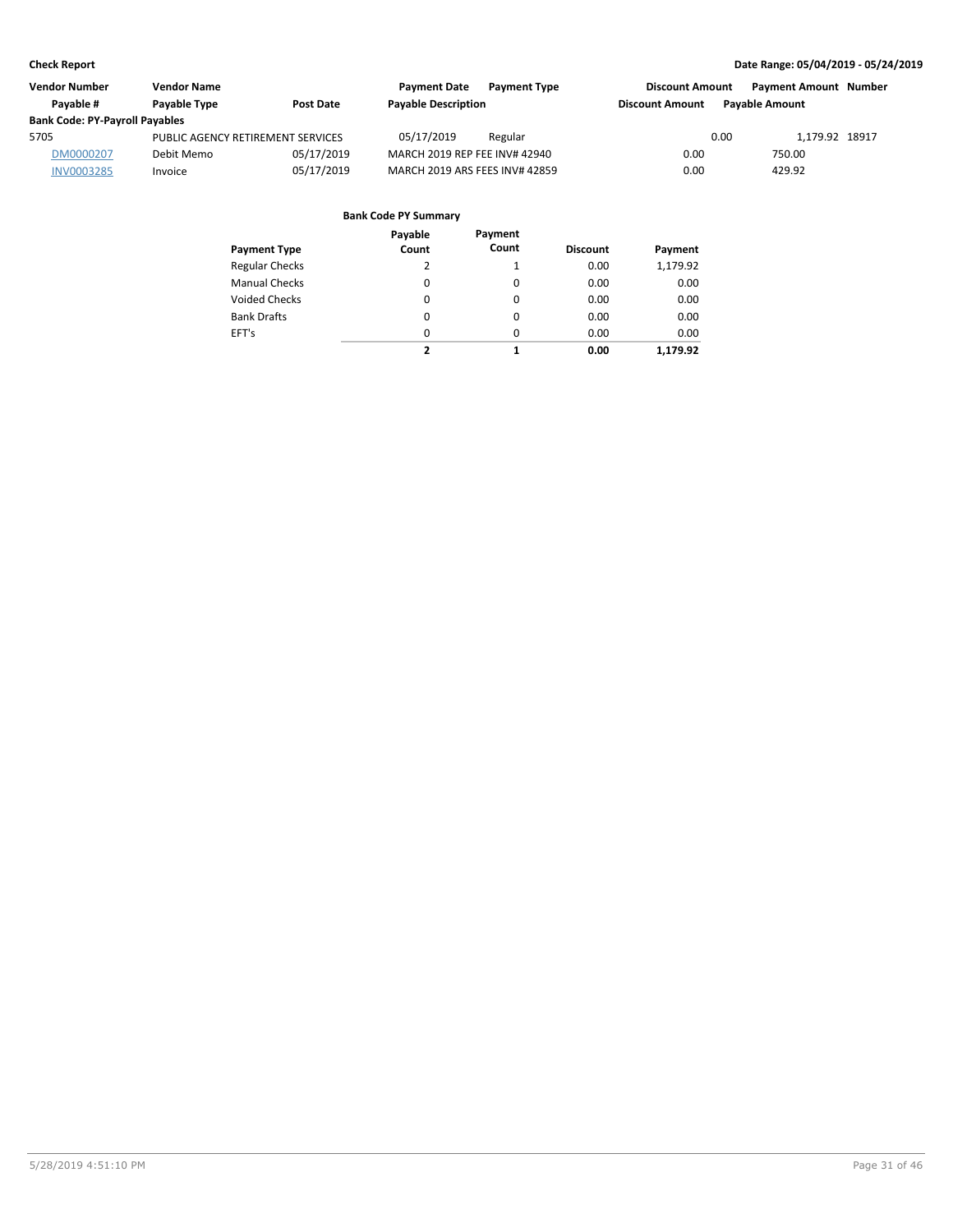| Vendor Number | Vendor Name | | Payment Date | Payment Type | Discount Amount | Payment Amount | Number |
|---|---|---|---|---|---|---|---|
| Payable # | Payable Type | Post Date | Payable Description | | Discount Amount | Payable Amount | |
| **Bank Code: PY-Payroll Payables** | | | | | | | |
| 5705 | PUBLIC AGENCY RETIREMENT SERVICES | | 05/17/2019 | Regular | 0.00 | 1,179.92 | 18917 |
| DM0000207 | Debit Memo | 05/17/2019 | MARCH 2019 REP FEE INV# 42940 | | 0.00 | 750.00 | |
| INV0003285 | Invoice | 05/17/2019 | MARCH 2019 ARS FEES INV# 42859 | | 0.00 | 429.92 | |

**Bank Code PY Summary**

| Payment Type | Payable Count | Payment Count | Discount | Payment |
|---|---|---|---|---|
| Regular Checks | 2 | 1 | 0.00 | 1,179.92 |
| Manual Checks | 0 | 0 | 0.00 | 0.00 |
| Voided Checks | 0 | 0 | 0.00 | 0.00 |
| Bank Drafts | 0 | 0 | 0.00 | 0.00 |
| EFT's | 0 | 0 | 0.00 | 0.00 |
| | **2** | **1** | **0.00** | **1,179.92** |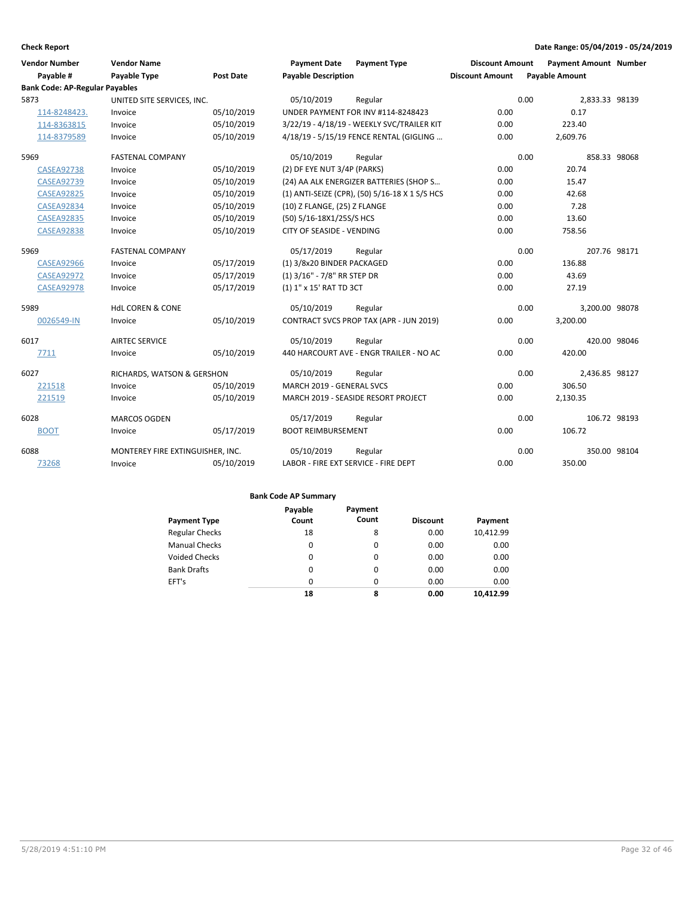**Check Report** — Date Range: 05/04/2019 - 05/24/2019

| Vendor Number | Vendor Name | | Payment Date | Payment Type | Discount Amount | Payment Amount | Number |
|---|---|---|---|---|---|---|---|
| Payable # | Payable Type | Post Date | Payable Description | | Discount Amount | Payable Amount | |
| **Bank Code: AP-Regular Payables** | | | | | | | |
| 5873 | UNITED SITE SERVICES, INC. | | 05/10/2019 | Regular | 0.00 | 2,833.33 | 98139 |
| 114-8248423. | Invoice | 05/10/2019 | UNDER PAYMENT FOR INV #114-8248423 | | 0.00 | 0.17 | |
| 114-8363815 | Invoice | 05/10/2019 | 3/22/19 - 4/18/19 - WEEKLY SVC/TRAILER KIT | | 0.00 | 223.40 | |
| 114-8379589 | Invoice | 05/10/2019 | 4/18/19 - 5/15/19 FENCE RENTAL (GIGLING … | | 0.00 | 2,609.76 | |
| 5969 | FASTENAL COMPANY | | 05/10/2019 | Regular | 0.00 | 858.33 | 98068 |
| CASEA92738 | Invoice | 05/10/2019 | (2) DF EYE NUT 3/4P (PARKS) | | 0.00 | 20.74 | |
| CASEA92739 | Invoice | 05/10/2019 | (24) AA ALK ENERGIZER BATTERIES (SHOP S… | | 0.00 | 15.47 | |
| CASEA92825 | Invoice | 05/10/2019 | (1) ANTI-SEIZE (CPR), (50) 5/16-18 X 1 S/S HCS | | 0.00 | 42.68 | |
| CASEA92834 | Invoice | 05/10/2019 | (10) Z FLANGE, (25) Z FLANGE | | 0.00 | 7.28 | |
| CASEA92835 | Invoice | 05/10/2019 | (50) 5/16-18X1/25S/S HCS | | 0.00 | 13.60 | |
| CASEA92838 | Invoice | 05/10/2019 | CITY OF SEASIDE - VENDING | | 0.00 | 758.56 | |
| 5969 | FASTENAL COMPANY | | 05/17/2019 | Regular | 0.00 | 207.76 | 98171 |
| CASEA92966 | Invoice | 05/17/2019 | (1) 3/8x20 BINDER PACKAGED | | 0.00 | 136.88 | |
| CASEA92972 | Invoice | 05/17/2019 | (1) 3/16" - 7/8" RR STEP DR | | 0.00 | 43.69 | |
| CASEA92978 | Invoice | 05/17/2019 | (1) 1" x 15' RAT TD 3CT | | 0.00 | 27.19 | |
| 5989 | HdL COREN & CONE | | 05/10/2019 | Regular | 0.00 | 3,200.00 | 98078 |
| 0026549-IN | Invoice | 05/10/2019 | CONTRACT SVCS PROP TAX (APR - JUN 2019) | | 0.00 | 3,200.00 | |
| 6017 | AIRTEC SERVICE | | 05/10/2019 | Regular | 0.00 | 420.00 | 98046 |
| 7711 | Invoice | 05/10/2019 | 440 HARCOURT AVE - ENGR TRAILER - NO AC | | 0.00 | 420.00 | |
| 6027 | RICHARDS, WATSON & GERSHON | | 05/10/2019 | Regular | 0.00 | 2,436.85 | 98127 |
| 221518 | Invoice | 05/10/2019 | MARCH 2019 - GENERAL SVCS | | 0.00 | 306.50 | |
| 221519 | Invoice | 05/10/2019 | MARCH 2019 - SEASIDE RESORT PROJECT | | 0.00 | 2,130.35 | |
| 6028 | MARCOS OGDEN | | 05/17/2019 | Regular | 0.00 | 106.72 | 98193 |
| BOOT | Invoice | 05/17/2019 | BOOT REIMBURSEMENT | | 0.00 | 106.72 | |
| 6088 | MONTEREY FIRE EXTINGUISHER, INC. | | 05/10/2019 | Regular | 0.00 | 350.00 | 98104 |
| 73268 | Invoice | 05/10/2019 | LABOR - FIRE EXT SERVICE - FIRE DEPT | | 0.00 | 350.00 | |

**Bank Code AP Summary**

| Payment Type | Payable Count | Payment Count | Discount | Payment |
|---|---|---|---|---|
| Regular Checks | 18 | 8 | 0.00 | 10,412.99 |
| Manual Checks | 0 | 0 | 0.00 | 0.00 |
| Voided Checks | 0 | 0 | 0.00 | 0.00 |
| Bank Drafts | 0 | 0 | 0.00 | 0.00 |
| EFT's | 0 | 0 | 0.00 | 0.00 |
| | **18** | **8** | **0.00** | **10,412.99** |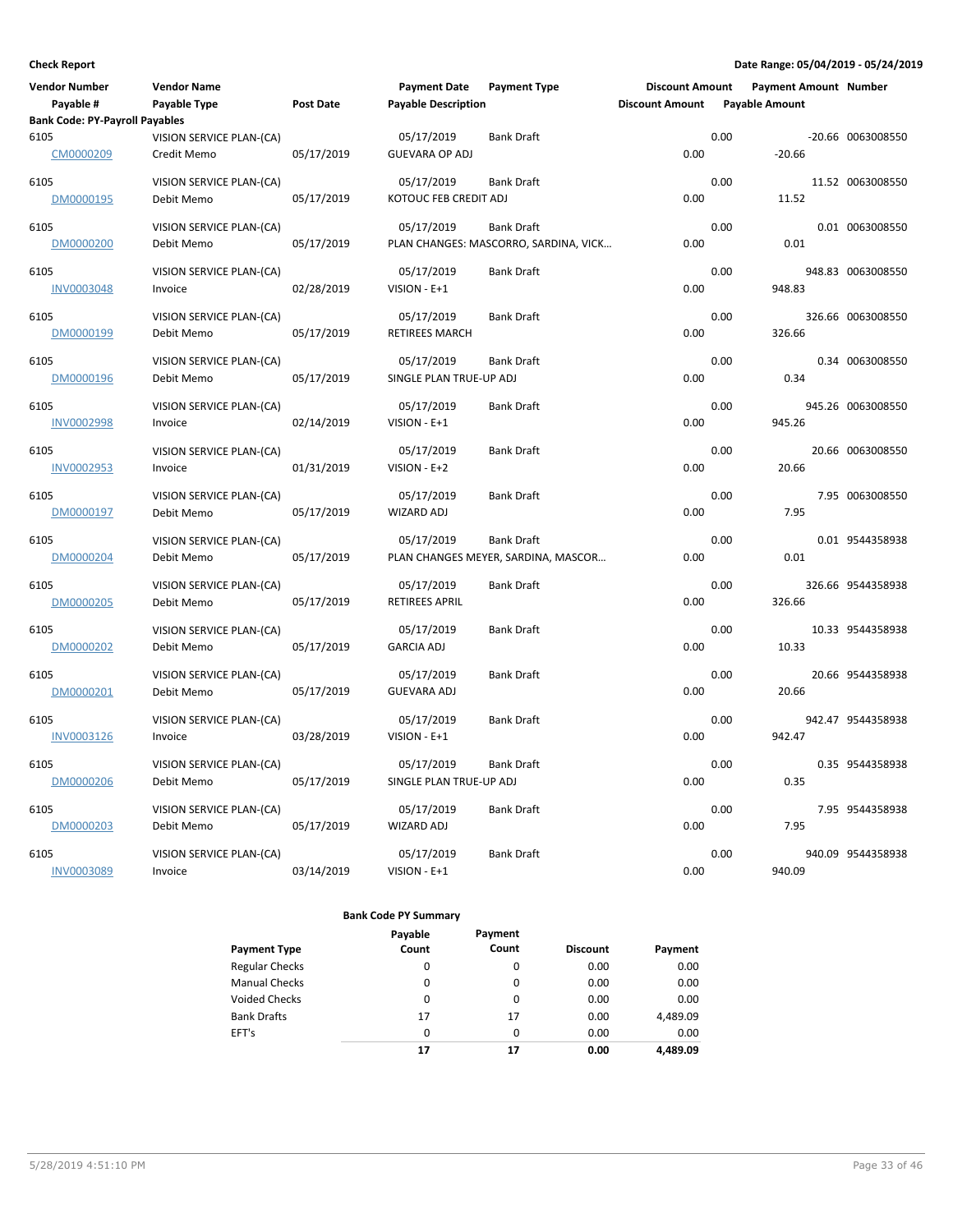**Check Report**

**Date Range: 05/04/2019 - 05/24/2019**

| Vendor Number / Payable # | Vendor Name / Payable Type | Post Date | Payment Date / Payable Description | Payment Type | Discount Amount / Discount Amount | Payment Amount / Payable Amount | Number |
|---|---|---|---|---|---|---|---|
| **Bank Code: PY-Payroll Payables** | | | | | | | |
| 6105 | VISION SERVICE PLAN-(CA) | | 05/17/2019 | Bank Draft | 0.00 | -20.66 | 0063008550 |
| CM0000209 | Credit Memo | 05/17/2019 | GUEVARA OP ADJ | | 0.00 | -20.66 | |
| 6105 | VISION SERVICE PLAN-(CA) | | 05/17/2019 | Bank Draft | 0.00 | 11.52 | 0063008550 |
| DM0000195 | Debit Memo | 05/17/2019 | KOTOUC FEB CREDIT ADJ | | 0.00 | 11.52 | |
| 6105 | VISION SERVICE PLAN-(CA) | | 05/17/2019 | Bank Draft | 0.00 | 0.01 | 0063008550 |
| DM0000200 | Debit Memo | 05/17/2019 | PLAN CHANGES: MASCORRO, SARDINA, VICK… | | 0.00 | 0.01 | |
| 6105 | VISION SERVICE PLAN-(CA) | | 05/17/2019 | Bank Draft | 0.00 | 948.83 | 0063008550 |
| INV0003048 | Invoice | 02/28/2019 | VISION - E+1 | | 0.00 | 948.83 | |
| 6105 | VISION SERVICE PLAN-(CA) | | 05/17/2019 | Bank Draft | 0.00 | 326.66 | 0063008550 |
| DM0000199 | Debit Memo | 05/17/2019 | RETIREES MARCH | | 0.00 | 326.66 | |
| 6105 | VISION SERVICE PLAN-(CA) | | 05/17/2019 | Bank Draft | 0.00 | 0.34 | 0063008550 |
| DM0000196 | Debit Memo | 05/17/2019 | SINGLE PLAN TRUE-UP ADJ | | 0.00 | 0.34 | |
| 6105 | VISION SERVICE PLAN-(CA) | | 05/17/2019 | Bank Draft | 0.00 | 945.26 | 0063008550 |
| INV0002998 | Invoice | 02/14/2019 | VISION - E+1 | | 0.00 | 945.26 | |
| 6105 | VISION SERVICE PLAN-(CA) | | 05/17/2019 | Bank Draft | 0.00 | 20.66 | 0063008550 |
| INV0002953 | Invoice | 01/31/2019 | VISION - E+2 | | 0.00 | 20.66 | |
| 6105 | VISION SERVICE PLAN-(CA) | | 05/17/2019 | Bank Draft | 0.00 | 7.95 | 0063008550 |
| DM0000197 | Debit Memo | 05/17/2019 | WIZARD ADJ | | 0.00 | 7.95 | |
| 6105 | VISION SERVICE PLAN-(CA) | | 05/17/2019 | Bank Draft | 0.00 | 0.01 | 9544358938 |
| DM0000204 | Debit Memo | 05/17/2019 | PLAN CHANGES MEYER, SARDINA, MASCOR… | | 0.00 | 0.01 | |
| 6105 | VISION SERVICE PLAN-(CA) | | 05/17/2019 | Bank Draft | 0.00 | 326.66 | 9544358938 |
| DM0000205 | Debit Memo | 05/17/2019 | RETIREES APRIL | | 0.00 | 326.66 | |
| 6105 | VISION SERVICE PLAN-(CA) | | 05/17/2019 | Bank Draft | 0.00 | 10.33 | 9544358938 |
| DM0000202 | Debit Memo | 05/17/2019 | GARCIA ADJ | | 0.00 | 10.33 | |
| 6105 | VISION SERVICE PLAN-(CA) | | 05/17/2019 | Bank Draft | 0.00 | 20.66 | 9544358938 |
| DM0000201 | Debit Memo | 05/17/2019 | GUEVARA ADJ | | 0.00 | 20.66 | |
| 6105 | VISION SERVICE PLAN-(CA) | | 05/17/2019 | Bank Draft | 0.00 | 942.47 | 9544358938 |
| INV0003126 | Invoice | 03/28/2019 | VISION - E+1 | | 0.00 | 942.47 | |
| 6105 | VISION SERVICE PLAN-(CA) | | 05/17/2019 | Bank Draft | 0.00 | 0.35 | 9544358938 |
| DM0000206 | Debit Memo | 05/17/2019 | SINGLE PLAN TRUE-UP ADJ | | 0.00 | 0.35 | |
| 6105 | VISION SERVICE PLAN-(CA) | | 05/17/2019 | Bank Draft | 0.00 | 7.95 | 9544358938 |
| DM0000203 | Debit Memo | 05/17/2019 | WIZARD ADJ | | 0.00 | 7.95 | |
| 6105 | VISION SERVICE PLAN-(CA) | | 05/17/2019 | Bank Draft | 0.00 | 940.09 | 9544358938 |
| INV0003089 | Invoice | 03/14/2019 | VISION - E+1 | | 0.00 | 940.09 | |

**Bank Code PY Summary**

| Payment Type | Payable Count | Payment Count | Discount | Payment |
|---|---|---|---|---|
| Regular Checks | 0 | 0 | 0.00 | 0.00 |
| Manual Checks | 0 | 0 | 0.00 | 0.00 |
| Voided Checks | 0 | 0 | 0.00 | 0.00 |
| Bank Drafts | 17 | 17 | 0.00 | 4,489.09 |
| EFT's | 0 | 0 | 0.00 | 0.00 |
| | **17** | **17** | **0.00** | **4,489.09** |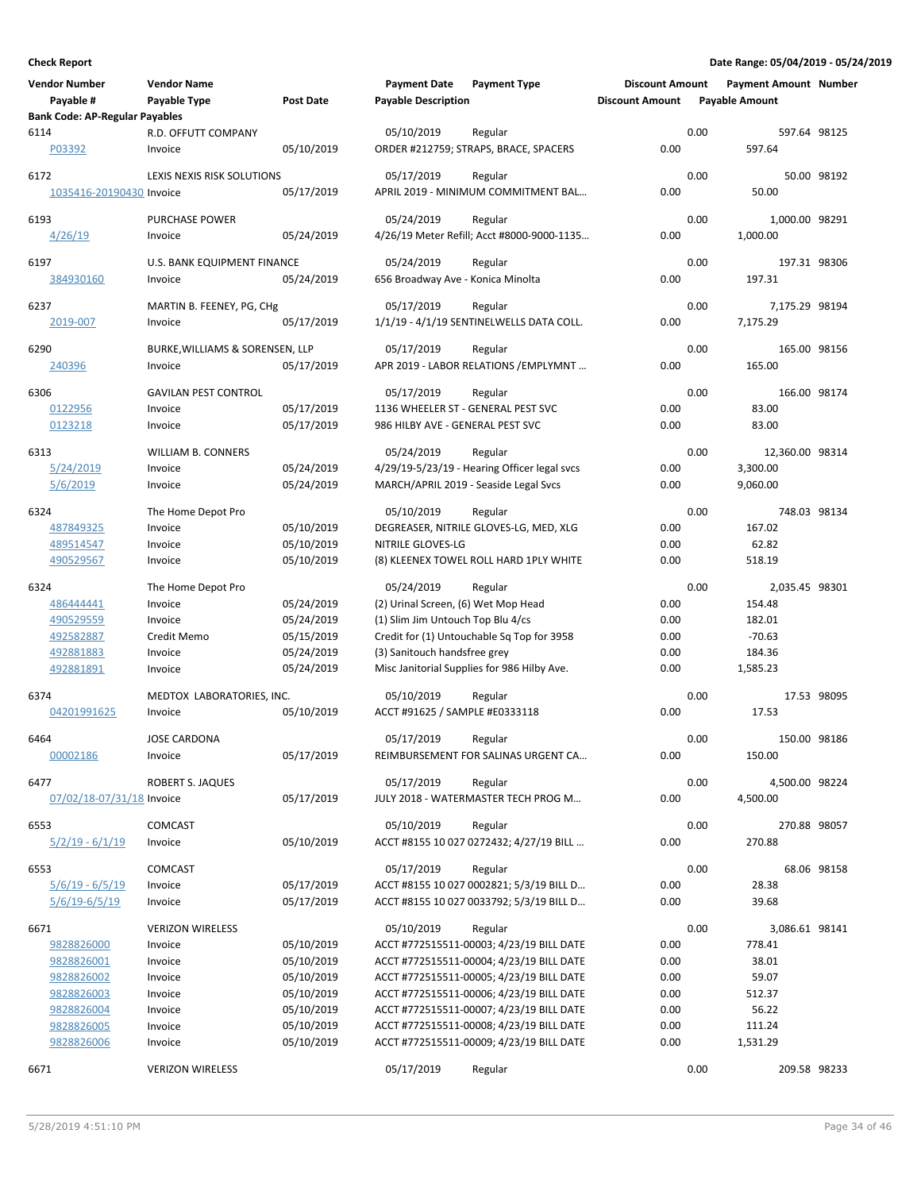**Check Report**

**Date Range: 05/04/2019 - 05/24/2019**

| Vendor Number / Payable # | Vendor Name / Payable Type | Post Date | Payment Date / Payable Description | Payment Type | Discount Amount / Discount Amount | Payment Amount / Payable Amount | Number |
|---|---|---|---|---|---|---|---|
| **Bank Code: AP-Regular Payables** | | | | | | | |
| 6114 | R.D. OFFUTT COMPANY | | 05/10/2019 | Regular | 0.00 | 597.64 | 98125 |
| P03392 | Invoice | 05/10/2019 | ORDER #212759; STRAPS, BRACE, SPACERS | | 0.00 | 597.64 | |
| 6172 | LEXIS NEXIS RISK SOLUTIONS | | 05/17/2019 | Regular | 0.00 | 50.00 | 98192 |
| 1035416-20190430 | Invoice | 05/17/2019 | APRIL 2019 - MINIMUM COMMITMENT BAL… | | 0.00 | 50.00 | |
| 6193 | PURCHASE POWER | | 05/24/2019 | Regular | 0.00 | 1,000.00 | 98291 |
| 4/26/19 | Invoice | 05/24/2019 | 4/26/19 Meter Refill; Acct #8000-9000-1135… | | 0.00 | 1,000.00 | |
| 6197 | U.S. BANK EQUIPMENT FINANCE | | 05/24/2019 | Regular | 0.00 | 197.31 | 98306 |
| 384930160 | Invoice | 05/24/2019 | 656 Broadway Ave - Konica Minolta | | 0.00 | 197.31 | |
| 6237 | MARTIN B. FEENEY, PG, CHg | | 05/17/2019 | Regular | 0.00 | 7,175.29 | 98194 |
| 2019-007 | Invoice | 05/17/2019 | 1/1/19 - 4/1/19 SENTINELWELLS DATA COLL. | | 0.00 | 7,175.29 | |
| 6290 | BURKE,WILLIAMS & SORENSEN, LLP | | 05/17/2019 | Regular | 0.00 | 165.00 | 98156 |
| 240396 | Invoice | 05/17/2019 | APR 2019 - LABOR RELATIONS /EMPLYMNT … | | 0.00 | 165.00 | |
| 6306 | GAVILAN PEST CONTROL | | 05/17/2019 | Regular | 0.00 | 166.00 | 98174 |
| 0122956 | Invoice | 05/17/2019 | 1136 WHEELER ST - GENERAL PEST SVC | | 0.00 | 83.00 | |
| 0123218 | Invoice | 05/17/2019 | 986 HILBY AVE - GENERAL PEST SVC | | 0.00 | 83.00 | |
| 6313 | WILLIAM B. CONNERS | | 05/24/2019 | Regular | 0.00 | 12,360.00 | 98314 |
| 5/24/2019 | Invoice | 05/24/2019 | 4/29/19-5/23/19 - Hearing Officer legal svcs | | 0.00 | 3,300.00 | |
| 5/6/2019 | Invoice | 05/24/2019 | MARCH/APRIL 2019 - Seaside Legal Svcs | | 0.00 | 9,060.00 | |
| 6324 | The Home Depot Pro | | 05/10/2019 | Regular | 0.00 | 748.03 | 98134 |
| 487849325 | Invoice | 05/10/2019 | DEGREASER, NITRILE GLOVES-LG, MED, XLG | | 0.00 | 167.02 | |
| 489514547 | Invoice | 05/10/2019 | NITRILE GLOVES-LG | | 0.00 | 62.82 | |
| 490529567 | Invoice | 05/10/2019 | (8) KLEENEX TOWEL ROLL HARD 1PLY WHITE | | 0.00 | 518.19 | |
| 6324 | The Home Depot Pro | | 05/24/2019 | Regular | 0.00 | 2,035.45 | 98301 |
| 486444441 | Invoice | 05/24/2019 | (2) Urinal Screen, (6) Wet Mop Head | | 0.00 | 154.48 | |
| 490529559 | Invoice | 05/24/2019 | (1) Slim Jim Untouch Top Blu 4/cs | | 0.00 | 182.01 | |
| 492582887 | Credit Memo | 05/15/2019 | Credit for (1) Untouchable Sq Top for 3958 | | 0.00 | -70.63 | |
| 492881883 | Invoice | 05/24/2019 | (3) Sanitouch handsfree grey | | 0.00 | 184.36 | |
| 492881891 | Invoice | 05/24/2019 | Misc Janitorial Supplies for 986 Hilby Ave. | | 0.00 | 1,585.23 | |
| 6374 | MEDTOX LABORATORIES, INC. | | 05/10/2019 | Regular | 0.00 | 17.53 | 98095 |
| 04201991625 | Invoice | 05/10/2019 | ACCT #91625 / SAMPLE #E0333118 | | 0.00 | 17.53 | |
| 6464 | JOSE CARDONA | | 05/17/2019 | Regular | 0.00 | 150.00 | 98186 |
| 00002186 | Invoice | 05/17/2019 | REIMBURSEMENT FOR SALINAS URGENT CA… | | 0.00 | 150.00 | |
| 6477 | ROBERT S. JAQUES | | 05/17/2019 | Regular | 0.00 | 4,500.00 | 98224 |
| 07/02/18-07/31/18 | Invoice | 05/17/2019 | JULY 2018 - WATERMASTER TECH PROG M… | | 0.00 | 4,500.00 | |
| 6553 | COMCAST | | 05/10/2019 | Regular | 0.00 | 270.88 | 98057 |
| 5/2/19 - 6/1/19 | Invoice | 05/10/2019 | ACCT #8155 10 027 0272432; 4/27/19 BILL … | | 0.00 | 270.88 | |
| 6553 | COMCAST | | 05/17/2019 | Regular | 0.00 | 68.06 | 98158 |
| 5/6/19 - 6/5/19 | Invoice | 05/17/2019 | ACCT #8155 10 027 0002821; 5/3/19 BILL D… | | 0.00 | 28.38 | |
| 5/6/19-6/5/19 | Invoice | 05/17/2019 | ACCT #8155 10 027 0033792; 5/3/19 BILL D… | | 0.00 | 39.68 | |
| 6671 | VERIZON WIRELESS | | 05/10/2019 | Regular | 0.00 | 3,086.61 | 98141 |
| 9828826000 | Invoice | 05/10/2019 | ACCT #772515511-00003; 4/23/19 BILL DATE | | 0.00 | 778.41 | |
| 9828826001 | Invoice | 05/10/2019 | ACCT #772515511-00004; 4/23/19 BILL DATE | | 0.00 | 38.01 | |
| 9828826002 | Invoice | 05/10/2019 | ACCT #772515511-00005; 4/23/19 BILL DATE | | 0.00 | 59.07 | |
| 9828826003 | Invoice | 05/10/2019 | ACCT #772515511-00006; 4/23/19 BILL DATE | | 0.00 | 512.37 | |
| 9828826004 | Invoice | 05/10/2019 | ACCT #772515511-00007; 4/23/19 BILL DATE | | 0.00 | 56.22 | |
| 9828826005 | Invoice | 05/10/2019 | ACCT #772515511-00008; 4/23/19 BILL DATE | | 0.00 | 111.24 | |
| 9828826006 | Invoice | 05/10/2019 | ACCT #772515511-00009; 4/23/19 BILL DATE | | 0.00 | 1,531.29 | |
| 6671 | VERIZON WIRELESS | | 05/17/2019 | Regular | 0.00 | 209.58 | 98233 |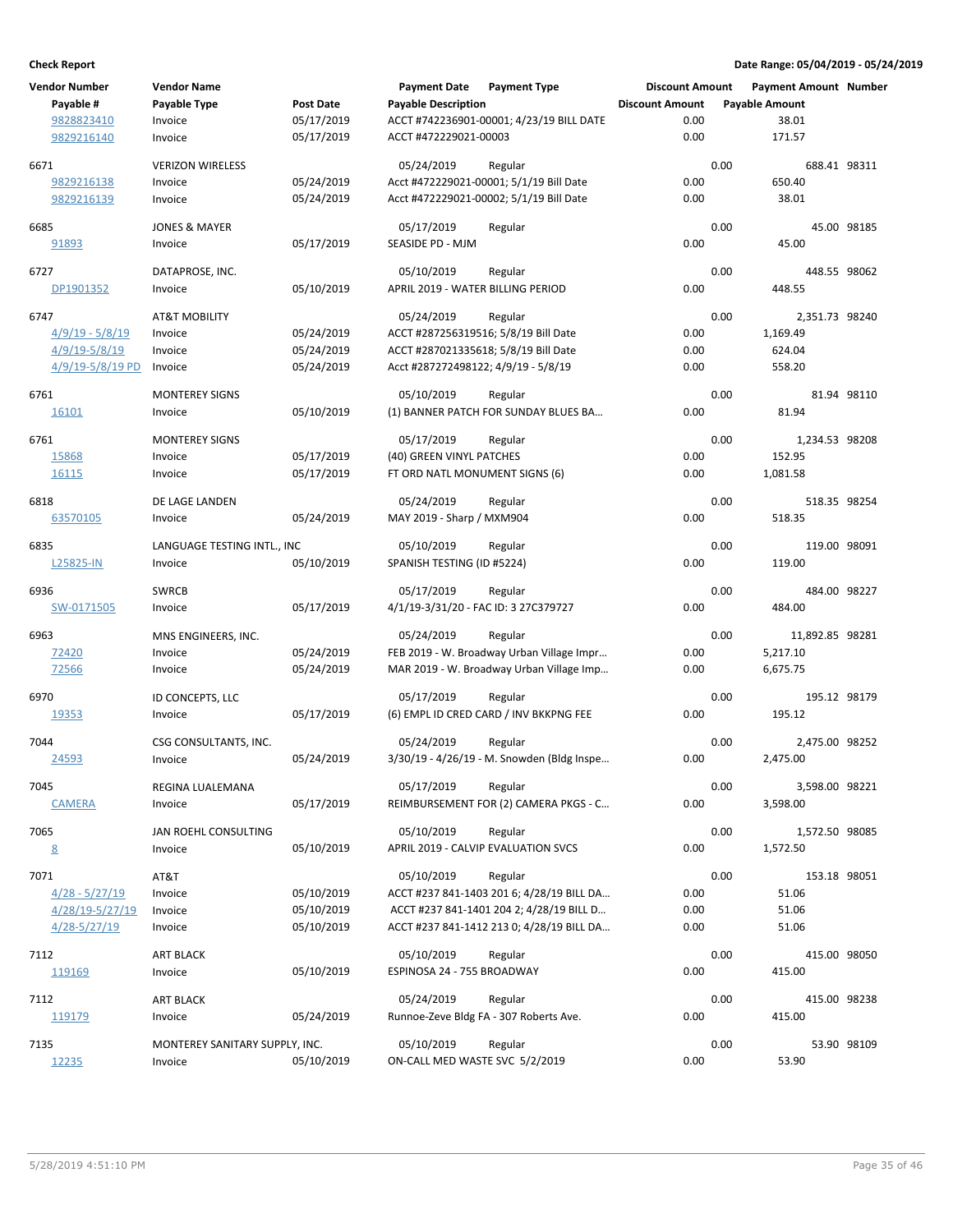**Check Report** — Date Range: 05/04/2019 - 05/24/2019

| Vendor Number | Vendor Name | | Payment Date | Payment Type | Discount Amount | Payment Amount | Number |
|---|---|---|---|---|---|---|---|
| Payable # | Payable Type | Post Date | Payable Description | | Discount Amount | Payable Amount | |
| 9828823410 | Invoice | 05/17/2019 | ACCT #742236901-00001; 4/23/19 BILL DATE | | 0.00 | 38.01 | |
| 9829216140 | Invoice | 05/17/2019 | ACCT #472229021-00003 | | 0.00 | 171.57 | |
| 6671 | VERIZON WIRELESS | | 05/24/2019 | Regular | 0.00 | 688.41 | 98311 |
| 9829216138 | Invoice | 05/24/2019 | Acct #472229021-00001; 5/1/19 Bill Date | | 0.00 | 650.40 | |
| 9829216139 | Invoice | 05/24/2019 | Acct #472229021-00002; 5/1/19 Bill Date | | 0.00 | 38.01 | |
| 6685 | JONES & MAYER | | 05/17/2019 | Regular | 0.00 | 45.00 | 98185 |
| 91893 | Invoice | 05/17/2019 | SEASIDE PD - MJM | | 0.00 | 45.00 | |
| 6727 | DATAPROSE, INC. | | 05/10/2019 | Regular | 0.00 | 448.55 | 98062 |
| DP1901352 | Invoice | 05/10/2019 | APRIL 2019 - WATER BILLING PERIOD | | 0.00 | 448.55 | |
| 6747 | AT&T MOBILITY | | 05/24/2019 | Regular | 0.00 | 2,351.73 | 98240 |
| 4/9/19 - 5/8/19 | Invoice | 05/24/2019 | ACCT #287256319516; 5/8/19 Bill Date | | 0.00 | 1,169.49 | |
| 4/9/19-5/8/19 | Invoice | 05/24/2019 | ACCT #287021335618; 5/8/19 Bill Date | | 0.00 | 624.04 | |
| 4/9/19-5/8/19 PD | Invoice | 05/24/2019 | Acct #287272498122; 4/9/19 - 5/8/19 | | 0.00 | 558.20 | |
| 6761 | MONTEREY SIGNS | | 05/10/2019 | Regular | 0.00 | 81.94 | 98110 |
| 16101 | Invoice | 05/10/2019 | (1) BANNER PATCH FOR SUNDAY BLUES BA… | | 0.00 | 81.94 | |
| 6761 | MONTEREY SIGNS | | 05/17/2019 | Regular | 0.00 | 1,234.53 | 98208 |
| 15868 | Invoice | 05/17/2019 | (40) GREEN VINYL PATCHES | | 0.00 | 152.95 | |
| 16115 | Invoice | 05/17/2019 | FT ORD NATL MONUMENT SIGNS (6) | | 0.00 | 1,081.58 | |
| 6818 | DE LAGE LANDEN | | 05/24/2019 | Regular | 0.00 | 518.35 | 98254 |
| 63570105 | Invoice | 05/24/2019 | MAY 2019 - Sharp / MXM904 | | 0.00 | 518.35 | |
| 6835 | LANGUAGE TESTING INTL., INC | | 05/10/2019 | Regular | 0.00 | 119.00 | 98091 |
| L25825-IN | Invoice | 05/10/2019 | SPANISH TESTING (ID #5224) | | 0.00 | 119.00 | |
| 6936 | SWRCB | | 05/17/2019 | Regular | 0.00 | 484.00 | 98227 |
| SW-0171505 | Invoice | 05/17/2019 | 4/1/19-3/31/20 - FAC ID: 3 27C379727 | | 0.00 | 484.00 | |
| 6963 | MNS ENGINEERS, INC. | | 05/24/2019 | Regular | 0.00 | 11,892.85 | 98281 |
| 72420 | Invoice | 05/24/2019 | FEB 2019 - W. Broadway Urban Village Impr… | | 0.00 | 5,217.10 | |
| 72566 | Invoice | 05/24/2019 | MAR 2019 - W. Broadway Urban Village Imp… | | 0.00 | 6,675.75 | |
| 6970 | ID CONCEPTS, LLC | | 05/17/2019 | Regular | 0.00 | 195.12 | 98179 |
| 19353 | Invoice | 05/17/2019 | (6) EMPL ID CRED CARD / INV BKKPNG FEE | | 0.00 | 195.12 | |
| 7044 | CSG CONSULTANTS, INC. | | 05/24/2019 | Regular | 0.00 | 2,475.00 | 98252 |
| 24593 | Invoice | 05/24/2019 | 3/30/19 - 4/26/19 - M. Snowden (Bldg Inspe… | | 0.00 | 2,475.00 | |
| 7045 | REGINA LUALEMANA | | 05/17/2019 | Regular | 0.00 | 3,598.00 | 98221 |
| CAMERA | Invoice | 05/17/2019 | REIMBURSEMENT FOR (2) CAMERA PKGS - C… | | 0.00 | 3,598.00 | |
| 7065 | JAN ROEHL CONSULTING | | 05/10/2019 | Regular | 0.00 | 1,572.50 | 98085 |
| 8 | Invoice | 05/10/2019 | APRIL 2019 - CALVIP EVALUATION SVCS | | 0.00 | 1,572.50 | |
| 7071 | AT&T | | 05/10/2019 | Regular | 0.00 | 153.18 | 98051 |
| 4/28 - 5/27/19 | Invoice | 05/10/2019 | ACCT #237 841-1403 201 6; 4/28/19 BILL DA… | | 0.00 | 51.06 | |
| 4/28/19-5/27/19 | Invoice | 05/10/2019 | ACCT #237 841-1401 204 2; 4/28/19 BILL D… | | 0.00 | 51.06 | |
| 4/28-5/27/19 | Invoice | 05/10/2019 | ACCT #237 841-1412 213 0; 4/28/19 BILL DA… | | 0.00 | 51.06 | |
| 7112 | ART BLACK | | 05/10/2019 | Regular | 0.00 | 415.00 | 98050 |
| 119169 | Invoice | 05/10/2019 | ESPINOSA 24 - 755 BROADWAY | | 0.00 | 415.00 | |
| 7112 | ART BLACK | | 05/24/2019 | Regular | 0.00 | 415.00 | 98238 |
| 119179 | Invoice | 05/24/2019 | Runnoe-Zeve Bldg FA - 307 Roberts Ave. | | 0.00 | 415.00 | |
| 7135 | MONTEREY SANITARY SUPPLY, INC. | | 05/10/2019 | Regular | 0.00 | 53.90 | 98109 |
| 12235 | Invoice | 05/10/2019 | ON-CALL MED WASTE SVC 5/2/2019 | | 0.00 | 53.90 | |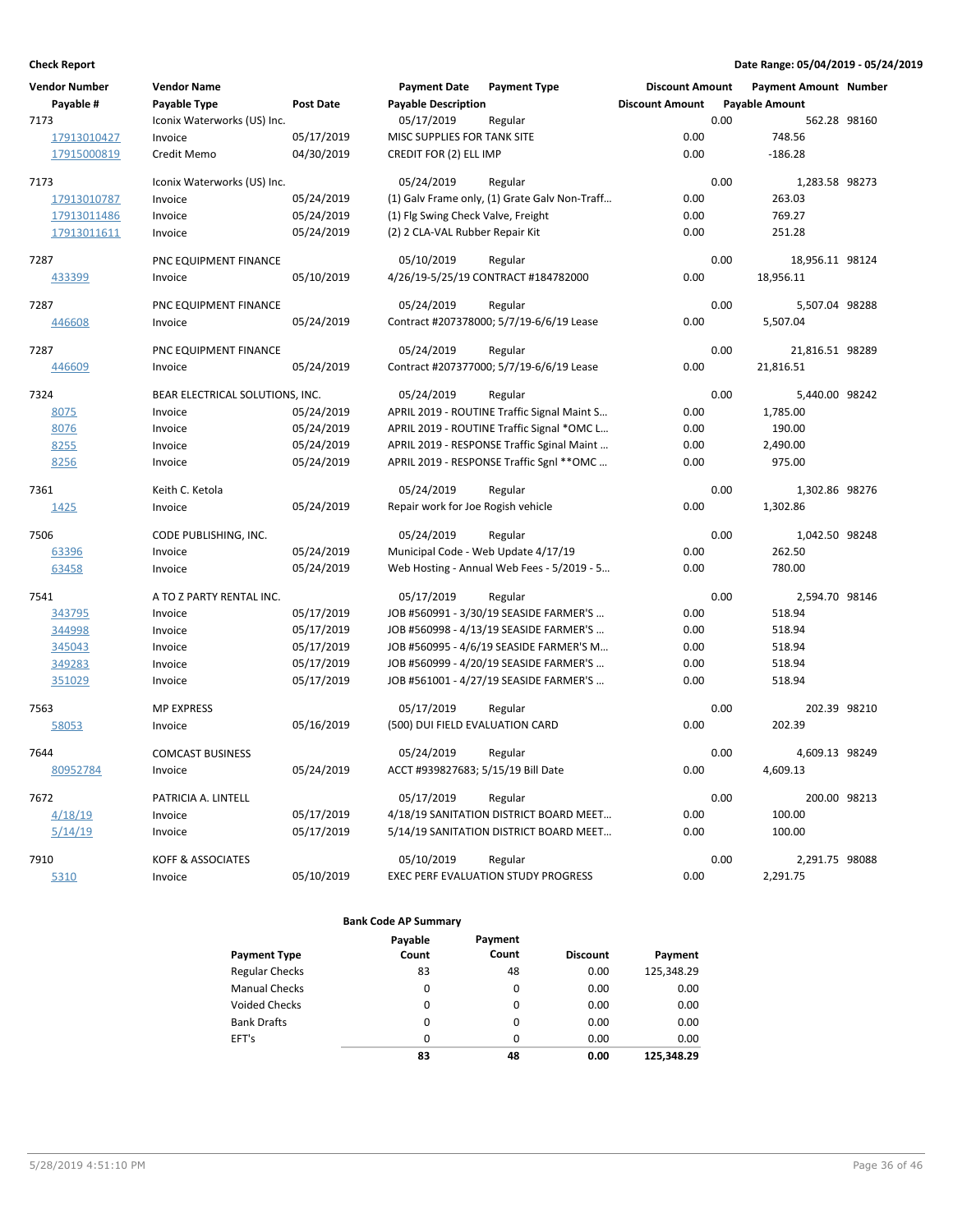**Check Report** — Date Range: 05/04/2019 - 05/24/2019

| Vendor Number / Payable # | Vendor Name / Payable Type | Post Date | Payment Date / Payable Description | Payment Type | Discount Amount | Payment Amount / Payable Amount | Number |
|---|---|---|---|---|---|---|---|
| 7173 | Iconix Waterworks (US) Inc. | | 05/17/2019 | Regular | 0.00 | 562.28 | 98160 |
| 17913010427 | Invoice | 05/17/2019 | MISC SUPPLIES FOR TANK SITE | | 0.00 | 748.56 | |
| 17915000819 | Credit Memo | 04/30/2019 | CREDIT FOR (2) ELL IMP | | 0.00 | -186.28 | |
| 7173 | Iconix Waterworks (US) Inc. | | 05/24/2019 | Regular | 0.00 | 1,283.58 | 98273 |
| 17913010787 | Invoice | 05/24/2019 | (1) Galv Frame only, (1) Grate Galv Non-Traff… | | 0.00 | 263.03 | |
| 17913011486 | Invoice | 05/24/2019 | (1) Flg Swing Check Valve, Freight | | 0.00 | 769.27 | |
| 17913011611 | Invoice | 05/24/2019 | (2) 2 CLA-VAL Rubber Repair Kit | | 0.00 | 251.28 | |
| 7287 | PNC EQUIPMENT FINANCE | | 05/10/2019 | Regular | 0.00 | 18,956.11 | 98124 |
| 433399 | Invoice | 05/10/2019 | 4/26/19-5/25/19 CONTRACT #184782000 | | 0.00 | 18,956.11 | |
| 7287 | PNC EQUIPMENT FINANCE | | 05/24/2019 | Regular | 0.00 | 5,507.04 | 98288 |
| 446608 | Invoice | 05/24/2019 | Contract #207378000; 5/7/19-6/6/19 Lease | | 0.00 | 5,507.04 | |
| 7287 | PNC EQUIPMENT FINANCE | | 05/24/2019 | Regular | 0.00 | 21,816.51 | 98289 |
| 446609 | Invoice | 05/24/2019 | Contract #207377000; 5/7/19-6/6/19 Lease | | 0.00 | 21,816.51 | |
| 7324 | BEAR ELECTRICAL SOLUTIONS, INC. | | 05/24/2019 | Regular | 0.00 | 5,440.00 | 98242 |
| 8075 | Invoice | 05/24/2019 | APRIL 2019 - ROUTINE Traffic Signal Maint S… | | 0.00 | 1,785.00 | |
| 8076 | Invoice | 05/24/2019 | APRIL 2019 - ROUTINE Traffic Signal *OMC L… | | 0.00 | 190.00 | |
| 8255 | Invoice | 05/24/2019 | APRIL 2019 - RESPONSE Traffic Sginal Maint … | | 0.00 | 2,490.00 | |
| 8256 | Invoice | 05/24/2019 | APRIL 2019 - RESPONSE Traffic Sgnl **OMC … | | 0.00 | 975.00 | |
| 7361 | Keith C. Ketola | | 05/24/2019 | Regular | 0.00 | 1,302.86 | 98276 |
| 1425 | Invoice | 05/24/2019 | Repair work for Joe Rogish vehicle | | 0.00 | 1,302.86 | |
| 7506 | CODE PUBLISHING, INC. | | 05/24/2019 | Regular | 0.00 | 1,042.50 | 98248 |
| 63396 | Invoice | 05/24/2019 | Municipal Code - Web Update 4/17/19 | | 0.00 | 262.50 | |
| 63458 | Invoice | 05/24/2019 | Web Hosting - Annual Web Fees - 5/2019 - 5… | | 0.00 | 780.00 | |
| 7541 | A TO Z PARTY RENTAL INC. | | 05/17/2019 | Regular | 0.00 | 2,594.70 | 98146 |
| 343795 | Invoice | 05/17/2019 | JOB #560991 - 3/30/19 SEASIDE FARMER'S … | | 0.00 | 518.94 | |
| 344998 | Invoice | 05/17/2019 | JOB #560998 - 4/13/19 SEASIDE FARMER'S … | | 0.00 | 518.94 | |
| 345043 | Invoice | 05/17/2019 | JOB #560995 - 4/6/19 SEASIDE FARMER'S M… | | 0.00 | 518.94 | |
| 349283 | Invoice | 05/17/2019 | JOB #560999 - 4/20/19 SEASIDE FARMER'S … | | 0.00 | 518.94 | |
| 351029 | Invoice | 05/17/2019 | JOB #561001 - 4/27/19 SEASIDE FARMER'S … | | 0.00 | 518.94 | |
| 7563 | MP EXPRESS | | 05/17/2019 | Regular | 0.00 | 202.39 | 98210 |
| 58053 | Invoice | 05/16/2019 | (500) DUI FIELD EVALUATION CARD | | 0.00 | 202.39 | |
| 7644 | COMCAST BUSINESS | | 05/24/2019 | Regular | 0.00 | 4,609.13 | 98249 |
| 80952784 | Invoice | 05/24/2019 | ACCT #939827683; 5/15/19 Bill Date | | 0.00 | 4,609.13 | |
| 7672 | PATRICIA A. LINTELL | | 05/17/2019 | Regular | 0.00 | 200.00 | 98213 |
| 4/18/19 | Invoice | 05/17/2019 | 4/18/19 SANITATION DISTRICT BOARD MEET… | | 0.00 | 100.00 | |
| 5/14/19 | Invoice | 05/17/2019 | 5/14/19 SANITATION DISTRICT BOARD MEET… | | 0.00 | 100.00 | |
| 7910 | KOFF & ASSOCIATES | | 05/10/2019 | Regular | 0.00 | 2,291.75 | 98088 |
| 5310 | Invoice | 05/10/2019 | EXEC PERF EVALUATION STUDY PROGRESS | | 0.00 | 2,291.75 | |

**Bank Code AP Summary**

| Payment Type | Payable Count | Payment Count | Discount | Payment |
|---|---|---|---|---|
| Regular Checks | 83 | 48 | 0.00 | 125,348.29 |
| Manual Checks | 0 | 0 | 0.00 | 0.00 |
| Voided Checks | 0 | 0 | 0.00 | 0.00 |
| Bank Drafts | 0 | 0 | 0.00 | 0.00 |
| EFT's | 0 | 0 | 0.00 | 0.00 |
| | **83** | **48** | **0.00** | **125,348.29** |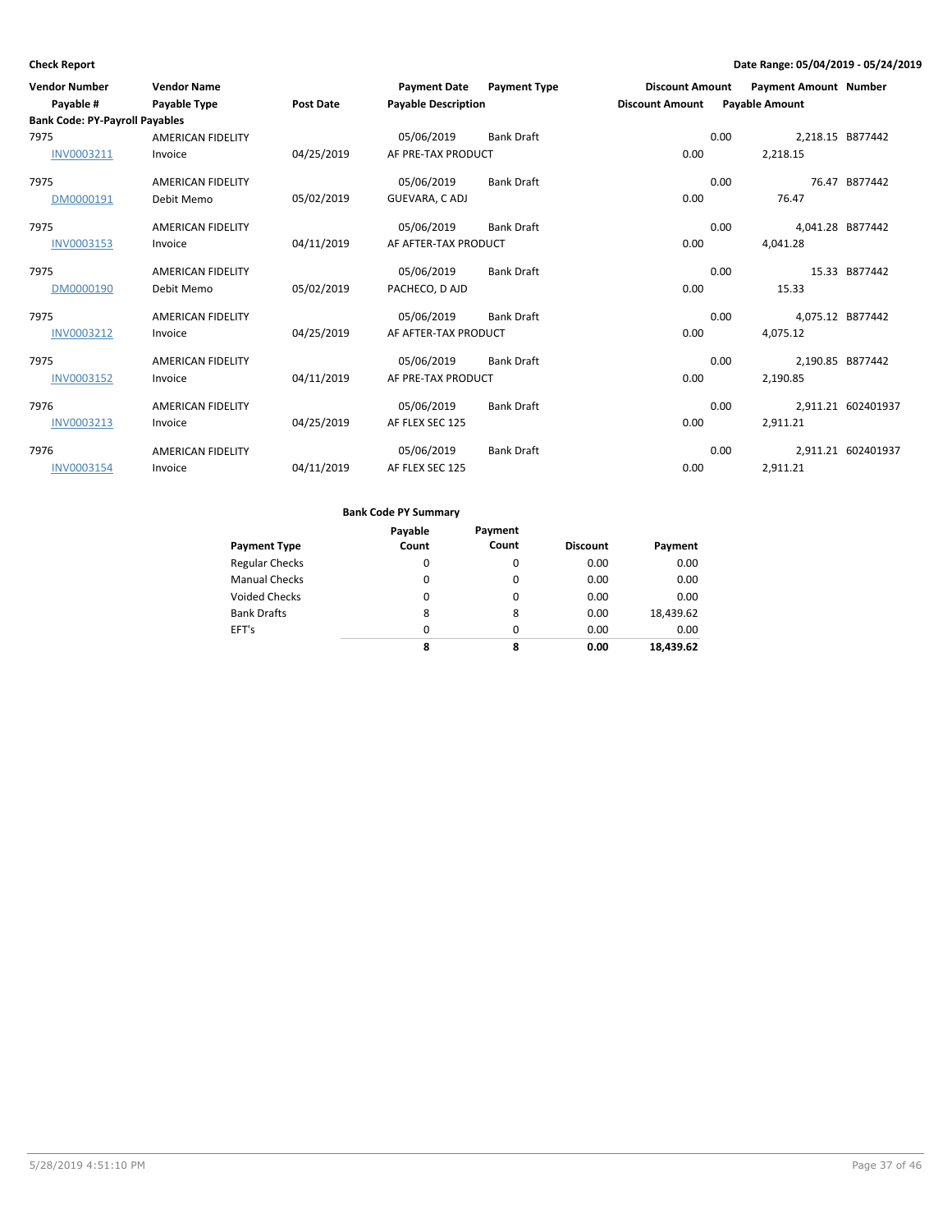**Check Report** — Date Range: 05/04/2019 - 05/24/2019

| Vendor Number | Vendor Name | | Payment Date | Payment Type | Discount Amount | Payment Amount | Number |
|---|---|---|---|---|---|---|---|
| Payable # | Payable Type | Post Date | Payable Description | | Discount Amount | Payable Amount | |
| **Bank Code: PY-Payroll Payables** | | | | | | | |
| 7975 | AMERICAN FIDELITY | | 05/06/2019 | Bank Draft | 0.00 | 2,218.15 | B877442 |
| INV0003211 | Invoice | 04/25/2019 | AF PRE-TAX PRODUCT | | 0.00 | 2,218.15 | |
| 7975 | AMERICAN FIDELITY | | 05/06/2019 | Bank Draft | 0.00 | 76.47 | B877442 |
| DM0000191 | Debit Memo | 05/02/2019 | GUEVARA, C ADJ | | 0.00 | 76.47 | |
| 7975 | AMERICAN FIDELITY | | 05/06/2019 | Bank Draft | 0.00 | 4,041.28 | B877442 |
| INV0003153 | Invoice | 04/11/2019 | AF AFTER-TAX PRODUCT | | 0.00 | 4,041.28 | |
| 7975 | AMERICAN FIDELITY | | 05/06/2019 | Bank Draft | 0.00 | 15.33 | B877442 |
| DM0000190 | Debit Memo | 05/02/2019 | PACHECO, D AJD | | 0.00 | 15.33 | |
| 7975 | AMERICAN FIDELITY | | 05/06/2019 | Bank Draft | 0.00 | 4,075.12 | B877442 |
| INV0003212 | Invoice | 04/25/2019 | AF AFTER-TAX PRODUCT | | 0.00 | 4,075.12 | |
| 7975 | AMERICAN FIDELITY | | 05/06/2019 | Bank Draft | 0.00 | 2,190.85 | B877442 |
| INV0003152 | Invoice | 04/11/2019 | AF PRE-TAX PRODUCT | | 0.00 | 2,190.85 | |
| 7976 | AMERICAN FIDELITY | | 05/06/2019 | Bank Draft | 0.00 | 2,911.21 | 602401937 |
| INV0003213 | Invoice | 04/25/2019 | AF FLEX SEC 125 | | 0.00 | 2,911.21 | |
| 7976 | AMERICAN FIDELITY | | 05/06/2019 | Bank Draft | 0.00 | 2,911.21 | 602401937 |
| INV0003154 | Invoice | 04/11/2019 | AF FLEX SEC 125 | | 0.00 | 2,911.21 | |

**Bank Code PY Summary**

| Payment Type | Payable Count | Payment Count | Discount | Payment |
|---|---|---|---|---|
| Regular Checks | 0 | 0 | 0.00 | 0.00 |
| Manual Checks | 0 | 0 | 0.00 | 0.00 |
| Voided Checks | 0 | 0 | 0.00 | 0.00 |
| Bank Drafts | 8 | 8 | 0.00 | 18,439.62 |
| EFT's | 0 | 0 | 0.00 | 0.00 |
| | **8** | **8** | **0.00** | **18,439.62** |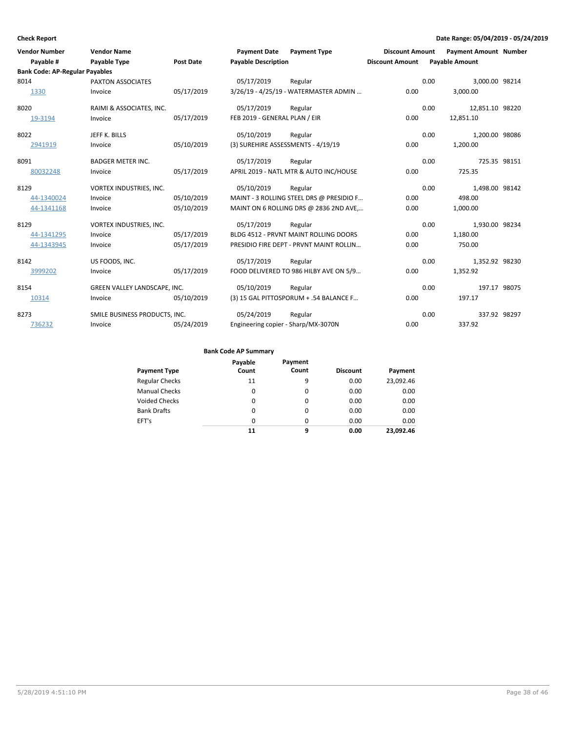**Check Report**

**Date Range: 05/04/2019 - 05/24/2019**

| Vendor Number / Payable # | Vendor Name / Payable Type | Post Date | Payment Date / Payable Description | Payment Type | Discount Amount | Payment Amount / Payable Amount | Number |
|---|---|---|---|---|---|---|---|
| **Bank Code: AP-Regular Payables** | | | | | | | |
| 8014 | PAXTON ASSOCIATES | | 05/17/2019 | Regular | 0.00 | 3,000.00 | 98214 |
| 1330 | Invoice | 05/17/2019 | 3/26/19 - 4/25/19 - WATERMASTER ADMIN … | | 0.00 | 3,000.00 | |
| 8020 | RAIMI & ASSOCIATES, INC. | | 05/17/2019 | Regular | 0.00 | 12,851.10 | 98220 |
| 19-3194 | Invoice | 05/17/2019 | FEB 2019 - GENERAL PLAN / EIR | | 0.00 | 12,851.10 | |
| 8022 | JEFF K. BILLS | | 05/10/2019 | Regular | 0.00 | 1,200.00 | 98086 |
| 2941919 | Invoice | 05/10/2019 | (3) SUREHIRE ASSESSMENTS - 4/19/19 | | 0.00 | 1,200.00 | |
| 8091 | BADGER METER INC. | | 05/17/2019 | Regular | 0.00 | 725.35 | 98151 |
| 80032248 | Invoice | 05/17/2019 | APRIL 2019 - NATL MTR & AUTO INC/HOUSE | | 0.00 | 725.35 | |
| 8129 | VORTEX INDUSTRIES, INC. | | 05/10/2019 | Regular | 0.00 | 1,498.00 | 98142 |
| 44-1340024 | Invoice | 05/10/2019 | MAINT - 3 ROLLING STEEL DRS @ PRESIDIO F… | | 0.00 | 498.00 | |
| 44-1341168 | Invoice | 05/10/2019 | MAINT ON 6 ROLLING DRS @ 2836 2ND AVE,… | | 0.00 | 1,000.00 | |
| 8129 | VORTEX INDUSTRIES, INC. | | 05/17/2019 | Regular | 0.00 | 1,930.00 | 98234 |
| 44-1341295 | Invoice | 05/17/2019 | BLDG 4512 - PRVNT MAINT ROLLING DOORS | | 0.00 | 1,180.00 | |
| 44-1343945 | Invoice | 05/17/2019 | PRESIDIO FIRE DEPT - PRVNT MAINT ROLLIN… | | 0.00 | 750.00 | |
| 8142 | US FOODS, INC. | | 05/17/2019 | Regular | 0.00 | 1,352.92 | 98230 |
| 3999202 | Invoice | 05/17/2019 | FOOD DELIVERED TO 986 HILBY AVE ON 5/9… | | 0.00 | 1,352.92 | |
| 8154 | GREEN VALLEY LANDSCAPE, INC. | | 05/10/2019 | Regular | 0.00 | 197.17 | 98075 |
| 10314 | Invoice | 05/10/2019 | (3) 15 GAL PITTOSPORUM + .54 BALANCE F… | | 0.00 | 197.17 | |
| 8273 | SMILE BUSINESS PRODUCTS, INC. | | 05/24/2019 | Regular | 0.00 | 337.92 | 98297 |
| 736232 | Invoice | 05/24/2019 | Engineering copier - Sharp/MX-3070N | | 0.00 | 337.92 | |

**Bank Code AP Summary**

| Payment Type | Payable Count | Payment Count | Discount | Payment |
|---|---|---|---|---|
| Regular Checks | 11 | 9 | 0.00 | 23,092.46 |
| Manual Checks | 0 | 0 | 0.00 | 0.00 |
| Voided Checks | 0 | 0 | 0.00 | 0.00 |
| Bank Drafts | 0 | 0 | 0.00 | 0.00 |
| EFT's | 0 | 0 | 0.00 | 0.00 |
| | **11** | **9** | **0.00** | **23,092.46** |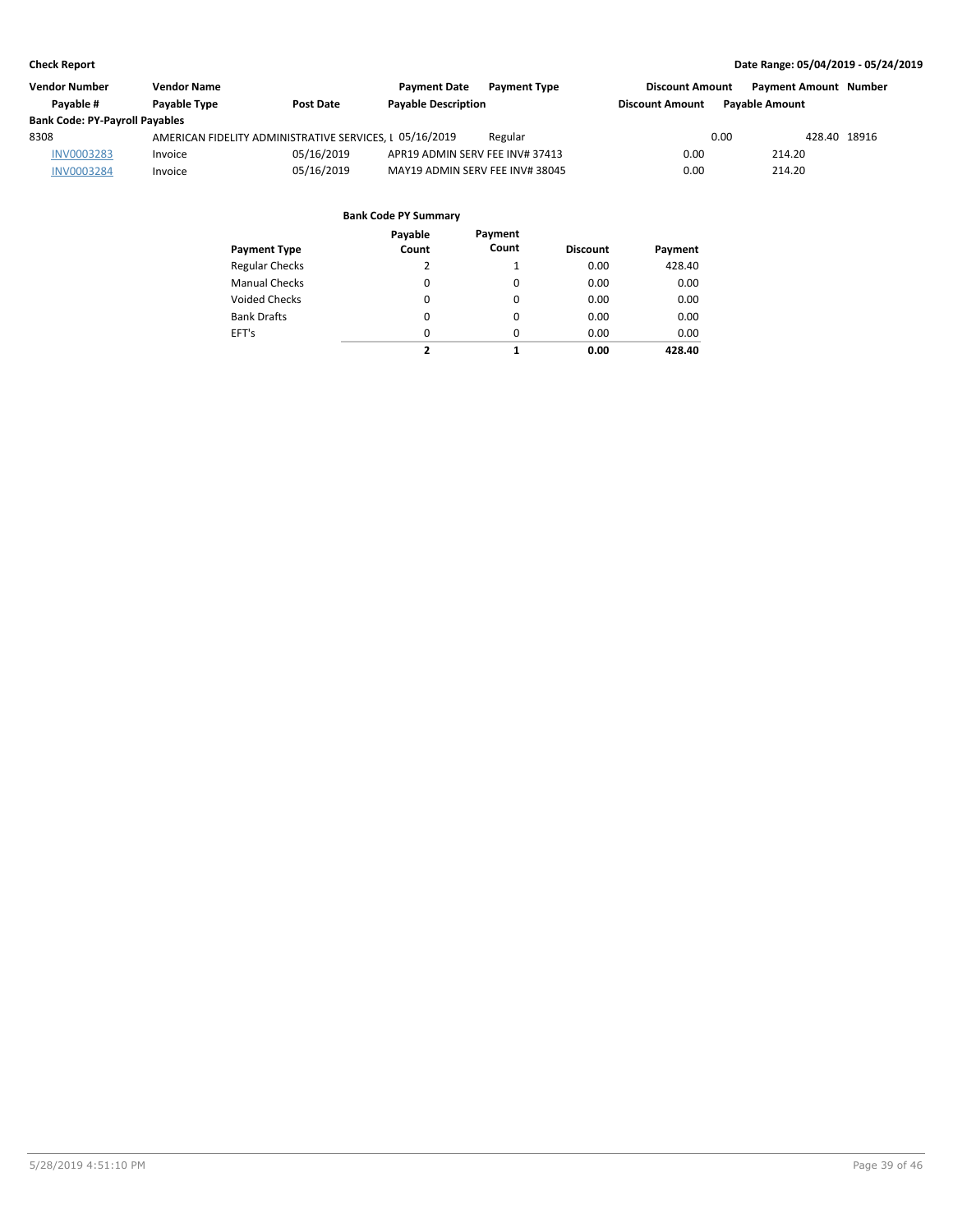**Check Report** — Date Range: 05/04/2019 - 05/24/2019

| Vendor Number | Vendor Name | | Payment Date | Payment Type | Discount Amount | Payment Amount | Number |
|---|---|---|---|---|---|---|---|
| Payable # | Payable Type | Post Date | Payable Description | | Discount Amount | Payable Amount | |
| **Bank Code: PY-Payroll Payables** | | | | | | | |
| 8308 | AMERICAN FIDELITY ADMINISTRATIVE SERVICES, L | | 05/16/2019 | Regular | 0.00 | 428.40 | 18916 |
| INV0003283 | Invoice | 05/16/2019 | APR19 ADMIN SERV FEE INV# 37413 | | 0.00 | 214.20 | |
| INV0003284 | Invoice | 05/16/2019 | MAY19 ADMIN SERV FEE INV# 38045 | | 0.00 | 214.20 | |

**Bank Code PY Summary**

| Payment Type | Payable Count | Payment Count | Discount | Payment |
|---|---|---|---|---|
| Regular Checks | 2 | 1 | 0.00 | 428.40 |
| Manual Checks | 0 | 0 | 0.00 | 0.00 |
| Voided Checks | 0 | 0 | 0.00 | 0.00 |
| Bank Drafts | 0 | 0 | 0.00 | 0.00 |
| EFT's | 0 | 0 | 0.00 | 0.00 |
| | **2** | **1** | **0.00** | **428.40** |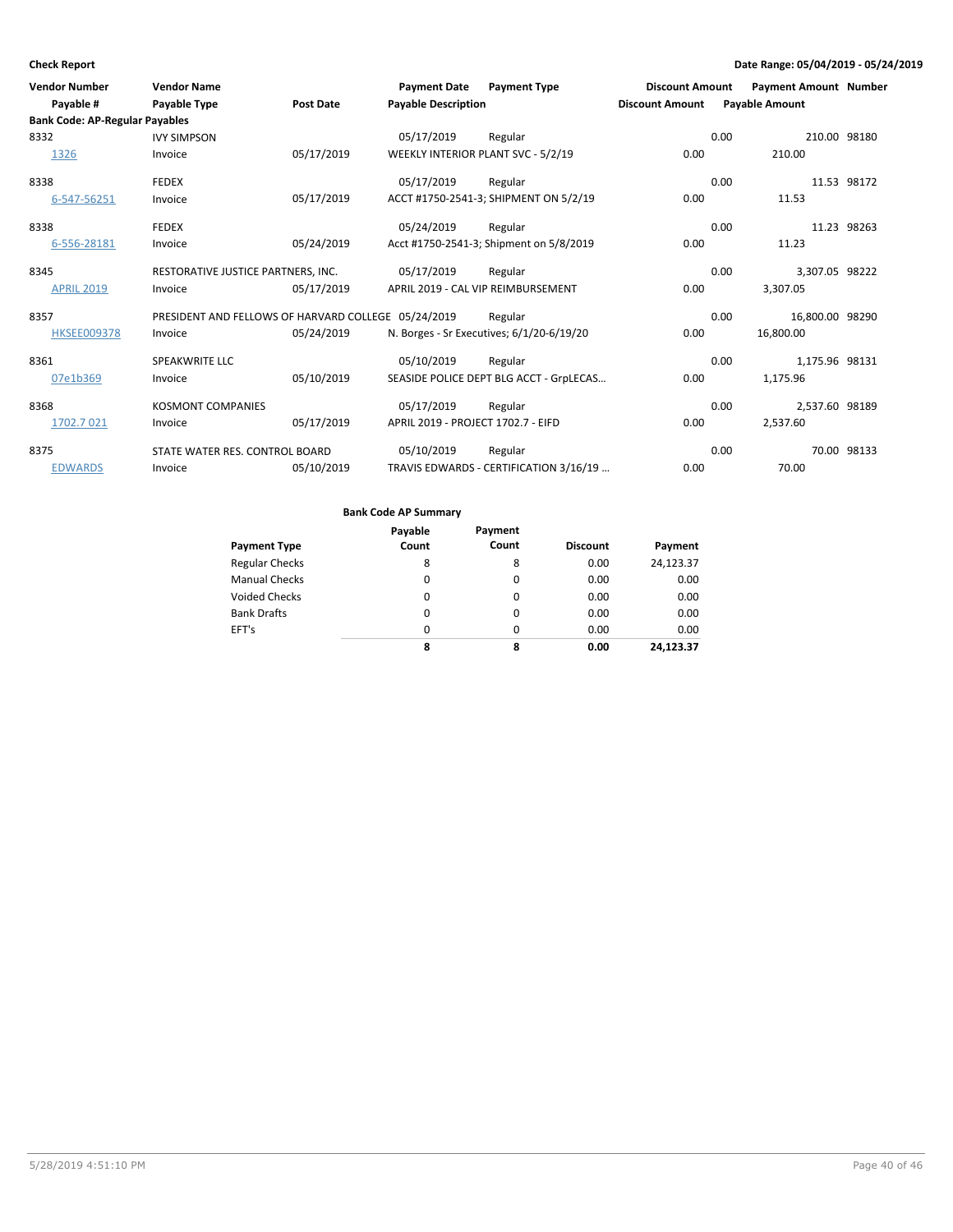**Check Report**

**Date Range: 05/04/2019 - 05/24/2019**

| Vendor Number | Vendor Name | | Payment Date | Payment Type | Discount Amount | Payment Amount | Number |
|---|---|---|---|---|---|---|---|
| Payable # | Payable Type | Post Date | Payable Description | | Discount Amount | Payable Amount | |
| **Bank Code: AP-Regular Payables** | | | | | | | |
| 8332 | IVY SIMPSON | | 05/17/2019 | Regular | 0.00 | 210.00 | 98180 |
| 1326 | Invoice | 05/17/2019 | WEEKLY INTERIOR PLANT SVC - 5/2/19 | | 0.00 | 210.00 | |
| 8338 | FEDEX | | 05/17/2019 | Regular | 0.00 | 11.53 | 98172 |
| 6-547-56251 | Invoice | 05/17/2019 | ACCT #1750-2541-3; SHIPMENT ON 5/2/19 | | 0.00 | 11.53 | |
| 8338 | FEDEX | | 05/24/2019 | Regular | 0.00 | 11.23 | 98263 |
| 6-556-28181 | Invoice | 05/24/2019 | Acct #1750-2541-3; Shipment on 5/8/2019 | | 0.00 | 11.23 | |
| 8345 | RESTORATIVE JUSTICE PARTNERS, INC. | | 05/17/2019 | Regular | 0.00 | 3,307.05 | 98222 |
| APRIL 2019 | Invoice | 05/17/2019 | APRIL 2019 - CAL VIP REIMBURSEMENT | | 0.00 | 3,307.05 | |
| 8357 | PRESIDENT AND FELLOWS OF HARVARD COLLEGE | | 05/24/2019 | Regular | 0.00 | 16,800.00 | 98290 |
| HKSEE009378 | Invoice | 05/24/2019 | N. Borges - Sr Executives; 6/1/20-6/19/20 | | 0.00 | 16,800.00 | |
| 8361 | SPEAKWRITE LLC | | 05/10/2019 | Regular | 0.00 | 1,175.96 | 98131 |
| 07e1b369 | Invoice | 05/10/2019 | SEASIDE POLICE DEPT BLG ACCT - GrpLECAS... | | 0.00 | 1,175.96 | |
| 8368 | KOSMONT COMPANIES | | 05/17/2019 | Regular | 0.00 | 2,537.60 | 98189 |
| 1702.7 021 | Invoice | 05/17/2019 | APRIL 2019 - PROJECT 1702.7 - EIFD | | 0.00 | 2,537.60 | |
| 8375 | STATE WATER RES. CONTROL BOARD | | 05/10/2019 | Regular | 0.00 | 70.00 | 98133 |
| EDWARDS | Invoice | 05/10/2019 | TRAVIS EDWARDS - CERTIFICATION 3/16/19 ... | | 0.00 | 70.00 | |

**Bank Code AP Summary**

| Payment Type | Payable Count | Payment Count | Discount | Payment |
|---|---|---|---|---|
| Regular Checks | 8 | 8 | 0.00 | 24,123.37 |
| Manual Checks | 0 | 0 | 0.00 | 0.00 |
| Voided Checks | 0 | 0 | 0.00 | 0.00 |
| Bank Drafts | 0 | 0 | 0.00 | 0.00 |
| EFT's | 0 | 0 | 0.00 | 0.00 |
| | **8** | **8** | **0.00** | **24,123.37** |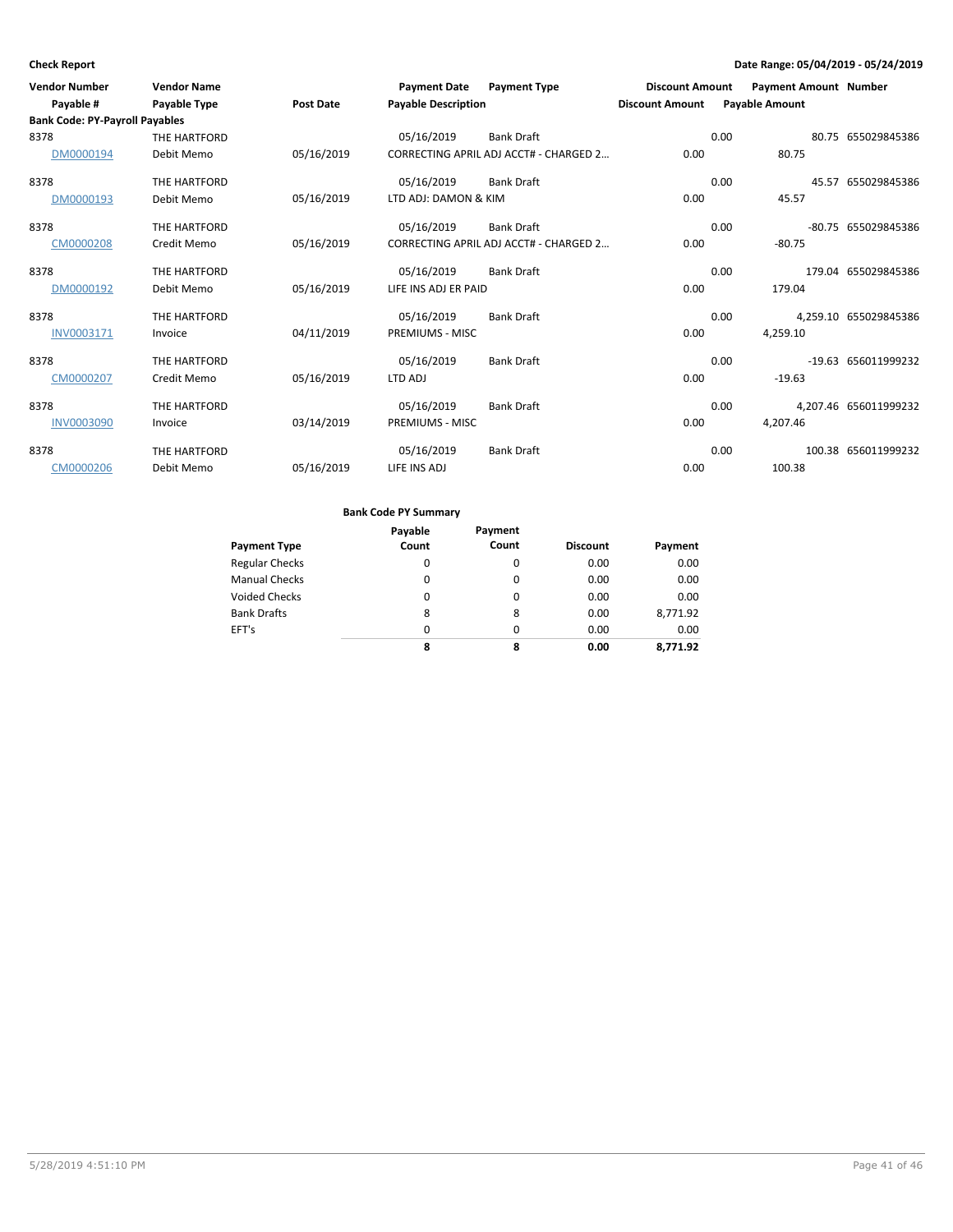**Check Report**

**Date Range: 05/04/2019 - 05/24/2019**

| Vendor Number | Vendor Name | | Payment Date | Payment Type | Discount Amount | Payment Amount | Number |
|---|---|---|---|---|---|---|---|
| Payable # | Payable Type | Post Date | Payable Description | | Discount Amount | Payable Amount | |
| **Bank Code: PY-Payroll Payables** | | | | | | | |
| 8378 | THE HARTFORD | | 05/16/2019 | Bank Draft | 0.00 | 80.75 | 655029845386 |
| DM0000194 | Debit Memo | 05/16/2019 | CORRECTING APRIL ADJ ACCT# - CHARGED 2… | | 0.00 | 80.75 | |
| 8378 | THE HARTFORD | | 05/16/2019 | Bank Draft | 0.00 | 45.57 | 655029845386 |
| DM0000193 | Debit Memo | 05/16/2019 | LTD ADJ: DAMON & KIM | | 0.00 | 45.57 | |
| 8378 | THE HARTFORD | | 05/16/2019 | Bank Draft | 0.00 | -80.75 | 655029845386 |
| CM0000208 | Credit Memo | 05/16/2019 | CORRECTING APRIL ADJ ACCT# - CHARGED 2… | | 0.00 | -80.75 | |
| 8378 | THE HARTFORD | | 05/16/2019 | Bank Draft | 0.00 | 179.04 | 655029845386 |
| DM0000192 | Debit Memo | 05/16/2019 | LIFE INS ADJ ER PAID | | 0.00 | 179.04 | |
| 8378 | THE HARTFORD | | 05/16/2019 | Bank Draft | 0.00 | 4,259.10 | 655029845386 |
| INV0003171 | Invoice | 04/11/2019 | PREMIUMS - MISC | | 0.00 | 4,259.10 | |
| 8378 | THE HARTFORD | | 05/16/2019 | Bank Draft | 0.00 | -19.63 | 656011999232 |
| CM0000207 | Credit Memo | 05/16/2019 | LTD ADJ | | 0.00 | -19.63 | |
| 8378 | THE HARTFORD | | 05/16/2019 | Bank Draft | 0.00 | 4,207.46 | 656011999232 |
| INV0003090 | Invoice | 03/14/2019 | PREMIUMS - MISC | | 0.00 | 4,207.46 | |
| 8378 | THE HARTFORD | | 05/16/2019 | Bank Draft | 0.00 | 100.38 | 656011999232 |
| CM0000206 | Debit Memo | 05/16/2019 | LIFE INS ADJ | | 0.00 | 100.38 | |

**Bank Code PY Summary**

| Payment Type | Payable Count | Payment Count | Discount | Payment |
|---|---|---|---|---|
| Regular Checks | 0 | 0 | 0.00 | 0.00 |
| Manual Checks | 0 | 0 | 0.00 | 0.00 |
| Voided Checks | 0 | 0 | 0.00 | 0.00 |
| Bank Drafts | 8 | 8 | 0.00 | 8,771.92 |
| EFT's | 0 | 0 | 0.00 | 0.00 |
| | **8** | **8** | **0.00** | **8,771.92** |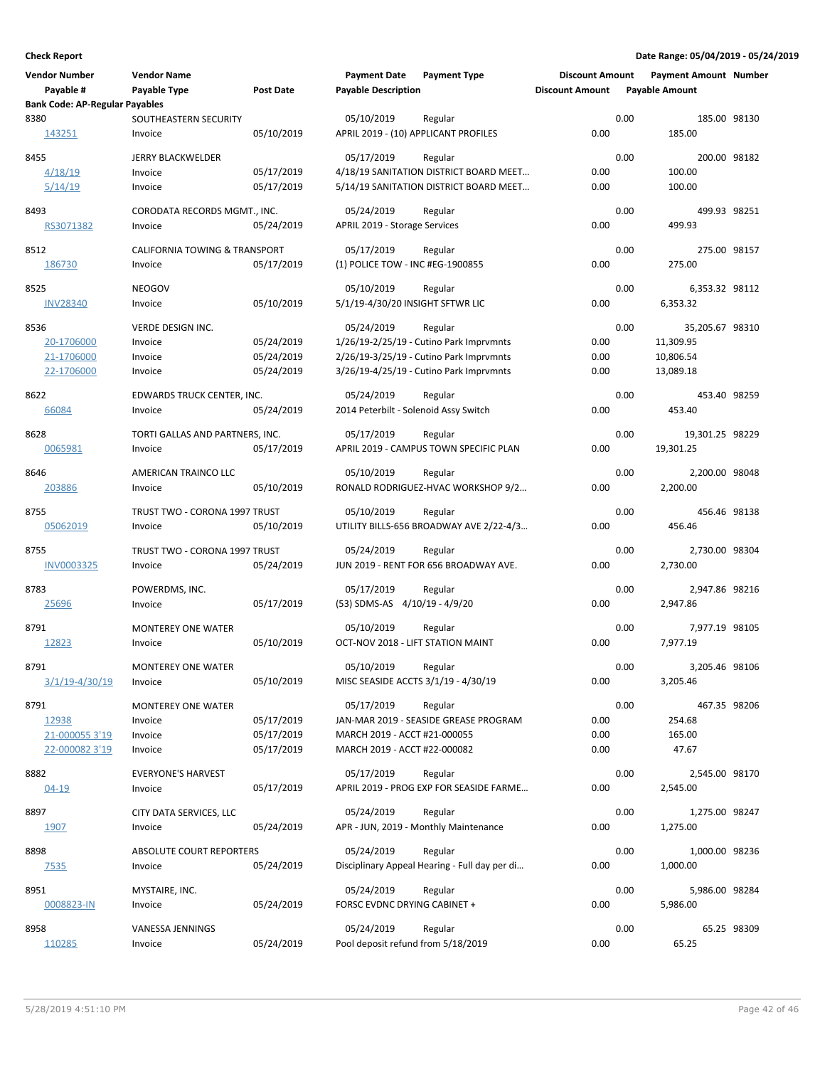**Check Report**

**Date Range: 05/04/2019 - 05/24/2019**

| Vendor Number | Vendor Name | | Payment Date | Payment Type | Discount Amount | Payment Amount | Number |
|---|---|---|---|---|---|---|---|
| Payable # | Payable Type | Post Date | Payable Description | | Discount Amount | Payable Amount | |
| **Bank Code: AP-Regular Payables** | | | | | | | |
| 8380 | SOUTHEASTERN SECURITY | | 05/10/2019 | Regular | 0.00 | 185.00 | 98130 |
| 143251 | Invoice | 05/10/2019 | APRIL 2019 - (10) APPLICANT PROFILES | | 0.00 | 185.00 | |
| 8455 | JERRY BLACKWELDER | | 05/17/2019 | Regular | 0.00 | 200.00 | 98182 |
| 4/18/19 | Invoice | 05/17/2019 | 4/18/19 SANITATION DISTRICT BOARD MEET… | | 0.00 | 100.00 | |
| 5/14/19 | Invoice | 05/17/2019 | 5/14/19 SANITATION DISTRICT BOARD MEET… | | 0.00 | 100.00 | |
| 8493 | CORODATA RECORDS MGMT., INC. | | 05/24/2019 | Regular | 0.00 | 499.93 | 98251 |
| RS3071382 | Invoice | 05/24/2019 | APRIL 2019 - Storage Services | | 0.00 | 499.93 | |
| 8512 | CALIFORNIA TOWING & TRANSPORT | | 05/17/2019 | Regular | 0.00 | 275.00 | 98157 |
| 186730 | Invoice | 05/17/2019 | (1) POLICE TOW - INC #EG-1900855 | | 0.00 | 275.00 | |
| 8525 | NEOGOV | | 05/10/2019 | Regular | 0.00 | 6,353.32 | 98112 |
| INV28340 | Invoice | 05/10/2019 | 5/1/19-4/30/20 INSIGHT SFTWR LIC | | 0.00 | 6,353.32 | |
| 8536 | VERDE DESIGN INC. | | 05/24/2019 | Regular | 0.00 | 35,205.67 | 98310 |
| 20-1706000 | Invoice | 05/24/2019 | 1/26/19-2/25/19 - Cutino Park Imprvmnts | | 0.00 | 11,309.95 | |
| 21-1706000 | Invoice | 05/24/2019 | 2/26/19-3/25/19 - Cutino Park Imprvmnts | | 0.00 | 10,806.54 | |
| 22-1706000 | Invoice | 05/24/2019 | 3/26/19-4/25/19 - Cutino Park Imprvmnts | | 0.00 | 13,089.18 | |
| 8622 | EDWARDS TRUCK CENTER, INC. | | 05/24/2019 | Regular | 0.00 | 453.40 | 98259 |
| 66084 | Invoice | 05/24/2019 | 2014 Peterbilt - Solenoid Assy Switch | | 0.00 | 453.40 | |
| 8628 | TORTI GALLAS AND PARTNERS, INC. | | 05/17/2019 | Regular | 0.00 | 19,301.25 | 98229 |
| 0065981 | Invoice | 05/17/2019 | APRIL 2019 - CAMPUS TOWN SPECIFIC PLAN | | 0.00 | 19,301.25 | |
| 8646 | AMERICAN TRAINCO LLC | | 05/10/2019 | Regular | 0.00 | 2,200.00 | 98048 |
| 203886 | Invoice | 05/10/2019 | RONALD RODRIGUEZ-HVAC WORKSHOP 9/2… | | 0.00 | 2,200.00 | |
| 8755 | TRUST TWO - CORONA 1997 TRUST | | 05/10/2019 | Regular | 0.00 | 456.46 | 98138 |
| 05062019 | Invoice | 05/10/2019 | UTILITY BILLS-656 BROADWAY AVE 2/22-4/3… | | 0.00 | 456.46 | |
| 8755 | TRUST TWO - CORONA 1997 TRUST | | 05/24/2019 | Regular | 0.00 | 2,730.00 | 98304 |
| INV0003325 | Invoice | 05/24/2019 | JUN 2019 - RENT FOR 656 BROADWAY AVE. | | 0.00 | 2,730.00 | |
| 8783 | POWERDMS, INC. | | 05/17/2019 | Regular | 0.00 | 2,947.86 | 98216 |
| 25696 | Invoice | 05/17/2019 | (53) SDMS-AS 4/10/19 - 4/9/20 | | 0.00 | 2,947.86 | |
| 8791 | MONTEREY ONE WATER | | 05/10/2019 | Regular | 0.00 | 7,977.19 | 98105 |
| 12823 | Invoice | 05/10/2019 | OCT-NOV 2018 - LIFT STATION MAINT | | 0.00 | 7,977.19 | |
| 8791 | MONTEREY ONE WATER | | 05/10/2019 | Regular | 0.00 | 3,205.46 | 98106 |
| 3/1/19-4/30/19 | Invoice | 05/10/2019 | MISC SEASIDE ACCTS 3/1/19 - 4/30/19 | | 0.00 | 3,205.46 | |
| 8791 | MONTEREY ONE WATER | | 05/17/2019 | Regular | 0.00 | 467.35 | 98206 |
| 12938 | Invoice | 05/17/2019 | JAN-MAR 2019 - SEASIDE GREASE PROGRAM | | 0.00 | 254.68 | |
| 21-000055 3'19 | Invoice | 05/17/2019 | MARCH 2019 - ACCT #21-000055 | | 0.00 | 165.00 | |
| 22-000082 3'19 | Invoice | 05/17/2019 | MARCH 2019 - ACCT #22-000082 | | 0.00 | 47.67 | |
| 8882 | EVERYONE'S HARVEST | | 05/17/2019 | Regular | 0.00 | 2,545.00 | 98170 |
| 04-19 | Invoice | 05/17/2019 | APRIL 2019 - PROG EXP FOR SEASIDE FARME… | | 0.00 | 2,545.00 | |
| 8897 | CITY DATA SERVICES, LLC | | 05/24/2019 | Regular | 0.00 | 1,275.00 | 98247 |
| 1907 | Invoice | 05/24/2019 | APR - JUN, 2019 - Monthly Maintenance | | 0.00 | 1,275.00 | |
| 8898 | ABSOLUTE COURT REPORTERS | | 05/24/2019 | Regular | 0.00 | 1,000.00 | 98236 |
| 7535 | Invoice | 05/24/2019 | Disciplinary Appeal Hearing - Full day per di… | | 0.00 | 1,000.00 | |
| 8951 | MYSTAIRE, INC. | | 05/24/2019 | Regular | 0.00 | 5,986.00 | 98284 |
| 0008823-IN | Invoice | 05/24/2019 | FORSC EVDNC DRYING CABINET + | | 0.00 | 5,986.00 | |
| 8958 | VANESSA JENNINGS | | 05/24/2019 | Regular | 0.00 | 65.25 | 98309 |
| 110285 | Invoice | 05/24/2019 | Pool deposit refund from 5/18/2019 | | 0.00 | 65.25 | |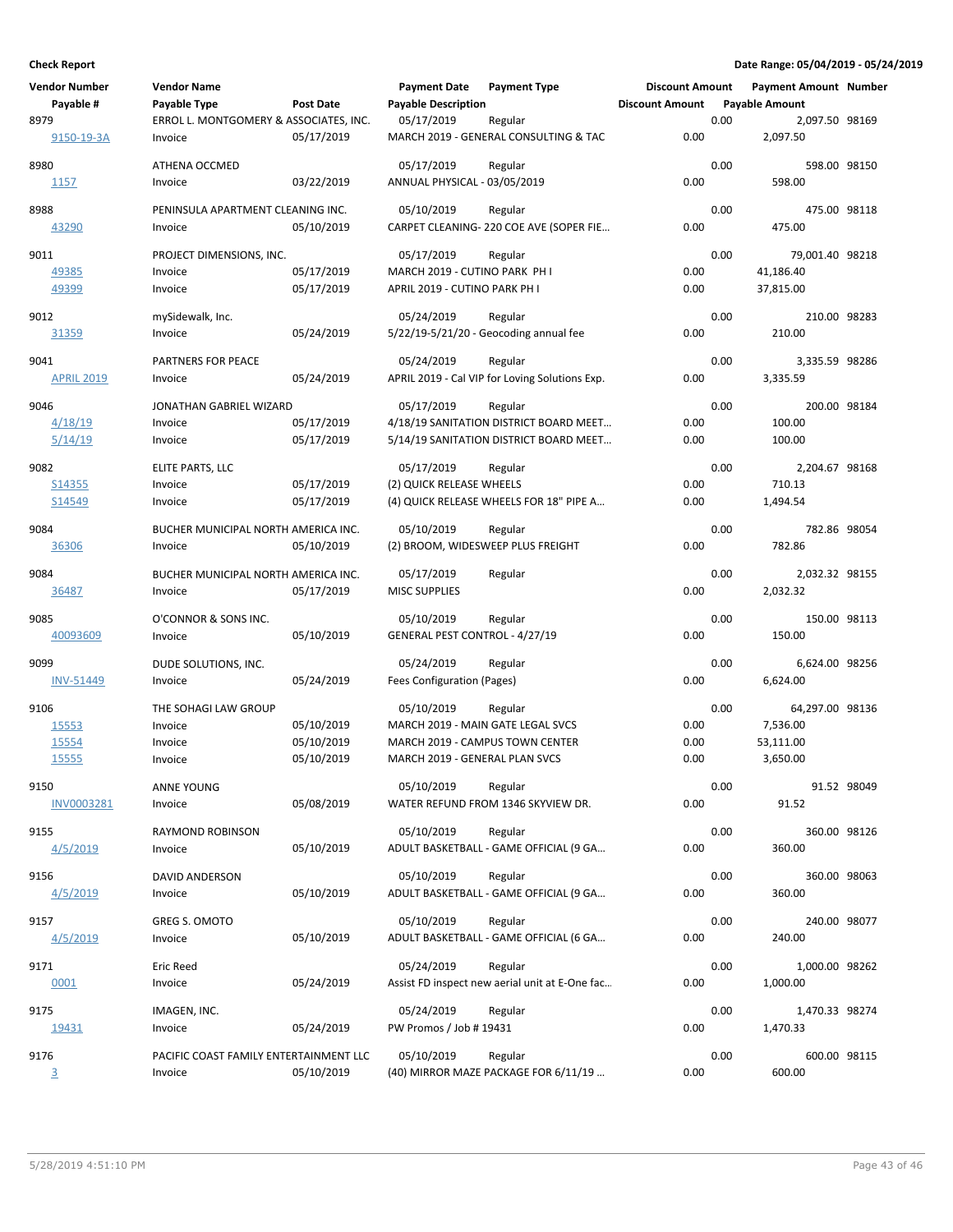**Check Report**

**Date Range: 05/04/2019 - 05/24/2019**

| Vendor Number | Vendor Name | | Payment Date | Payment Type | Discount Amount | Payment Amount | Number |
|---|---|---|---|---|---|---|---|
| Payable # | Payable Type | Post Date | Payable Description | | Discount Amount | Payable Amount | |
| 8979 | ERROL L. MONTGOMERY & ASSOCIATES, INC. | | 05/17/2019 | Regular | 0.00 | 2,097.50 | 98169 |
| 9150-19-3A | Invoice | 05/17/2019 | MARCH 2019 - GENERAL CONSULTING & TAC | | 0.00 | 2,097.50 | |
| 8980 | ATHENA OCCMED | | 05/17/2019 | Regular | 0.00 | 598.00 | 98150 |
| 1157 | Invoice | 03/22/2019 | ANNUAL PHYSICAL - 03/05/2019 | | 0.00 | 598.00 | |
| 8988 | PENINSULA APARTMENT CLEANING INC. | | 05/10/2019 | Regular | 0.00 | 475.00 | 98118 |
| 43290 | Invoice | 05/10/2019 | CARPET CLEANING- 220 COE AVE (SOPER FIE... | | 0.00 | 475.00 | |
| 9011 | PROJECT DIMENSIONS, INC. | | 05/17/2019 | Regular | 0.00 | 79,001.40 | 98218 |
| 49385 | Invoice | 05/17/2019 | MARCH 2019 - CUTINO PARK PH I | | 0.00 | 41,186.40 | |
| 49399 | Invoice | 05/17/2019 | APRIL 2019 - CUTINO PARK PH I | | 0.00 | 37,815.00 | |
| 9012 | mySidewalk, Inc. | | 05/24/2019 | Regular | 0.00 | 210.00 | 98283 |
| 31359 | Invoice | 05/24/2019 | 5/22/19-5/21/20 - Geocoding annual fee | | 0.00 | 210.00 | |
| 9041 | PARTNERS FOR PEACE | | 05/24/2019 | Regular | 0.00 | 3,335.59 | 98286 |
| APRIL 2019 | Invoice | 05/24/2019 | APRIL 2019 - Cal VIP for Loving Solutions Exp. | | 0.00 | 3,335.59 | |
| 9046 | JONATHAN GABRIEL WIZARD | | 05/17/2019 | Regular | 0.00 | 200.00 | 98184 |
| 4/18/19 | Invoice | 05/17/2019 | 4/18/19 SANITATION DISTRICT BOARD MEET... | | 0.00 | 100.00 | |
| 5/14/19 | Invoice | 05/17/2019 | 5/14/19 SANITATION DISTRICT BOARD MEET... | | 0.00 | 100.00 | |
| 9082 | ELITE PARTS, LLC | | 05/17/2019 | Regular | 0.00 | 2,204.67 | 98168 |
| S14355 | Invoice | 05/17/2019 | (2) QUICK RELEASE WHEELS | | 0.00 | 710.13 | |
| S14549 | Invoice | 05/17/2019 | (4) QUICK RELEASE WHEELS FOR 18" PIPE A... | | 0.00 | 1,494.54 | |
| 9084 | BUCHER MUNICIPAL NORTH AMERICA INC. | | 05/10/2019 | Regular | 0.00 | 782.86 | 98054 |
| 36306 | Invoice | 05/10/2019 | (2) BROOM, WIDESWEEP PLUS FREIGHT | | 0.00 | 782.86 | |
| 9084 | BUCHER MUNICIPAL NORTH AMERICA INC. | | 05/17/2019 | Regular | 0.00 | 2,032.32 | 98155 |
| 36487 | Invoice | 05/17/2019 | MISC SUPPLIES | | 0.00 | 2,032.32 | |
| 9085 | O'CONNOR & SONS INC. | | 05/10/2019 | Regular | 0.00 | 150.00 | 98113 |
| 40093609 | Invoice | 05/10/2019 | GENERAL PEST CONTROL - 4/27/19 | | 0.00 | 150.00 | |
| 9099 | DUDE SOLUTIONS, INC. | | 05/24/2019 | Regular | 0.00 | 6,624.00 | 98256 |
| INV-51449 | Invoice | 05/24/2019 | Fees Configuration (Pages) | | 0.00 | 6,624.00 | |
| 9106 | THE SOHAGI LAW GROUP | | 05/10/2019 | Regular | 0.00 | 64,297.00 | 98136 |
| 15553 | Invoice | 05/10/2019 | MARCH 2019 - MAIN GATE LEGAL SVCS | | 0.00 | 7,536.00 | |
| 15554 | Invoice | 05/10/2019 | MARCH 2019 - CAMPUS TOWN CENTER | | 0.00 | 53,111.00 | |
| 15555 | Invoice | 05/10/2019 | MARCH 2019 - GENERAL PLAN SVCS | | 0.00 | 3,650.00 | |
| 9150 | ANNE YOUNG | | 05/10/2019 | Regular | 0.00 | 91.52 | 98049 |
| INV0003281 | Invoice | 05/08/2019 | WATER REFUND FROM 1346 SKYVIEW DR. | | 0.00 | 91.52 | |
| 9155 | RAYMOND ROBINSON | | 05/10/2019 | Regular | 0.00 | 360.00 | 98126 |
| 4/5/2019 | Invoice | 05/10/2019 | ADULT BASKETBALL - GAME OFFICIAL (9 GA... | | 0.00 | 360.00 | |
| 9156 | DAVID ANDERSON | | 05/10/2019 | Regular | 0.00 | 360.00 | 98063 |
| 4/5/2019 | Invoice | 05/10/2019 | ADULT BASKETBALL - GAME OFFICIAL (9 GA... | | 0.00 | 360.00 | |
| 9157 | GREG S. OMOTO | | 05/10/2019 | Regular | 0.00 | 240.00 | 98077 |
| 4/5/2019 | Invoice | 05/10/2019 | ADULT BASKETBALL - GAME OFFICIAL (6 GA... | | 0.00 | 240.00 | |
| 9171 | Eric Reed | | 05/24/2019 | Regular | 0.00 | 1,000.00 | 98262 |
| 0001 | Invoice | 05/24/2019 | Assist FD inspect new aerial unit at E-One fac... | | 0.00 | 1,000.00 | |
| 9175 | IMAGEN, INC. | | 05/24/2019 | Regular | 0.00 | 1,470.33 | 98274 |
| 19431 | Invoice | 05/24/2019 | PW Promos / Job # 19431 | | 0.00 | 1,470.33 | |
| 9176 | PACIFIC COAST FAMILY ENTERTAINMENT LLC | | 05/10/2019 | Regular | 0.00 | 600.00 | 98115 |
| 3 | Invoice | 05/10/2019 | (40) MIRROR MAZE PACKAGE FOR 6/11/19 ... | | 0.00 | 600.00 | |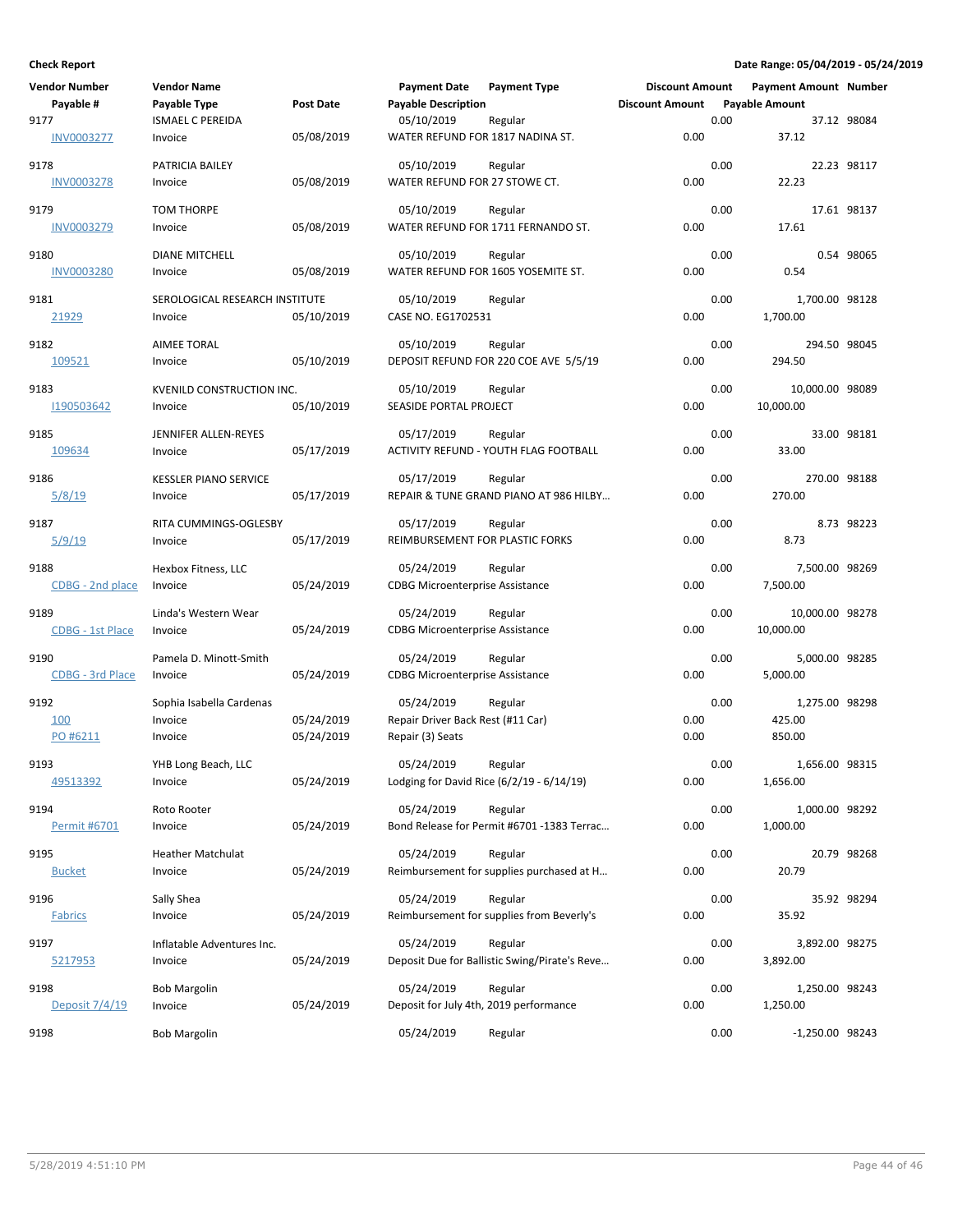**Check Report**

**Date Range: 05/04/2019 - 05/24/2019**

| Vendor Number | Vendor Name | | Payment Date | Payment Type | Discount Amount | Payment Amount | Number |
|---|---|---|---|---|---|---|---|
| Payable # | Payable Type | Post Date | Payable Description | | Discount Amount | Payable Amount | |
| 9177 | ISMAEL C PEREIDA | | 05/10/2019 | Regular | 0.00 | 37.12 | 98084 |
| INV0003277 | Invoice | 05/08/2019 | WATER REFUND FOR 1817 NADINA ST. | | 0.00 | 37.12 | |
| 9178 | PATRICIA BAILEY | | 05/10/2019 | Regular | 0.00 | 22.23 | 98117 |
| INV0003278 | Invoice | 05/08/2019 | WATER REFUND FOR 27 STOWE CT. | | 0.00 | 22.23 | |
| 9179 | TOM THORPE | | 05/10/2019 | Regular | 0.00 | 17.61 | 98137 |
| INV0003279 | Invoice | 05/08/2019 | WATER REFUND FOR 1711 FERNANDO ST. | | 0.00 | 17.61 | |
| 9180 | DIANE MITCHELL | | 05/10/2019 | Regular | 0.00 | 0.54 | 98065 |
| INV0003280 | Invoice | 05/08/2019 | WATER REFUND FOR 1605 YOSEMITE ST. | | 0.00 | 0.54 | |
| 9181 | SEROLOGICAL RESEARCH INSTITUTE | | 05/10/2019 | Regular | 0.00 | 1,700.00 | 98128 |
| 21929 | Invoice | 05/10/2019 | CASE NO. EG1702531 | | 0.00 | 1,700.00 | |
| 9182 | AIMEE TORAL | | 05/10/2019 | Regular | 0.00 | 294.50 | 98045 |
| 109521 | Invoice | 05/10/2019 | DEPOSIT REFUND FOR 220 COE AVE 5/5/19 | | 0.00 | 294.50 | |
| 9183 | KVENILD CONSTRUCTION INC. | | 05/10/2019 | Regular | 0.00 | 10,000.00 | 98089 |
| I190503642 | Invoice | 05/10/2019 | SEASIDE PORTAL PROJECT | | 0.00 | 10,000.00 | |
| 9185 | JENNIFER ALLEN-REYES | | 05/17/2019 | Regular | 0.00 | 33.00 | 98181 |
| 109634 | Invoice | 05/17/2019 | ACTIVITY REFUND - YOUTH FLAG FOOTBALL | | 0.00 | 33.00 | |
| 9186 | KESSLER PIANO SERVICE | | 05/17/2019 | Regular | 0.00 | 270.00 | 98188 |
| 5/8/19 | Invoice | 05/17/2019 | REPAIR & TUNE GRAND PIANO AT 986 HILBY… | | 0.00 | 270.00 | |
| 9187 | RITA CUMMINGS-OGLESBY | | 05/17/2019 | Regular | 0.00 | 8.73 | 98223 |
| 5/9/19 | Invoice | 05/17/2019 | REIMBURSEMENT FOR PLASTIC FORKS | | 0.00 | 8.73 | |
| 9188 | Hexbox Fitness, LLC | | 05/24/2019 | Regular | 0.00 | 7,500.00 | 98269 |
| CDBG - 2nd place | Invoice | 05/24/2019 | CDBG Microenterprise Assistance | | 0.00 | 7,500.00 | |
| 9189 | Linda's Western Wear | | 05/24/2019 | Regular | 0.00 | 10,000.00 | 98278 |
| CDBG - 1st Place | Invoice | 05/24/2019 | CDBG Microenterprise Assistance | | 0.00 | 10,000.00 | |
| 9190 | Pamela D. Minott-Smith | | 05/24/2019 | Regular | 0.00 | 5,000.00 | 98285 |
| CDBG - 3rd Place | Invoice | 05/24/2019 | CDBG Microenterprise Assistance | | 0.00 | 5,000.00 | |
| 9192 | Sophia Isabella Cardenas | | 05/24/2019 | Regular | 0.00 | 1,275.00 | 98298 |
| 100 | Invoice | 05/24/2019 | Repair Driver Back Rest (#11 Car) | | 0.00 | 425.00 | |
| PO #6211 | Invoice | 05/24/2019 | Repair (3) Seats | | 0.00 | 850.00 | |
| 9193 | YHB Long Beach, LLC | | 05/24/2019 | Regular | 0.00 | 1,656.00 | 98315 |
| 49513392 | Invoice | 05/24/2019 | Lodging for David Rice (6/2/19 - 6/14/19) | | 0.00 | 1,656.00 | |
| 9194 | Roto Rooter | | 05/24/2019 | Regular | 0.00 | 1,000.00 | 98292 |
| Permit #6701 | Invoice | 05/24/2019 | Bond Release for Permit #6701 -1383 Terrac… | | 0.00 | 1,000.00 | |
| 9195 | Heather Matchulat | | 05/24/2019 | Regular | 0.00 | 20.79 | 98268 |
| Bucket | Invoice | 05/24/2019 | Reimbursement for supplies purchased at H… | | 0.00 | 20.79 | |
| 9196 | Sally Shea | | 05/24/2019 | Regular | 0.00 | 35.92 | 98294 |
| Fabrics | Invoice | 05/24/2019 | Reimbursement for supplies from Beverly's | | 0.00 | 35.92 | |
| 9197 | Inflatable Adventures Inc. | | 05/24/2019 | Regular | 0.00 | 3,892.00 | 98275 |
| 5217953 | Invoice | 05/24/2019 | Deposit Due for Ballistic Swing/Pirate's Reve… | | 0.00 | 3,892.00 | |
| 9198 | Bob Margolin | | 05/24/2019 | Regular | 0.00 | 1,250.00 | 98243 |
| Deposit 7/4/19 | Invoice | 05/24/2019 | Deposit for July 4th, 2019 performance | | 0.00 | 1,250.00 | |
| 9198 | Bob Margolin | | 05/24/2019 | Regular | 0.00 | -1,250.00 | 98243 |

5/28/2019 4:51:10 PM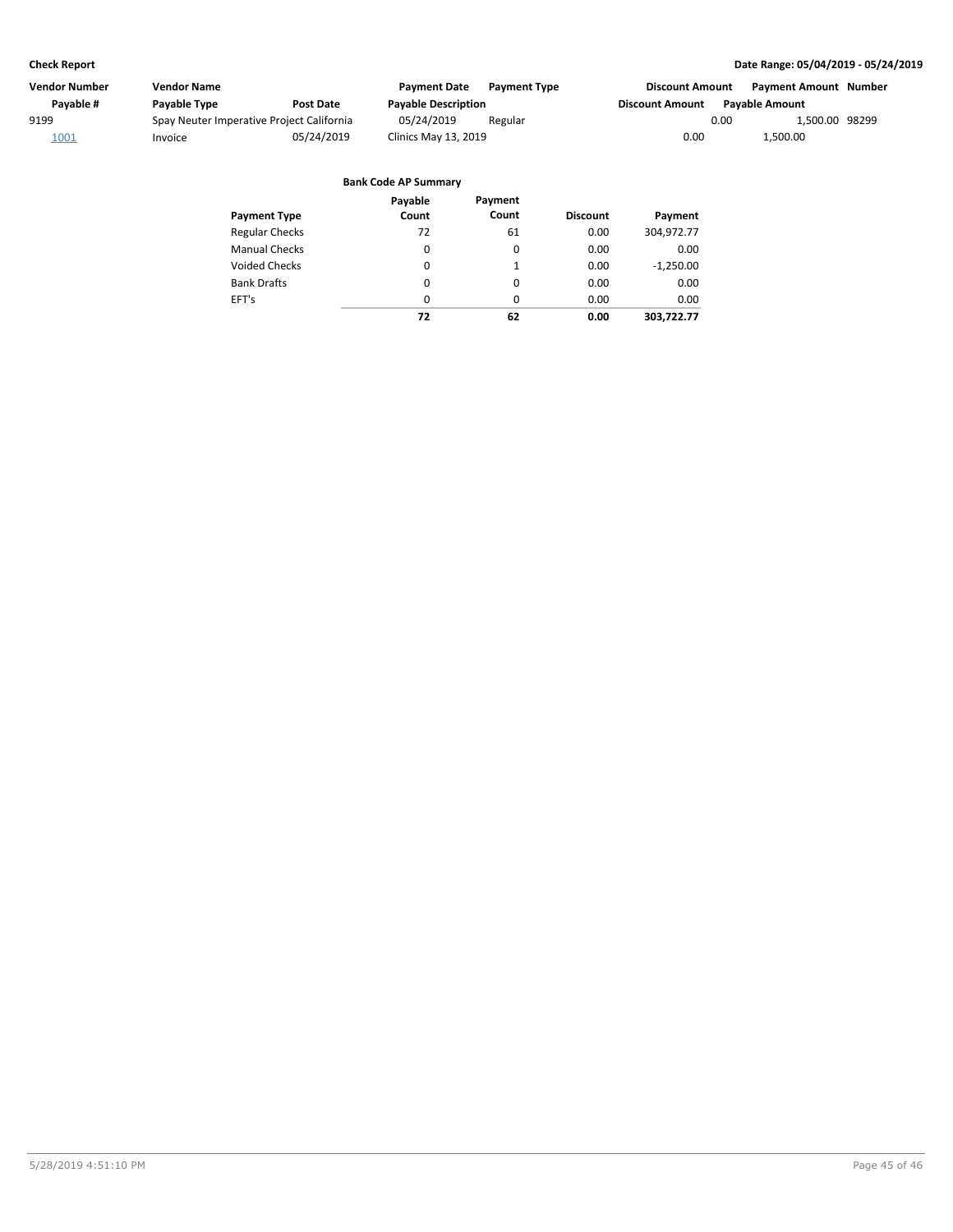| Vendor Number | Vendor Name | | Payment Date | Payment Type | Discount Amount | Payment Amount | Number |
|---|---|---|---|---|---|---|---|
| Payable # | Payable Type | Post Date | Payable Description | | Discount Amount | Payable Amount | |
| 9199 | Spay Neuter Imperative Project California | | 05/24/2019 | Regular | 0.00 | 1,500.00 | 98299 |
| 1001 | Invoice | 05/24/2019 | Clinics May 13, 2019 | | 0.00 | 1,500.00 | |

**Bank Code AP Summary**

| Payment Type | Payable Count | Payment Count | Discount | Payment |
|---|---|---|---|---|
| Regular Checks | 72 | 61 | 0.00 | 304,972.77 |
| Manual Checks | 0 | 0 | 0.00 | 0.00 |
| Voided Checks | 0 | 1 | 0.00 | -1,250.00 |
| Bank Drafts | 0 | 0 | 0.00 | 0.00 |
| EFT's | 0 | 0 | 0.00 | 0.00 |
| | **72** | **62** | **0.00** | **303,722.77** |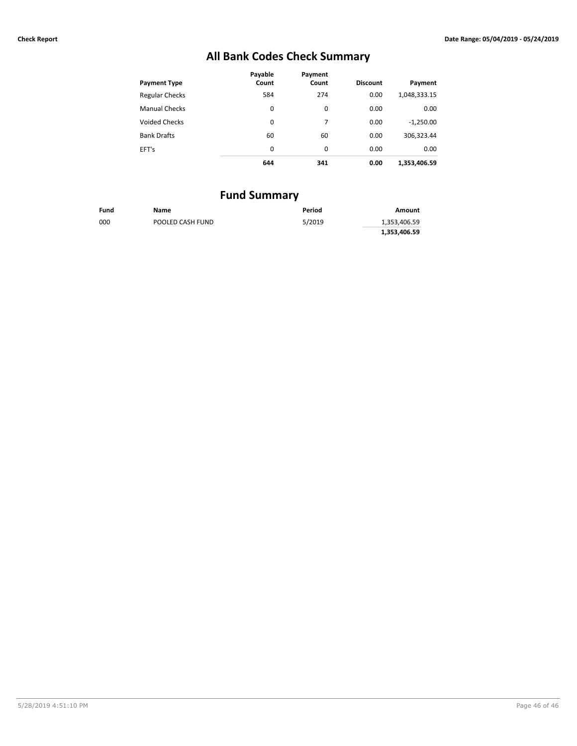## All Bank Codes Check Summary

| Payment Type | Payable Count | Payment Count | Discount | Payment |
|---|---|---|---|---|
| Regular Checks | 584 | 274 | 0.00 | 1,048,333.15 |
| Manual Checks | 0 | 0 | 0.00 | 0.00 |
| Voided Checks | 0 | 7 | 0.00 | -1,250.00 |
| Bank Drafts | 60 | 60 | 0.00 | 306,323.44 |
| EFT's | 0 | 0 | 0.00 | 0.00 |
| | **644** | **341** | **0.00** | **1,353,406.59** |

## Fund Summary

| Fund | Name | Period | Amount |
|---|---|---|---|
| 000 | POOLED CASH FUND | 5/2019 | 1,353,406.59 |
| | | | **1,353,406.59** |